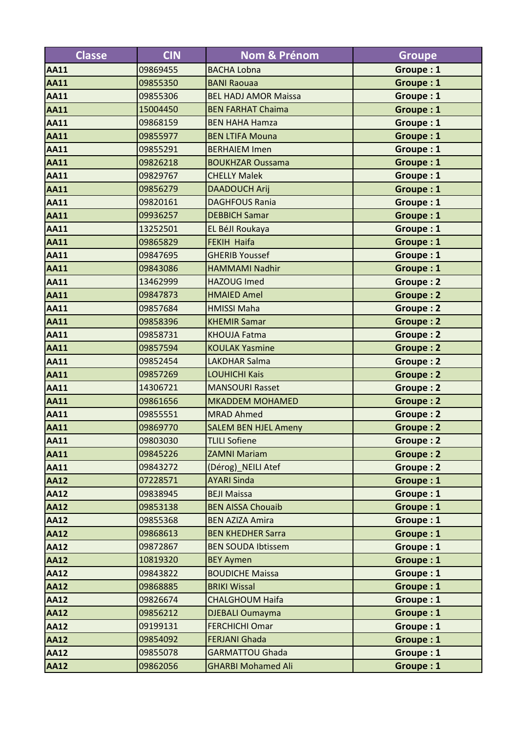| Classe | CIN | Nom & Prénom | Groupe |
|---|---|---|---|
| **AA11** | 09869455 | BACHA Lobna | **Groupe : 1** |
| **AA11** | 09855350 | BANI Raouaa | **Groupe : 1** |
| **AA11** | 09855306 | BEL HADJ AMOR Maissa | **Groupe : 1** |
| **AA11** | 15004450 | BEN FARHAT Chaima | **Groupe : 1** |
| **AA11** | 09868159 | BEN HAHA Hamza | **Groupe : 1** |
| **AA11** | 09855977 | BEN LTIFA Mouna | **Groupe : 1** |
| **AA11** | 09855291 | BERHAIEM Imen | **Groupe : 1** |
| **AA11** | 09826218 | BOUKHZAR Oussama | **Groupe : 1** |
| **AA11** | 09829767 | CHELLY Malek | **Groupe : 1** |
| **AA11** | 09856279 | DAADOUCH Arij | **Groupe : 1** |
| **AA11** | 09820161 | DAGHFOUS Rania | **Groupe : 1** |
| **AA11** | 09936257 | DEBBICH Samar | **Groupe : 1** |
| **AA11** | 13252501 | EL BéJI Roukaya | **Groupe : 1** |
| **AA11** | 09865829 | FEKIH Haifa | **Groupe : 1** |
| **AA11** | 09847695 | GHERIB Youssef | **Groupe : 1** |
| **AA11** | 09843086 | HAMMAMI Nadhir | **Groupe : 1** |
| **AA11** | 13462999 | HAZOUG Imed | **Groupe : 2** |
| **AA11** | 09847873 | HMAIED Amel | **Groupe : 2** |
| **AA11** | 09857684 | HMISSI Maha | **Groupe : 2** |
| **AA11** | 09858396 | KHEMIR Samar | **Groupe : 2** |
| **AA11** | 09858731 | KHOUJA Fatma | **Groupe : 2** |
| **AA11** | 09857594 | KOULAK Yasmine | **Groupe : 2** |
| **AA11** | 09852454 | LAKDHAR Salma | **Groupe : 2** |
| **AA11** | 09857269 | LOUHICHI Kais | **Groupe : 2** |
| **AA11** | 14306721 | MANSOURI Rasset | **Groupe : 2** |
| **AA11** | 09861656 | MKADDEM MOHAMED | **Groupe : 2** |
| **AA11** | 09855551 | MRAD Ahmed | **Groupe : 2** |
| **AA11** | 09869770 | SALEM BEN HJEL Ameny | **Groupe : 2** |
| **AA11** | 09803030 | TLILI Sofiene | **Groupe : 2** |
| **AA11** | 09845226 | ZAMNI Mariam | **Groupe : 2** |
| **AA11** | 09843272 | (Dérog)_NEILI Atef | **Groupe : 2** |
| **AA12** | 07228571 | AYARI Sinda | **Groupe : 1** |
| **AA12** | 09838945 | BEJI Maissa | **Groupe : 1** |
| **AA12** | 09853138 | BEN AISSA Chouaib | **Groupe : 1** |
| **AA12** | 09855368 | BEN AZIZA Amira | **Groupe : 1** |
| **AA12** | 09868613 | BEN KHEDHER Sarra | **Groupe : 1** |
| **AA12** | 09872867 | BEN SOUDA Ibtissem | **Groupe : 1** |
| **AA12** | 10819320 | BEY Aymen | **Groupe : 1** |
| **AA12** | 09843822 | BOUDICHE Maissa | **Groupe : 1** |
| **AA12** | 09868885 | BRIKI Wissal | **Groupe : 1** |
| **AA12** | 09826674 | CHALGHOUM Haifa | **Groupe : 1** |
| **AA12** | 09856212 | DJEBALI Oumayma | **Groupe : 1** |
| **AA12** | 09199131 | FERCHICHI Omar | **Groupe : 1** |
| **AA12** | 09854092 | FERJANI Ghada | **Groupe : 1** |
| **AA12** | 09855078 | GARMATTOU Ghada | **Groupe : 1** |
| **AA12** | 09862056 | GHARBI Mohamed Ali | **Groupe : 1** |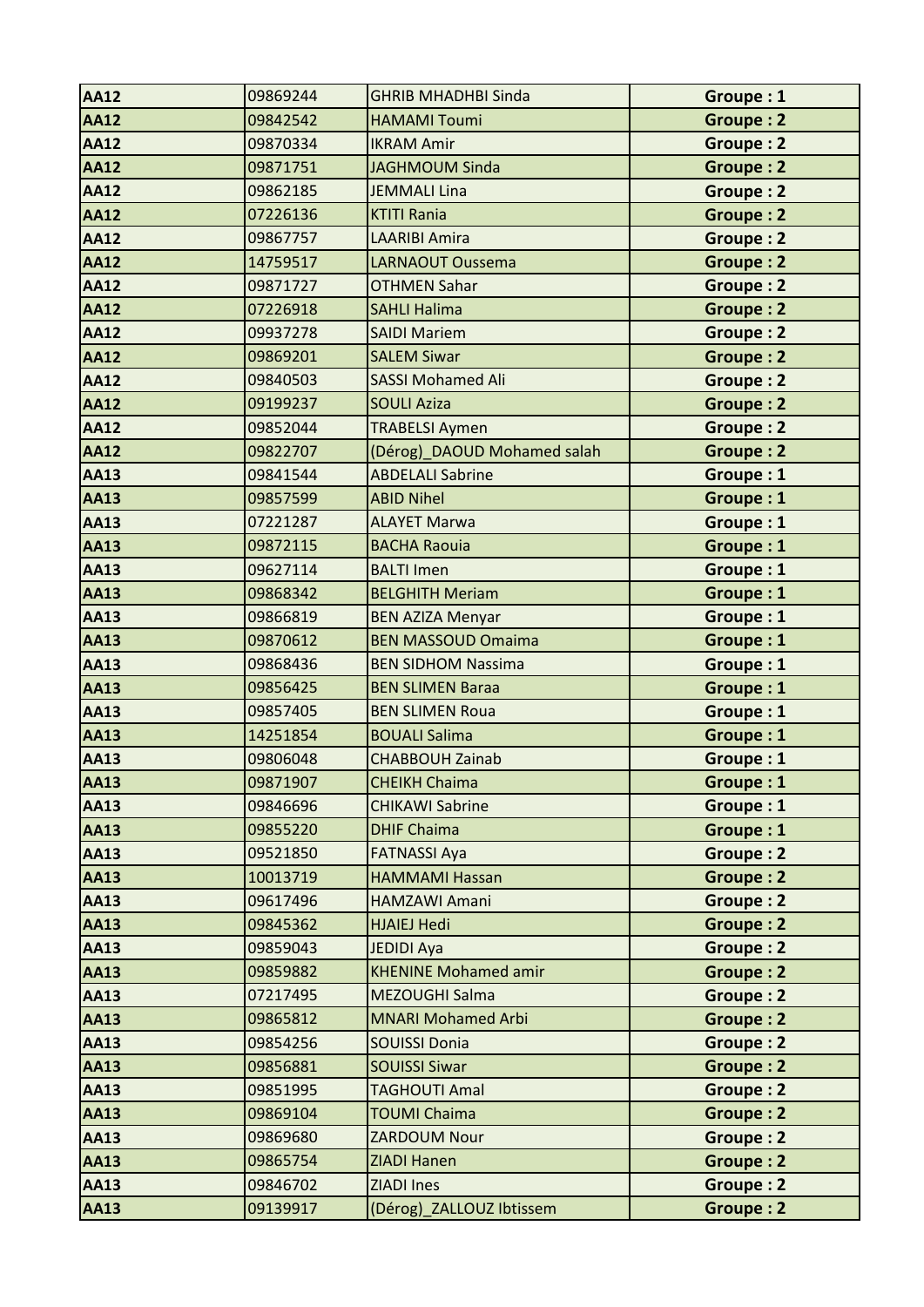| | | | |
|---|---|---|---|
| **AA12** | 09869244 | GHRIB MHADHBI Sinda | **Groupe : 1** |
| **AA12** | 09842542 | HAMAMI Toumi | **Groupe : 2** |
| **AA12** | 09870334 | IKRAM Amir | **Groupe : 2** |
| **AA12** | 09871751 | JAGHMOUM Sinda | **Groupe : 2** |
| **AA12** | 09862185 | JEMMALI Lina | **Groupe : 2** |
| **AA12** | 07226136 | KTITI Rania | **Groupe : 2** |
| **AA12** | 09867757 | LAARIBI Amira | **Groupe : 2** |
| **AA12** | 14759517 | LARNAOUT Oussema | **Groupe : 2** |
| **AA12** | 09871727 | OTHMEN Sahar | **Groupe : 2** |
| **AA12** | 07226918 | SAHLI Halima | **Groupe : 2** |
| **AA12** | 09937278 | SAIDI Mariem | **Groupe : 2** |
| **AA12** | 09869201 | SALEM Siwar | **Groupe : 2** |
| **AA12** | 09840503 | SASSI Mohamed Ali | **Groupe : 2** |
| **AA12** | 09199237 | SOULI Aziza | **Groupe : 2** |
| **AA12** | 09852044 | TRABELSI Aymen | **Groupe : 2** |
| **AA12** | 09822707 | (Dérog)_DAOUD Mohamed salah | **Groupe : 2** |
| **AA13** | 09841544 | ABDELALI Sabrine | **Groupe : 1** |
| **AA13** | 09857599 | ABID Nihel | **Groupe : 1** |
| **AA13** | 07221287 | ALAYET Marwa | **Groupe : 1** |
| **AA13** | 09872115 | BACHA Raouia | **Groupe : 1** |
| **AA13** | 09627114 | BALTI Imen | **Groupe : 1** |
| **AA13** | 09868342 | BELGHITH Meriam | **Groupe : 1** |
| **AA13** | 09866819 | BEN AZIZA Menyar | **Groupe : 1** |
| **AA13** | 09870612 | BEN MASSOUD Omaima | **Groupe : 1** |
| **AA13** | 09868436 | BEN SIDHOM Nassima | **Groupe : 1** |
| **AA13** | 09856425 | BEN SLIMEN Baraa | **Groupe : 1** |
| **AA13** | 09857405 | BEN SLIMEN Roua | **Groupe : 1** |
| **AA13** | 14251854 | BOUALI Salima | **Groupe : 1** |
| **AA13** | 09806048 | CHABBOUH Zainab | **Groupe : 1** |
| **AA13** | 09871907 | CHEIKH Chaima | **Groupe : 1** |
| **AA13** | 09846696 | CHIKAWI Sabrine | **Groupe : 1** |
| **AA13** | 09855220 | DHIF Chaima | **Groupe : 1** |
| **AA13** | 09521850 | FATNASSI Aya | **Groupe : 2** |
| **AA13** | 10013719 | HAMMAMI Hassan | **Groupe : 2** |
| **AA13** | 09617496 | HAMZAWI Amani | **Groupe : 2** |
| **AA13** | 09845362 | HJAIEJ Hedi | **Groupe : 2** |
| **AA13** | 09859043 | JEDIDI Aya | **Groupe : 2** |
| **AA13** | 09859882 | KHENINE Mohamed amir | **Groupe : 2** |
| **AA13** | 07217495 | MEZOUGHI Salma | **Groupe : 2** |
| **AA13** | 09865812 | MNARI Mohamed Arbi | **Groupe : 2** |
| **AA13** | 09854256 | SOUISSI Donia | **Groupe : 2** |
| **AA13** | 09856881 | SOUISSI Siwar | **Groupe : 2** |
| **AA13** | 09851995 | TAGHOUTI Amal | **Groupe : 2** |
| **AA13** | 09869104 | TOUMI Chaima | **Groupe : 2** |
| **AA13** | 09869680 | ZARDOUM Nour | **Groupe : 2** |
| **AA13** | 09865754 | ZIADI Hanen | **Groupe : 2** |
| **AA13** | 09846702 | ZIADI Ines | **Groupe : 2** |
| **AA13** | 09139917 | (Dérog)_ZALLOUZ Ibtissem | **Groupe : 2** |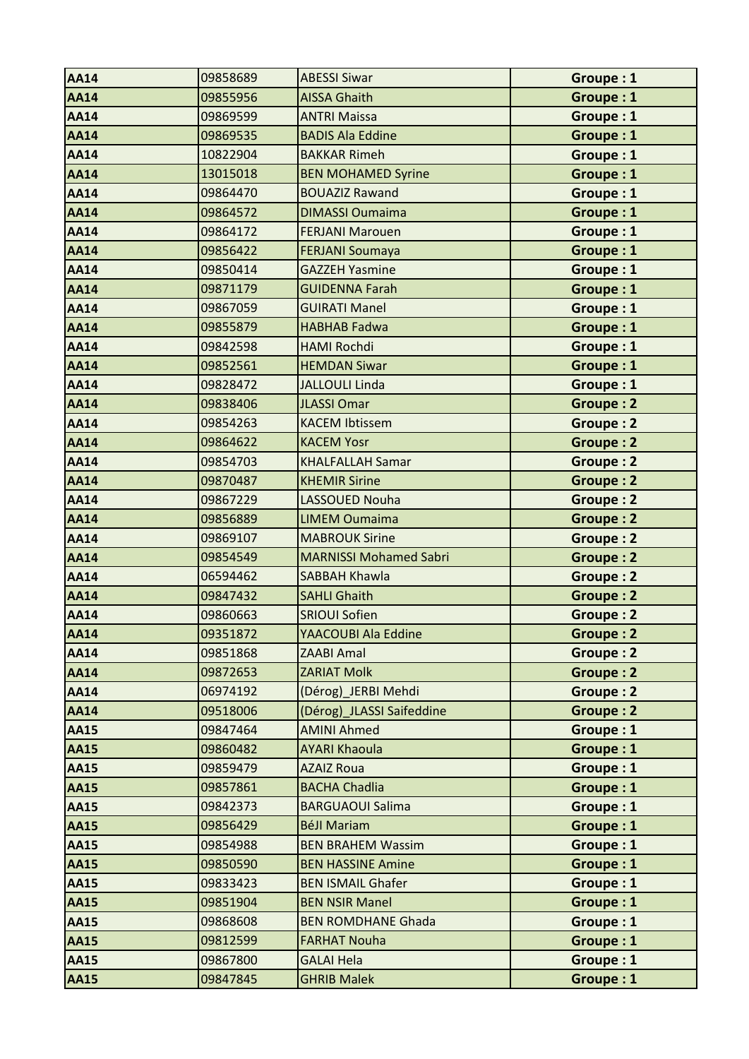| AA14 | 09858689 | ABESSI Siwar | Groupe : 1 |
|---|---|---|---|
| AA14 | 09855956 | AISSA Ghaith | Groupe : 1 |
| AA14 | 09869599 | ANTRI Maissa | Groupe : 1 |
| AA14 | 09869535 | BADIS Ala Eddine | Groupe : 1 |
| AA14 | 10822904 | BAKKAR Rimeh | Groupe : 1 |
| AA14 | 13015018 | BEN MOHAMED Syrine | Groupe : 1 |
| AA14 | 09864470 | BOUAZIZ Rawand | Groupe : 1 |
| AA14 | 09864572 | DIMASSI Oumaima | Groupe : 1 |
| AA14 | 09864172 | FERJANI Marouen | Groupe : 1 |
| AA14 | 09856422 | FERJANI Soumaya | Groupe : 1 |
| AA14 | 09850414 | GAZZEH Yasmine | Groupe : 1 |
| AA14 | 09871179 | GUIDENNA Farah | Groupe : 1 |
| AA14 | 09867059 | GUIRATI Manel | Groupe : 1 |
| AA14 | 09855879 | HABHAB Fadwa | Groupe : 1 |
| AA14 | 09842598 | HAMI Rochdi | Groupe : 1 |
| AA14 | 09852561 | HEMDAN Siwar | Groupe : 1 |
| AA14 | 09828472 | JALLOULI Linda | Groupe : 1 |
| AA14 | 09838406 | JLASSI Omar | Groupe : 2 |
| AA14 | 09854263 | KACEM Ibtissem | Groupe : 2 |
| AA14 | 09864622 | KACEM Yosr | Groupe : 2 |
| AA14 | 09854703 | KHALFALLAH Samar | Groupe : 2 |
| AA14 | 09870487 | KHEMIR Sirine | Groupe : 2 |
| AA14 | 09867229 | LASSOUED Nouha | Groupe : 2 |
| AA14 | 09856889 | LIMEM Oumaima | Groupe : 2 |
| AA14 | 09869107 | MABROUK Sirine | Groupe : 2 |
| AA14 | 09854549 | MARNISSI Mohamed Sabri | Groupe : 2 |
| AA14 | 06594462 | SABBAH Khawla | Groupe : 2 |
| AA14 | 09847432 | SAHLI Ghaith | Groupe : 2 |
| AA14 | 09860663 | SRIOUI Sofien | Groupe : 2 |
| AA14 | 09351872 | YAACOUBI Ala Eddine | Groupe : 2 |
| AA14 | 09851868 | ZAABI Amal | Groupe : 2 |
| AA14 | 09872653 | ZARIAT Molk | Groupe : 2 |
| AA14 | 06974192 | (Dérog)_JERBI Mehdi | Groupe : 2 |
| AA14 | 09518006 | (Dérog)_JLASSI Saifeddine | Groupe : 2 |
| AA15 | 09847464 | AMINI Ahmed | Groupe : 1 |
| AA15 | 09860482 | AYARI Khaoula | Groupe : 1 |
| AA15 | 09859479 | AZAIZ Roua | Groupe : 1 |
| AA15 | 09857861 | BACHA Chadlia | Groupe : 1 |
| AA15 | 09842373 | BARGUAOUI Salima | Groupe : 1 |
| AA15 | 09856429 | BéJI Mariam | Groupe : 1 |
| AA15 | 09854988 | BEN BRAHEM Wassim | Groupe : 1 |
| AA15 | 09850590 | BEN HASSINE Amine | Groupe : 1 |
| AA15 | 09833423 | BEN ISMAIL Ghafer | Groupe : 1 |
| AA15 | 09851904 | BEN NSIR Manel | Groupe : 1 |
| AA15 | 09868608 | BEN ROMDHANE Ghada | Groupe : 1 |
| AA15 | 09812599 | FARHAT Nouha | Groupe : 1 |
| AA15 | 09867800 | GALAI Hela | Groupe : 1 |
| AA15 | 09847845 | GHRIB Malek | Groupe : 1 |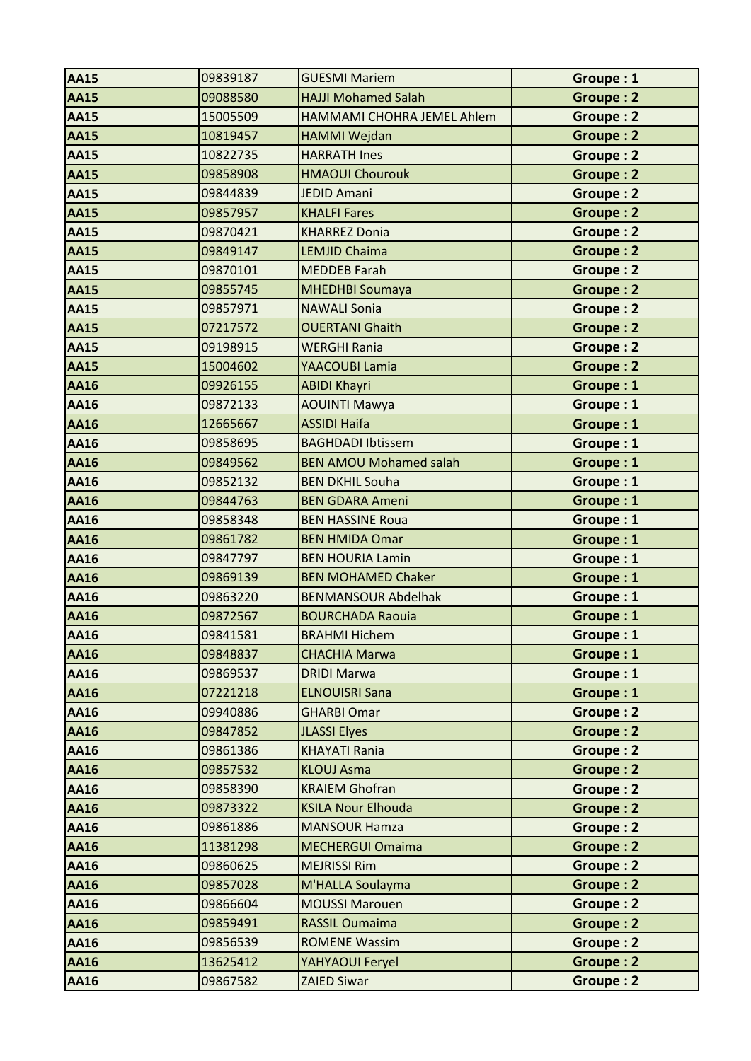| AA15 | 09839187 | GUESMI Mariem | Groupe : 1 |
|---|---|---|---|
| AA15 | 09088580 | HAJJI Mohamed Salah | Groupe : 2 |
| AA15 | 15005509 | HAMMAMI CHOHRA JEMEL Ahlem | Groupe : 2 |
| AA15 | 10819457 | HAMMI Wejdan | Groupe : 2 |
| AA15 | 10822735 | HARRATH Ines | Groupe : 2 |
| AA15 | 09858908 | HMAOUI Chourouk | Groupe : 2 |
| AA15 | 09844839 | JEDID Amani | Groupe : 2 |
| AA15 | 09857957 | KHALFI Fares | Groupe : 2 |
| AA15 | 09870421 | KHARREZ Donia | Groupe : 2 |
| AA15 | 09849147 | LEMJID Chaima | Groupe : 2 |
| AA15 | 09870101 | MEDDEB Farah | Groupe : 2 |
| AA15 | 09855745 | MHEDHBI Soumaya | Groupe : 2 |
| AA15 | 09857971 | NAWALI Sonia | Groupe : 2 |
| AA15 | 07217572 | OUERTANI Ghaith | Groupe : 2 |
| AA15 | 09198915 | WERGHI Rania | Groupe : 2 |
| AA15 | 15004602 | YAACOUBI Lamia | Groupe : 2 |
| AA16 | 09926155 | ABIDI Khayri | Groupe : 1 |
| AA16 | 09872133 | AOUINTI Mawya | Groupe : 1 |
| AA16 | 12665667 | ASSIDI Haifa | Groupe : 1 |
| AA16 | 09858695 | BAGHDADI Ibtissem | Groupe : 1 |
| AA16 | 09849562 | BEN AMOU Mohamed salah | Groupe : 1 |
| AA16 | 09852132 | BEN DKHIL Souha | Groupe : 1 |
| AA16 | 09844763 | BEN GDARA Ameni | Groupe : 1 |
| AA16 | 09858348 | BEN HASSINE Roua | Groupe : 1 |
| AA16 | 09861782 | BEN HMIDA Omar | Groupe : 1 |
| AA16 | 09847797 | BEN HOURIA Lamin | Groupe : 1 |
| AA16 | 09869139 | BEN MOHAMED Chaker | Groupe : 1 |
| AA16 | 09863220 | BENMANSOUR Abdelhak | Groupe : 1 |
| AA16 | 09872567 | BOURCHADA Raouia | Groupe : 1 |
| AA16 | 09841581 | BRAHMI Hichem | Groupe : 1 |
| AA16 | 09848837 | CHACHIA Marwa | Groupe : 1 |
| AA16 | 09869537 | DRIDI Marwa | Groupe : 1 |
| AA16 | 07221218 | ELNOUISRI Sana | Groupe : 1 |
| AA16 | 09940886 | GHARBI Omar | Groupe : 2 |
| AA16 | 09847852 | JLASSI Elyes | Groupe : 2 |
| AA16 | 09861386 | KHAYATI Rania | Groupe : 2 |
| AA16 | 09857532 | KLOUJ Asma | Groupe : 2 |
| AA16 | 09858390 | KRAIEM Ghofran | Groupe : 2 |
| AA16 | 09873322 | KSILA Nour Elhouda | Groupe : 2 |
| AA16 | 09861886 | MANSOUR Hamza | Groupe : 2 |
| AA16 | 11381298 | MECHERGUI Omaima | Groupe : 2 |
| AA16 | 09860625 | MEJRISSI Rim | Groupe : 2 |
| AA16 | 09857028 | M'HALLA Soulayma | Groupe : 2 |
| AA16 | 09866604 | MOUSSI Marouen | Groupe : 2 |
| AA16 | 09859491 | RASSIL Oumaima | Groupe : 2 |
| AA16 | 09856539 | ROMENE Wassim | Groupe : 2 |
| AA16 | 13625412 | YAHYAOUI Feryel | Groupe : 2 |
| AA16 | 09867582 | ZAIED Siwar | Groupe : 2 |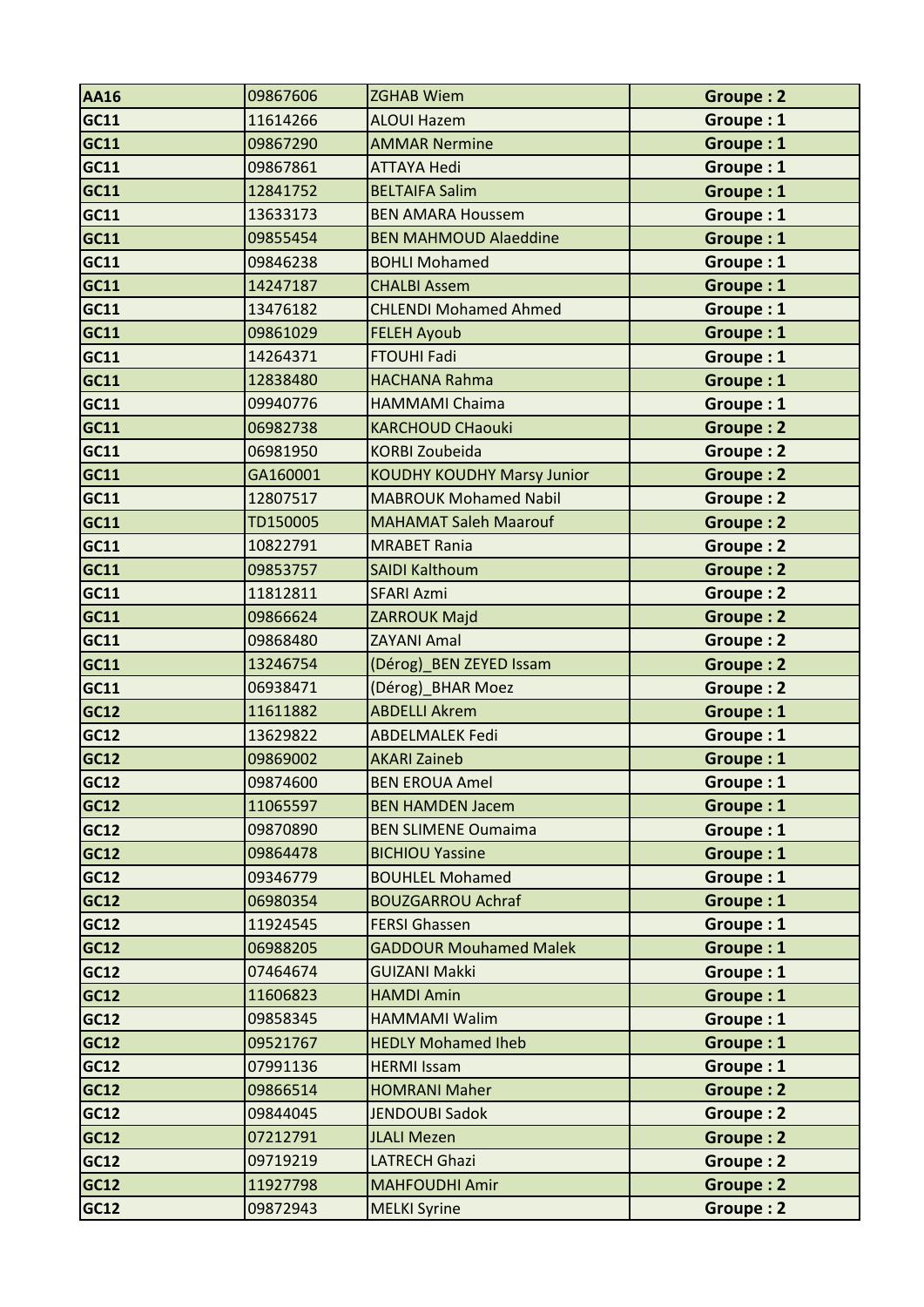| AA16 | 09867606 | ZGHAB Wiem | Groupe : 2 |
|---|---|---|---|
| GC11 | 11614266 | ALOUI Hazem | Groupe : 1 |
| GC11 | 09867290 | AMMAR Nermine | Groupe : 1 |
| GC11 | 09867861 | ATTAYA Hedi | Groupe : 1 |
| GC11 | 12841752 | BELTAIFA Salim | Groupe : 1 |
| GC11 | 13633173 | BEN AMARA Houssem | Groupe : 1 |
| GC11 | 09855454 | BEN MAHMOUD Alaeddine | Groupe : 1 |
| GC11 | 09846238 | BOHLI Mohamed | Groupe : 1 |
| GC11 | 14247187 | CHALBI Assem | Groupe : 1 |
| GC11 | 13476182 | CHLENDI Mohamed Ahmed | Groupe : 1 |
| GC11 | 09861029 | FELEH Ayoub | Groupe : 1 |
| GC11 | 14264371 | FTOUHI Fadi | Groupe : 1 |
| GC11 | 12838480 | HACHANA Rahma | Groupe : 1 |
| GC11 | 09940776 | HAMMAMI Chaima | Groupe : 1 |
| GC11 | 06982738 | KARCHOUD CHaouki | Groupe : 2 |
| GC11 | 06981950 | KORBI Zoubeida | Groupe : 2 |
| GC11 | GA160001 | KOUDHY KOUDHY Marsy Junior | Groupe : 2 |
| GC11 | 12807517 | MABROUK Mohamed Nabil | Groupe : 2 |
| GC11 | TD150005 | MAHAMAT Saleh Maarouf | Groupe : 2 |
| GC11 | 10822791 | MRABET Rania | Groupe : 2 |
| GC11 | 09853757 | SAIDI Kalthoum | Groupe : 2 |
| GC11 | 11812811 | SFARI Azmi | Groupe : 2 |
| GC11 | 09866624 | ZARROUK Majd | Groupe : 2 |
| GC11 | 09868480 | ZAYANI Amal | Groupe : 2 |
| GC11 | 13246754 | (Dérog)_BEN ZEYED Issam | Groupe : 2 |
| GC11 | 06938471 | (Dérog)_BHAR Moez | Groupe : 2 |
| GC12 | 11611882 | ABDELLI Akrem | Groupe : 1 |
| GC12 | 13629822 | ABDELMALEK Fedi | Groupe : 1 |
| GC12 | 09869002 | AKARI Zaineb | Groupe : 1 |
| GC12 | 09874600 | BEN EROUA Amel | Groupe : 1 |
| GC12 | 11065597 | BEN HAMDEN Jacem | Groupe : 1 |
| GC12 | 09870890 | BEN SLIMENE Oumaima | Groupe : 1 |
| GC12 | 09864478 | BICHIOU Yassine | Groupe : 1 |
| GC12 | 09346779 | BOUHLEL Mohamed | Groupe : 1 |
| GC12 | 06980354 | BOUZGARROU Achraf | Groupe : 1 |
| GC12 | 11924545 | FERSI Ghassen | Groupe : 1 |
| GC12 | 06988205 | GADDOUR Mouhamed Malek | Groupe : 1 |
| GC12 | 07464674 | GUIZANI Makki | Groupe : 1 |
| GC12 | 11606823 | HAMDI Amin | Groupe : 1 |
| GC12 | 09858345 | HAMMAMI Walim | Groupe : 1 |
| GC12 | 09521767 | HEDLY Mohamed Iheb | Groupe : 1 |
| GC12 | 07991136 | HERMI Issam | Groupe : 1 |
| GC12 | 09866514 | HOMRANI Maher | Groupe : 2 |
| GC12 | 09844045 | JENDOUBI Sadok | Groupe : 2 |
| GC12 | 07212791 | JLALI Mezen | Groupe : 2 |
| GC12 | 09719219 | LATRECH Ghazi | Groupe : 2 |
| GC12 | 11927798 | MAHFOUDHI Amir | Groupe : 2 |
| GC12 | 09872943 | MELKI Syrine | Groupe : 2 |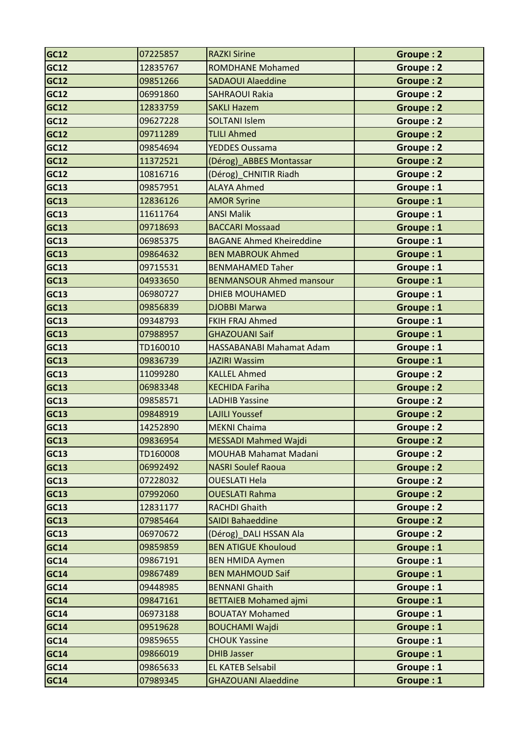| | | | |
|---|---|---|---|
| **GC12** | 07225857 | RAZKI Sirine | **Groupe : 2** |
| **GC12** | 12835767 | ROMDHANE Mohamed | **Groupe : 2** |
| **GC12** | 09851266 | SADAOUI Alaeddine | **Groupe : 2** |
| **GC12** | 06991860 | SAHRAOUI Rakia | **Groupe : 2** |
| **GC12** | 12833759 | SAKLI Hazem | **Groupe : 2** |
| **GC12** | 09627228 | SOLTANI Islem | **Groupe : 2** |
| **GC12** | 09711289 | TLILI Ahmed | **Groupe : 2** |
| **GC12** | 09854694 | YEDDES Oussama | **Groupe : 2** |
| **GC12** | 11372521 | (Dérog)_ABBES Montassar | **Groupe : 2** |
| **GC12** | 10816716 | (Dérog)_CHNITIR Riadh | **Groupe : 2** |
| **GC13** | 09857951 | ALAYA Ahmed | **Groupe : 1** |
| **GC13** | 12836126 | AMOR Syrine | **Groupe : 1** |
| **GC13** | 11611764 | ANSI Malik | **Groupe : 1** |
| **GC13** | 09718693 | BACCARI Mossaad | **Groupe : 1** |
| **GC13** | 06985375 | BAGANE Ahmed Kheireddine | **Groupe : 1** |
| **GC13** | 09864632 | BEN MABROUK Ahmed | **Groupe : 1** |
| **GC13** | 09715531 | BENMAHAMED Taher | **Groupe : 1** |
| **GC13** | 04933650 | BENMANSOUR Ahmed mansour | **Groupe : 1** |
| **GC13** | 06980727 | DHIEB MOUHAMED | **Groupe : 1** |
| **GC13** | 09856839 | DJOBBI Marwa | **Groupe : 1** |
| **GC13** | 09348793 | FKIH FRAJ Ahmed | **Groupe : 1** |
| **GC13** | 07988957 | GHAZOUANI Saif | **Groupe : 1** |
| **GC13** | TD160010 | HASSABANABI Mahamat Adam | **Groupe : 1** |
| **GC13** | 09836739 | JAZIRI Wassim | **Groupe : 1** |
| **GC13** | 11099280 | KALLEL Ahmed | **Groupe : 2** |
| **GC13** | 06983348 | KECHIDA Fariha | **Groupe : 2** |
| **GC13** | 09858571 | LADHIB Yassine | **Groupe : 2** |
| **GC13** | 09848919 | LAJILI Youssef | **Groupe : 2** |
| **GC13** | 14252890 | MEKNI Chaima | **Groupe : 2** |
| **GC13** | 09836954 | MESSADI Mahmed Wajdi | **Groupe : 2** |
| **GC13** | TD160008 | MOUHAB Mahamat Madani | **Groupe : 2** |
| **GC13** | 06992492 | NASRI Soulef Raoua | **Groupe : 2** |
| **GC13** | 07228032 | OUESLATI Hela | **Groupe : 2** |
| **GC13** | 07992060 | OUESLATI Rahma | **Groupe : 2** |
| **GC13** | 12831177 | RACHDI Ghaith | **Groupe : 2** |
| **GC13** | 07985464 | SAIDI Bahaeddine | **Groupe : 2** |
| **GC13** | 06970672 | (Dérog)_DALI HSSAN Ala | **Groupe : 2** |
| **GC14** | 09859859 | BEN ATIGUE Khouloud | **Groupe : 1** |
| **GC14** | 09867191 | BEN HMIDA Aymen | **Groupe : 1** |
| **GC14** | 09867489 | BEN MAHMOUD Saif | **Groupe : 1** |
| **GC14** | 09448985 | BENNANI Ghaith | **Groupe : 1** |
| **GC14** | 09847161 | BETTAIEB Mohamed ajmi | **Groupe : 1** |
| **GC14** | 06973188 | BOUATAY Mohamed | **Groupe : 1** |
| **GC14** | 09519628 | BOUCHAMI Wajdi | **Groupe : 1** |
| **GC14** | 09859655 | CHOUK Yassine | **Groupe : 1** |
| **GC14** | 09866019 | DHIB Jasser | **Groupe : 1** |
| **GC14** | 09865633 | EL KATEB Selsabil | **Groupe : 1** |
| **GC14** | 07989345 | GHAZOUANI Alaeddine | **Groupe : 1** |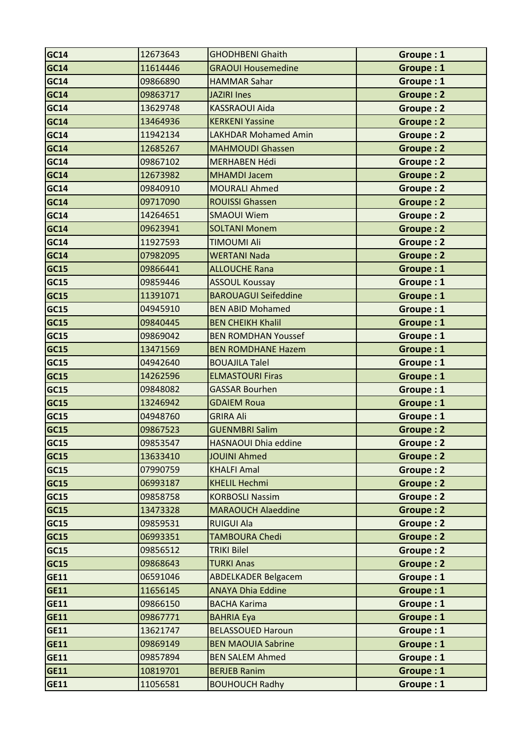| | | | |
|---|---|---|---|
| **GC14** | 12673643 | GHODHBENI Ghaith | **Groupe : 1** |
| **GC14** | 11614446 | GRAOUI Housemedine | **Groupe : 1** |
| **GC14** | 09866890 | HAMMAR Sahar | **Groupe : 1** |
| **GC14** | 09863717 | JAZIRI Ines | **Groupe : 2** |
| **GC14** | 13629748 | KASSRAOUI Aida | **Groupe : 2** |
| **GC14** | 13464936 | KERKENI Yassine | **Groupe : 2** |
| **GC14** | 11942134 | LAKHDAR Mohamed Amin | **Groupe : 2** |
| **GC14** | 12685267 | MAHMOUDI Ghassen | **Groupe : 2** |
| **GC14** | 09867102 | MERHABEN Hédi | **Groupe : 2** |
| **GC14** | 12673982 | MHAMDI Jacem | **Groupe : 2** |
| **GC14** | 09840910 | MOURALI Ahmed | **Groupe : 2** |
| **GC14** | 09717090 | ROUISSI Ghassen | **Groupe : 2** |
| **GC14** | 14264651 | SMAOUI Wiem | **Groupe : 2** |
| **GC14** | 09623941 | SOLTANI Monem | **Groupe : 2** |
| **GC14** | 11927593 | TIMOUMI Ali | **Groupe : 2** |
| **GC14** | 07982095 | WERTANI Nada | **Groupe : 2** |
| **GC15** | 09866441 | ALLOUCHE Rana | **Groupe : 1** |
| **GC15** | 09859446 | ASSOUL Koussay | **Groupe : 1** |
| **GC15** | 11391071 | BAROUAGUI Seifeddine | **Groupe : 1** |
| **GC15** | 04945910 | BEN ABID Mohamed | **Groupe : 1** |
| **GC15** | 09840445 | BEN CHEIKH Khalil | **Groupe : 1** |
| **GC15** | 09869042 | BEN ROMDHAN Youssef | **Groupe : 1** |
| **GC15** | 13471569 | BEN ROMDHANE Hazem | **Groupe : 1** |
| **GC15** | 04942640 | BOUAJILA Talel | **Groupe : 1** |
| **GC15** | 14262596 | ELMASTOURI Firas | **Groupe : 1** |
| **GC15** | 09848082 | GASSAR Bourhen | **Groupe : 1** |
| **GC15** | 13246942 | GDAIEM Roua | **Groupe : 1** |
| **GC15** | 04948760 | GRIRA Ali | **Groupe : 1** |
| **GC15** | 09867523 | GUENMBRI Salim | **Groupe : 2** |
| **GC15** | 09853547 | HASNAOUI Dhia eddine | **Groupe : 2** |
| **GC15** | 13633410 | JOUINI Ahmed | **Groupe : 2** |
| **GC15** | 07990759 | KHALFI Amal | **Groupe : 2** |
| **GC15** | 06993187 | KHELIL Hechmi | **Groupe : 2** |
| **GC15** | 09858758 | KORBOSLI Nassim | **Groupe : 2** |
| **GC15** | 13473328 | MARAOUCH Alaeddine | **Groupe : 2** |
| **GC15** | 09859531 | RUIGUI Ala | **Groupe : 2** |
| **GC15** | 06993351 | TAMBOURA Chedi | **Groupe : 2** |
| **GC15** | 09856512 | TRIKI Bilel | **Groupe : 2** |
| **GC15** | 09868643 | TURKI Anas | **Groupe : 2** |
| **GE11** | 06591046 | ABDELKADER Belgacem | **Groupe : 1** |
| **GE11** | 11656145 | ANAYA Dhia Eddine | **Groupe : 1** |
| **GE11** | 09866150 | BACHA Karima | **Groupe : 1** |
| **GE11** | 09867771 | BAHRIA Eya | **Groupe : 1** |
| **GE11** | 13621747 | BELASSOUED Haroun | **Groupe : 1** |
| **GE11** | 09869149 | BEN MAOUIA Sabrine | **Groupe : 1** |
| **GE11** | 09857894 | BEN SALEM Ahmed | **Groupe : 1** |
| **GE11** | 10819701 | BERJEB Ranim | **Groupe : 1** |
| **GE11** | 11056581 | BOUHOUCH Radhy | **Groupe : 1** |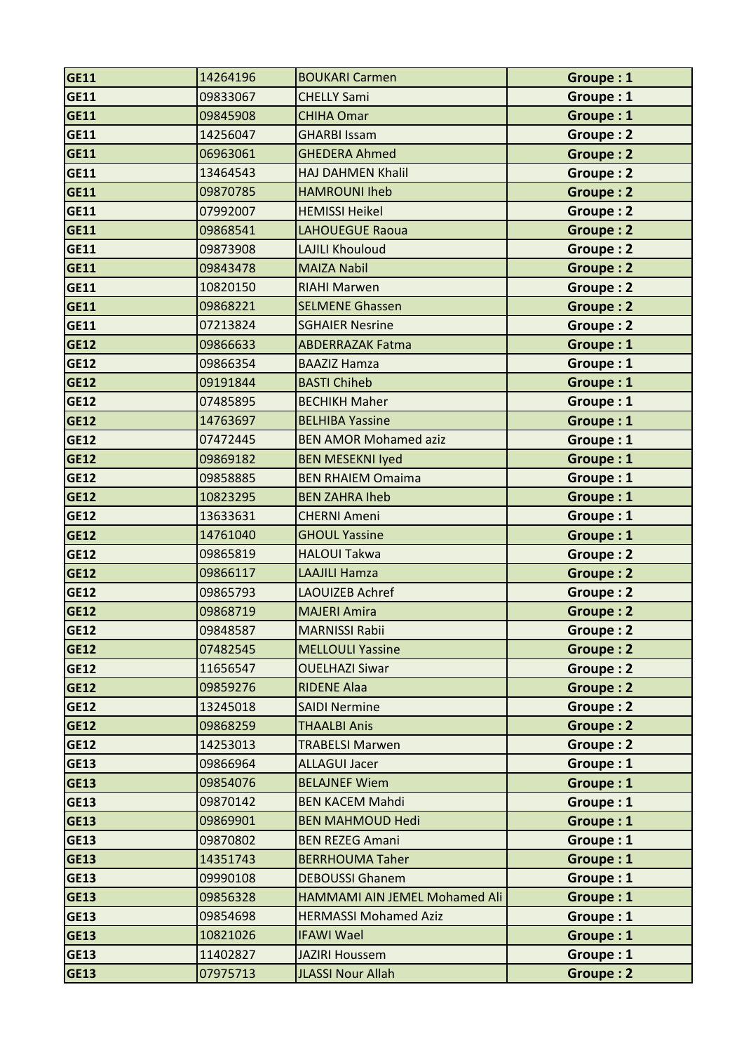| GE11 | 14264196 | BOUKARI Carmen | Groupe : 1 |
|---|---|---|---|
| GE11 | 09833067 | CHELLY Sami | Groupe : 1 |
| GE11 | 09845908 | CHIHA Omar | Groupe : 1 |
| GE11 | 14256047 | GHARBI Issam | Groupe : 2 |
| GE11 | 06963061 | GHEDERA Ahmed | Groupe : 2 |
| GE11 | 13464543 | HAJ DAHMEN Khalil | Groupe : 2 |
| GE11 | 09870785 | HAMROUNI Iheb | Groupe : 2 |
| GE11 | 07992007 | HEMISSI Heikel | Groupe : 2 |
| GE11 | 09868541 | LAHOUEGUE Raoua | Groupe : 2 |
| GE11 | 09873908 | LAJILI Khouloud | Groupe : 2 |
| GE11 | 09843478 | MAIZA Nabil | Groupe : 2 |
| GE11 | 10820150 | RIAHI Marwen | Groupe : 2 |
| GE11 | 09868221 | SELMENE Ghassen | Groupe : 2 |
| GE11 | 07213824 | SGHAIER Nesrine | Groupe : 2 |
| GE12 | 09866633 | ABDERRAZAK Fatma | Groupe : 1 |
| GE12 | 09866354 | BAAZIZ Hamza | Groupe : 1 |
| GE12 | 09191844 | BASTI Chiheb | Groupe : 1 |
| GE12 | 07485895 | BECHIKH Maher | Groupe : 1 |
| GE12 | 14763697 | BELHIBA Yassine | Groupe : 1 |
| GE12 | 07472445 | BEN AMOR Mohamed aziz | Groupe : 1 |
| GE12 | 09869182 | BEN MESEKNI Iyed | Groupe : 1 |
| GE12 | 09858885 | BEN RHAIEM Omaima | Groupe : 1 |
| GE12 | 10823295 | BEN ZAHRA Iheb | Groupe : 1 |
| GE12 | 13633631 | CHERNI Ameni | Groupe : 1 |
| GE12 | 14761040 | GHOUL Yassine | Groupe : 1 |
| GE12 | 09865819 | HALOUI Takwa | Groupe : 2 |
| GE12 | 09866117 | LAAJILI Hamza | Groupe : 2 |
| GE12 | 09865793 | LAOUIZEB Achref | Groupe : 2 |
| GE12 | 09868719 | MAJERI Amira | Groupe : 2 |
| GE12 | 09848587 | MARNISSI Rabii | Groupe : 2 |
| GE12 | 07482545 | MELLOULI Yassine | Groupe : 2 |
| GE12 | 11656547 | OUELHAZI Siwar | Groupe : 2 |
| GE12 | 09859276 | RIDENE Alaa | Groupe : 2 |
| GE12 | 13245018 | SAIDI Nermine | Groupe : 2 |
| GE12 | 09868259 | THAALBI Anis | Groupe : 2 |
| GE12 | 14253013 | TRABELSI Marwen | Groupe : 2 |
| GE13 | 09866964 | ALLAGUI Jacer | Groupe : 1 |
| GE13 | 09854076 | BELAJNEF Wiem | Groupe : 1 |
| GE13 | 09870142 | BEN KACEM Mahdi | Groupe : 1 |
| GE13 | 09869901 | BEN MAHMOUD Hedi | Groupe : 1 |
| GE13 | 09870802 | BEN REZEG Amani | Groupe : 1 |
| GE13 | 14351743 | BERRHOUMA Taher | Groupe : 1 |
| GE13 | 09990108 | DEBOUSSI Ghanem | Groupe : 1 |
| GE13 | 09856328 | HAMMAMI AIN JEMEL Mohamed Ali | Groupe : 1 |
| GE13 | 09854698 | HERMASSI Mohamed Aziz | Groupe : 1 |
| GE13 | 10821026 | IFAWI Wael | Groupe : 1 |
| GE13 | 11402827 | JAZIRI Houssem | Groupe : 1 |
| GE13 | 07975713 | JLASSI Nour Allah | Groupe : 2 |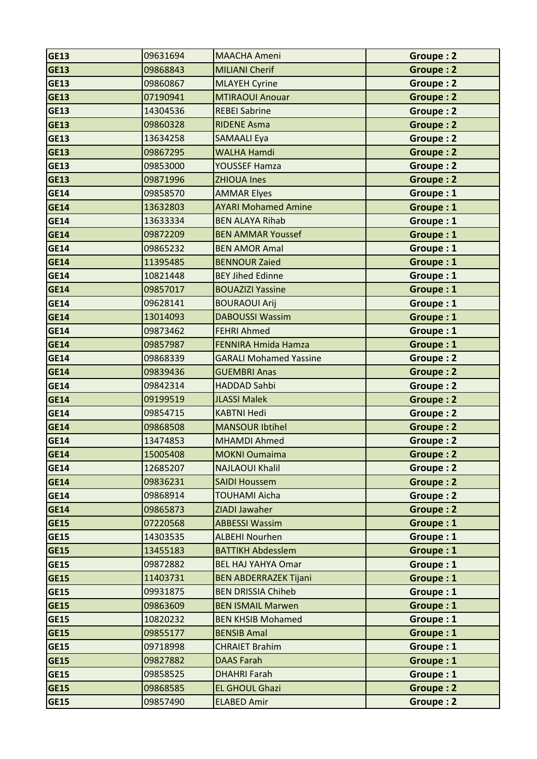| GE13 | 09631694 | MAACHA Ameni | Groupe : 2 |
|---|---|---|---|
| GE13 | 09868843 | MILIANI Cherif | Groupe : 2 |
| GE13 | 09860867 | MLAYEH Cyrine | Groupe : 2 |
| GE13 | 07190941 | MTIRAOUI Anouar | Groupe : 2 |
| GE13 | 14304536 | REBEI Sabrine | Groupe : 2 |
| GE13 | 09860328 | RIDENE Asma | Groupe : 2 |
| GE13 | 13634258 | SAMAALI Eya | Groupe : 2 |
| GE13 | 09867295 | WALHA Hamdi | Groupe : 2 |
| GE13 | 09853000 | YOUSSEF Hamza | Groupe : 2 |
| GE13 | 09871996 | ZHIOUA Ines | Groupe : 2 |
| GE14 | 09858570 | AMMAR Elyes | Groupe : 1 |
| GE14 | 13632803 | AYARI Mohamed Amine | Groupe : 1 |
| GE14 | 13633334 | BEN ALAYA Rihab | Groupe : 1 |
| GE14 | 09872209 | BEN AMMAR Youssef | Groupe : 1 |
| GE14 | 09865232 | BEN AMOR Amal | Groupe : 1 |
| GE14 | 11395485 | BENNOUR Zaied | Groupe : 1 |
| GE14 | 10821448 | BEY Jihed Edinne | Groupe : 1 |
| GE14 | 09857017 | BOUAZIZI Yassine | Groupe : 1 |
| GE14 | 09628141 | BOURAOUI Arij | Groupe : 1 |
| GE14 | 13014093 | DABOUSSI Wassim | Groupe : 1 |
| GE14 | 09873462 | FEHRI Ahmed | Groupe : 1 |
| GE14 | 09857987 | FENNIRA Hmida Hamza | Groupe : 1 |
| GE14 | 09868339 | GARALI Mohamed Yassine | Groupe : 2 |
| GE14 | 09839436 | GUEMBRI Anas | Groupe : 2 |
| GE14 | 09842314 | HADDAD Sahbi | Groupe : 2 |
| GE14 | 09199519 | JLASSI Malek | Groupe : 2 |
| GE14 | 09854715 | KABTNI Hedi | Groupe : 2 |
| GE14 | 09868508 | MANSOUR Ibtihel | Groupe : 2 |
| GE14 | 13474853 | MHAMDI Ahmed | Groupe : 2 |
| GE14 | 15005408 | MOKNI Oumaima | Groupe : 2 |
| GE14 | 12685207 | NAJLAOUI Khalil | Groupe : 2 |
| GE14 | 09836231 | SAIDI Houssem | Groupe : 2 |
| GE14 | 09868914 | TOUHAMI Aicha | Groupe : 2 |
| GE14 | 09865873 | ZIADI Jawaher | Groupe : 2 |
| GE15 | 07220568 | ABBESSI Wassim | Groupe : 1 |
| GE15 | 14303535 | ALBEHI Nourhen | Groupe : 1 |
| GE15 | 13455183 | BATTIKH Abdesslem | Groupe : 1 |
| GE15 | 09872882 | BEL HAJ YAHYA Omar | Groupe : 1 |
| GE15 | 11403731 | BEN ABDERRAZEK Tijani | Groupe : 1 |
| GE15 | 09931875 | BEN DRISSIA Chiheb | Groupe : 1 |
| GE15 | 09863609 | BEN ISMAIL Marwen | Groupe : 1 |
| GE15 | 10820232 | BEN KHSIB Mohamed | Groupe : 1 |
| GE15 | 09855177 | BENSIB Amal | Groupe : 1 |
| GE15 | 09718998 | CHRAIET Brahim | Groupe : 1 |
| GE15 | 09827882 | DAAS Farah | Groupe : 1 |
| GE15 | 09858525 | DHAHRI Farah | Groupe : 1 |
| GE15 | 09868585 | EL GHOUL Ghazi | Groupe : 2 |
| GE15 | 09857490 | ELABED Amir | Groupe : 2 |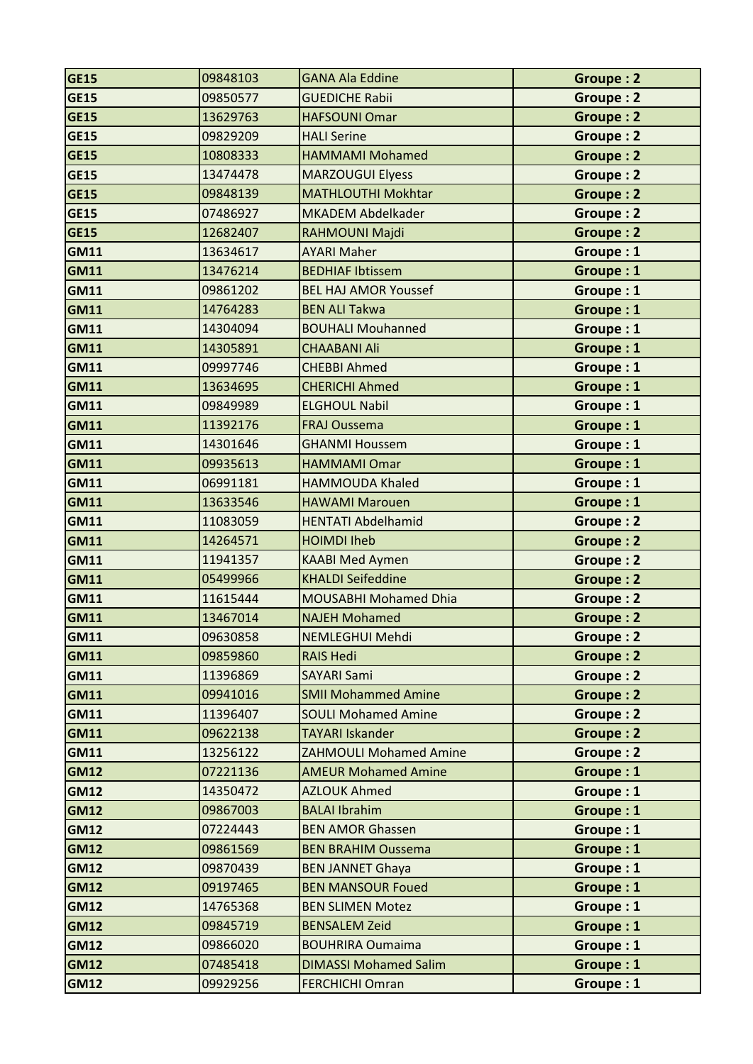| GE15 | 09848103 | GANA Ala Eddine | Groupe : 2 |
|---|---|---|---|
| GE15 | 09850577 | GUEDICHE Rabii | Groupe : 2 |
| GE15 | 13629763 | HAFSOUNI Omar | Groupe : 2 |
| GE15 | 09829209 | HALI Serine | Groupe : 2 |
| GE15 | 10808333 | HAMMAMI Mohamed | Groupe : 2 |
| GE15 | 13474478 | MARZOUGUI Elyess | Groupe : 2 |
| GE15 | 09848139 | MATHLOUTHI Mokhtar | Groupe : 2 |
| GE15 | 07486927 | MKADEM Abdelkader | Groupe : 2 |
| GE15 | 12682407 | RAHMOUNI Majdi | Groupe : 2 |
| GM11 | 13634617 | AYARI Maher | Groupe : 1 |
| GM11 | 13476214 | BEDHIAF Ibtissem | Groupe : 1 |
| GM11 | 09861202 | BEL HAJ AMOR Youssef | Groupe : 1 |
| GM11 | 14764283 | BEN ALI Takwa | Groupe : 1 |
| GM11 | 14304094 | BOUHALI Mouhanned | Groupe : 1 |
| GM11 | 14305891 | CHAABANI Ali | Groupe : 1 |
| GM11 | 09997746 | CHEBBI Ahmed | Groupe : 1 |
| GM11 | 13634695 | CHERICHI Ahmed | Groupe : 1 |
| GM11 | 09849989 | ELGHOUL Nabil | Groupe : 1 |
| GM11 | 11392176 | FRAJ Oussema | Groupe : 1 |
| GM11 | 14301646 | GHANMI Houssem | Groupe : 1 |
| GM11 | 09935613 | HAMMAMI Omar | Groupe : 1 |
| GM11 | 06991181 | HAMMOUDA Khaled | Groupe : 1 |
| GM11 | 13633546 | HAWAMI Marouen | Groupe : 1 |
| GM11 | 11083059 | HENTATI Abdelhamid | Groupe : 2 |
| GM11 | 14264571 | HOIMDI Iheb | Groupe : 2 |
| GM11 | 11941357 | KAABI Med Aymen | Groupe : 2 |
| GM11 | 05499966 | KHALDI Seifeddine | Groupe : 2 |
| GM11 | 11615444 | MOUSABHI Mohamed Dhia | Groupe : 2 |
| GM11 | 13467014 | NAJEH Mohamed | Groupe : 2 |
| GM11 | 09630858 | NEMLEGHUI Mehdi | Groupe : 2 |
| GM11 | 09859860 | RAIS Hedi | Groupe : 2 |
| GM11 | 11396869 | SAYARI Sami | Groupe : 2 |
| GM11 | 09941016 | SMII Mohammed Amine | Groupe : 2 |
| GM11 | 11396407 | SOULI Mohamed Amine | Groupe : 2 |
| GM11 | 09622138 | TAYARI Iskander | Groupe : 2 |
| GM11 | 13256122 | ZAHMOULI Mohamed Amine | Groupe : 2 |
| GM12 | 07221136 | AMEUR Mohamed Amine | Groupe : 1 |
| GM12 | 14350472 | AZLOUK Ahmed | Groupe : 1 |
| GM12 | 09867003 | BALAI Ibrahim | Groupe : 1 |
| GM12 | 07224443 | BEN AMOR Ghassen | Groupe : 1 |
| GM12 | 09861569 | BEN BRAHIM Oussema | Groupe : 1 |
| GM12 | 09870439 | BEN JANNET Ghaya | Groupe : 1 |
| GM12 | 09197465 | BEN MANSOUR Foued | Groupe : 1 |
| GM12 | 14765368 | BEN SLIMEN Motez | Groupe : 1 |
| GM12 | 09845719 | BENSALEM Zeid | Groupe : 1 |
| GM12 | 09866020 | BOUHRIRA Oumaima | Groupe : 1 |
| GM12 | 07485418 | DIMASSI Mohamed Salim | Groupe : 1 |
| GM12 | 09929256 | FERCHICHI Omran | Groupe : 1 |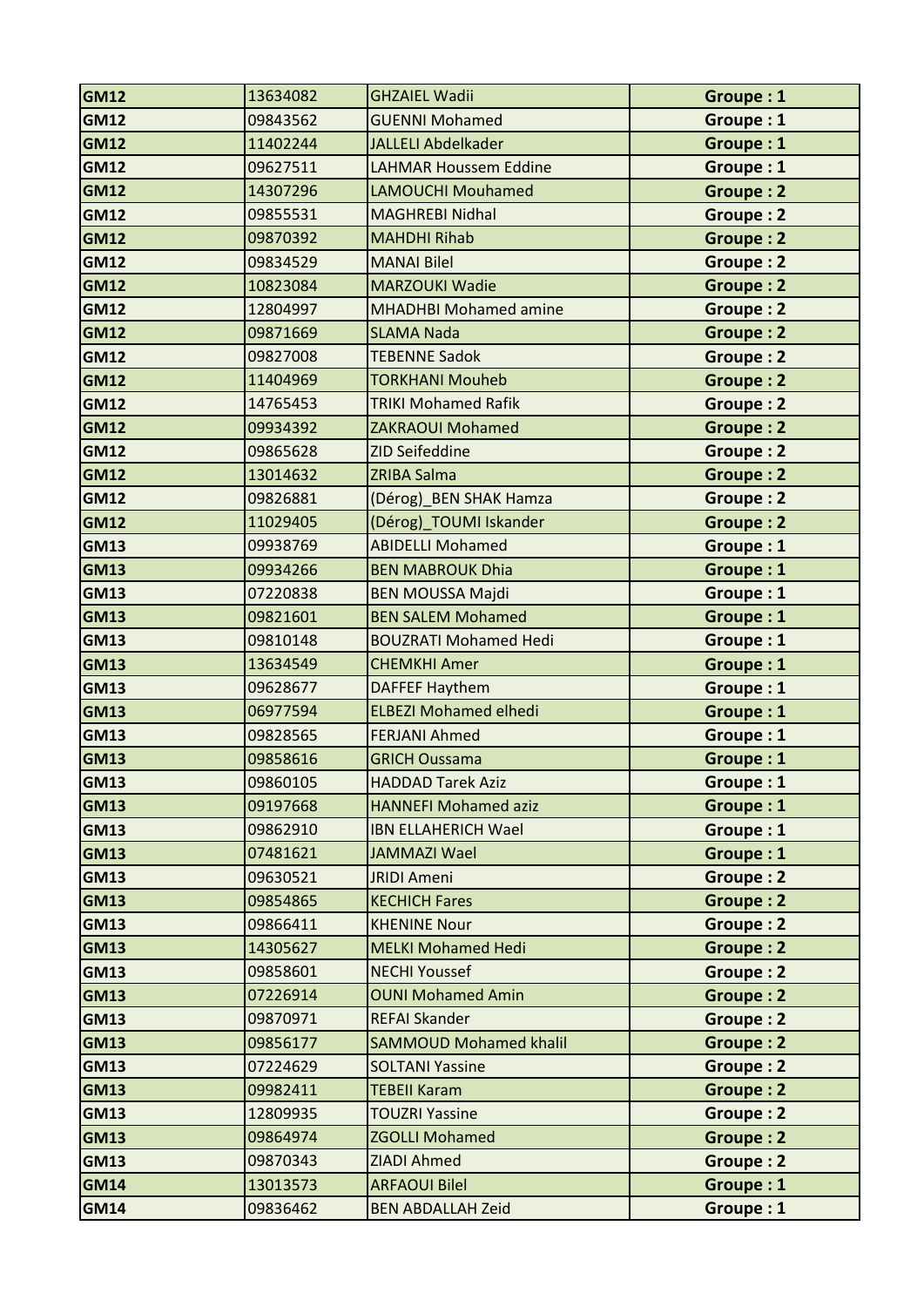| GM12 | 13634082 | GHZAIEL Wadii | Groupe : 1 |
|---|---|---|---|
| GM12 | 09843562 | GUENNI Mohamed | Groupe : 1 |
| GM12 | 11402244 | JALLELI Abdelkader | Groupe : 1 |
| GM12 | 09627511 | LAHMAR Houssem Eddine | Groupe : 1 |
| GM12 | 14307296 | LAMOUCHI Mouhamed | Groupe : 2 |
| GM12 | 09855531 | MAGHREBI Nidhal | Groupe : 2 |
| GM12 | 09870392 | MAHDHI Rihab | Groupe : 2 |
| GM12 | 09834529 | MANAI Bilel | Groupe : 2 |
| GM12 | 10823084 | MARZOUKI Wadie | Groupe : 2 |
| GM12 | 12804997 | MHADHBI Mohamed amine | Groupe : 2 |
| GM12 | 09871669 | SLAMA Nada | Groupe : 2 |
| GM12 | 09827008 | TEBENNE Sadok | Groupe : 2 |
| GM12 | 11404969 | TORKHANI Mouheb | Groupe : 2 |
| GM12 | 14765453 | TRIKI Mohamed Rafik | Groupe : 2 |
| GM12 | 09934392 | ZAKRAOUI Mohamed | Groupe : 2 |
| GM12 | 09865628 | ZID Seifeddine | Groupe : 2 |
| GM12 | 13014632 | ZRIBA Salma | Groupe : 2 |
| GM12 | 09826881 | (Dérog)_BEN SHAK Hamza | Groupe : 2 |
| GM12 | 11029405 | (Dérog)_TOUMI Iskander | Groupe : 2 |
| GM13 | 09938769 | ABIDELLI Mohamed | Groupe : 1 |
| GM13 | 09934266 | BEN MABROUK Dhia | Groupe : 1 |
| GM13 | 07220838 | BEN MOUSSA Majdi | Groupe : 1 |
| GM13 | 09821601 | BEN SALEM Mohamed | Groupe : 1 |
| GM13 | 09810148 | BOUZRATI Mohamed Hedi | Groupe : 1 |
| GM13 | 13634549 | CHEMKHI Amer | Groupe : 1 |
| GM13 | 09628677 | DAFFEF Haythem | Groupe : 1 |
| GM13 | 06977594 | ELBEZI Mohamed elhedi | Groupe : 1 |
| GM13 | 09828565 | FERJANI Ahmed | Groupe : 1 |
| GM13 | 09858616 | GRICH Oussama | Groupe : 1 |
| GM13 | 09860105 | HADDAD Tarek Aziz | Groupe : 1 |
| GM13 | 09197668 | HANNEFI Mohamed aziz | Groupe : 1 |
| GM13 | 09862910 | IBN ELLAHERICH Wael | Groupe : 1 |
| GM13 | 07481621 | JAMMAZI Wael | Groupe : 1 |
| GM13 | 09630521 | JRIDI Ameni | Groupe : 2 |
| GM13 | 09854865 | KECHICH Fares | Groupe : 2 |
| GM13 | 09866411 | KHENINE Nour | Groupe : 2 |
| GM13 | 14305627 | MELKI Mohamed Hedi | Groupe : 2 |
| GM13 | 09858601 | NECHI Youssef | Groupe : 2 |
| GM13 | 07226914 | OUNI Mohamed Amin | Groupe : 2 |
| GM13 | 09870971 | REFAI Skander | Groupe : 2 |
| GM13 | 09856177 | SAMMOUD Mohamed khalil | Groupe : 2 |
| GM13 | 07224629 | SOLTANI Yassine | Groupe : 2 |
| GM13 | 09982411 | TEBEII Karam | Groupe : 2 |
| GM13 | 12809935 | TOUZRI Yassine | Groupe : 2 |
| GM13 | 09864974 | ZGOLLI Mohamed | Groupe : 2 |
| GM13 | 09870343 | ZIADI Ahmed | Groupe : 2 |
| GM14 | 13013573 | ARFAOUI Bilel | Groupe : 1 |
| GM14 | 09836462 | BEN ABDALLAH Zeid | Groupe : 1 |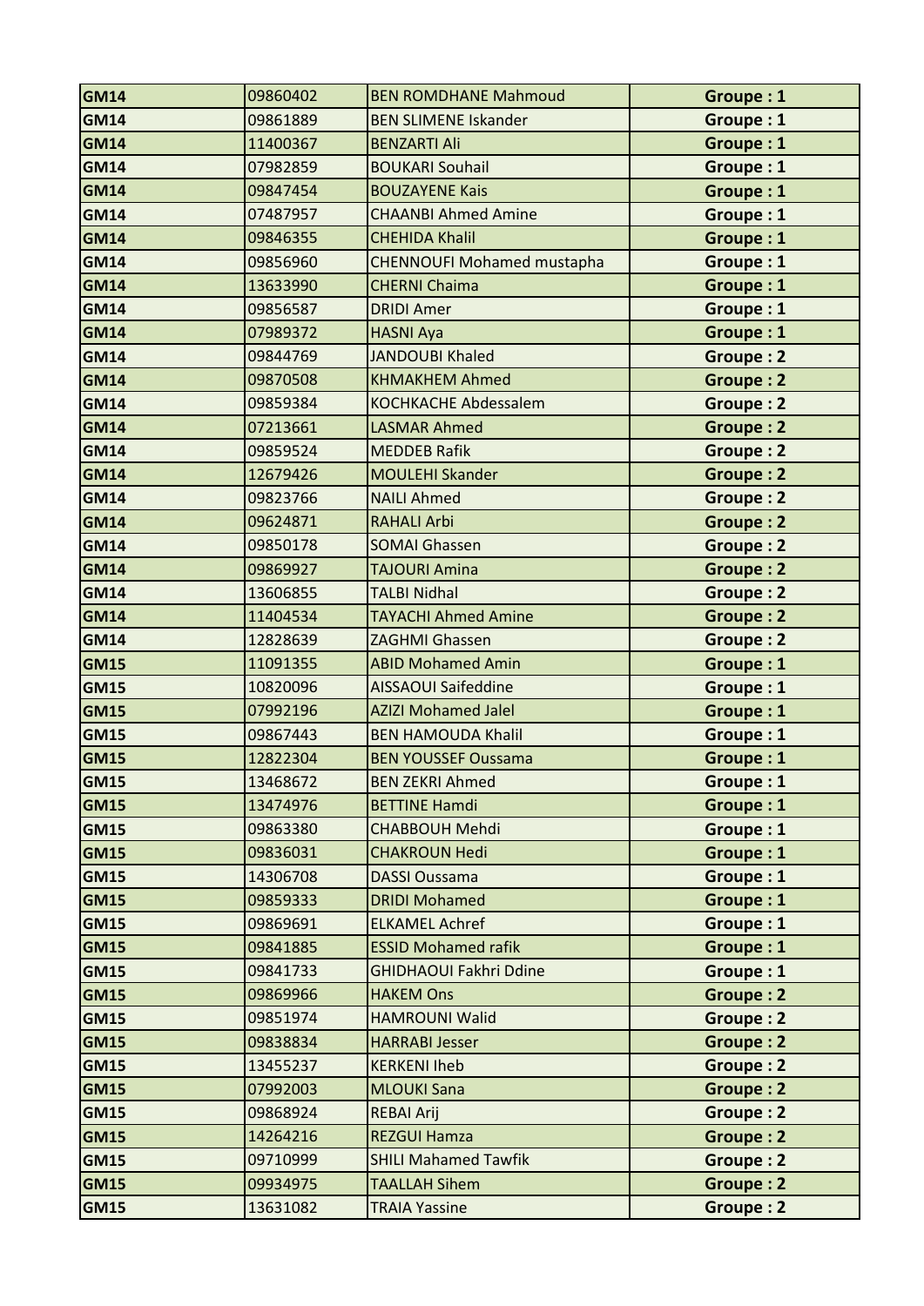| GM14 | 09860402 | BEN ROMDHANE Mahmoud | Groupe : 1 |
|---|---|---|---|
| GM14 | 09861889 | BEN SLIMENE Iskander | Groupe : 1 |
| GM14 | 11400367 | BENZARTI Ali | Groupe : 1 |
| GM14 | 07982859 | BOUKARI Souhail | Groupe : 1 |
| GM14 | 09847454 | BOUZAYENE Kais | Groupe : 1 |
| GM14 | 07487957 | CHAANBI Ahmed Amine | Groupe : 1 |
| GM14 | 09846355 | CHEHIDA Khalil | Groupe : 1 |
| GM14 | 09856960 | CHENNOUFI Mohamed mustapha | Groupe : 1 |
| GM14 | 13633990 | CHERNI Chaima | Groupe : 1 |
| GM14 | 09856587 | DRIDI Amer | Groupe : 1 |
| GM14 | 07989372 | HASNI Aya | Groupe : 1 |
| GM14 | 09844769 | JANDOUBI Khaled | Groupe : 2 |
| GM14 | 09870508 | KHMAKHEM Ahmed | Groupe : 2 |
| GM14 | 09859384 | KOCHKACHE Abdessalem | Groupe : 2 |
| GM14 | 07213661 | LASMAR Ahmed | Groupe : 2 |
| GM14 | 09859524 | MEDDEB Rafik | Groupe : 2 |
| GM14 | 12679426 | MOULEHI Skander | Groupe : 2 |
| GM14 | 09823766 | NAILI Ahmed | Groupe : 2 |
| GM14 | 09624871 | RAHALI Arbi | Groupe : 2 |
| GM14 | 09850178 | SOMAI Ghassen | Groupe : 2 |
| GM14 | 09869927 | TAJOURI Amina | Groupe : 2 |
| GM14 | 13606855 | TALBI Nidhal | Groupe : 2 |
| GM14 | 11404534 | TAYACHI Ahmed Amine | Groupe : 2 |
| GM14 | 12828639 | ZAGHMI Ghassen | Groupe : 2 |
| GM15 | 11091355 | ABID Mohamed Amin | Groupe : 1 |
| GM15 | 10820096 | AISSAOUI Saifeddine | Groupe : 1 |
| GM15 | 07992196 | AZIZI Mohamed Jalel | Groupe : 1 |
| GM15 | 09867443 | BEN HAMOUDA Khalil | Groupe : 1 |
| GM15 | 12822304 | BEN YOUSSEF Oussama | Groupe : 1 |
| GM15 | 13468672 | BEN ZEKRI Ahmed | Groupe : 1 |
| GM15 | 13474976 | BETTINE Hamdi | Groupe : 1 |
| GM15 | 09863380 | CHABBOUH Mehdi | Groupe : 1 |
| GM15 | 09836031 | CHAKROUN Hedi | Groupe : 1 |
| GM15 | 14306708 | DASSI Oussama | Groupe : 1 |
| GM15 | 09859333 | DRIDI Mohamed | Groupe : 1 |
| GM15 | 09869691 | ELKAMEL Achref | Groupe : 1 |
| GM15 | 09841885 | ESSID Mohamed rafik | Groupe : 1 |
| GM15 | 09841733 | GHIDHAOUI Fakhri Ddine | Groupe : 1 |
| GM15 | 09869966 | HAKEM Ons | Groupe : 2 |
| GM15 | 09851974 | HAMROUNI Walid | Groupe : 2 |
| GM15 | 09838834 | HARRABI Jesser | Groupe : 2 |
| GM15 | 13455237 | KERKENI Iheb | Groupe : 2 |
| GM15 | 07992003 | MLOUKI Sana | Groupe : 2 |
| GM15 | 09868924 | REBAI Arij | Groupe : 2 |
| GM15 | 14264216 | REZGUI Hamza | Groupe : 2 |
| GM15 | 09710999 | SHILI Mahamed Tawfik | Groupe : 2 |
| GM15 | 09934975 | TAALLAH Sihem | Groupe : 2 |
| GM15 | 13631082 | TRAIA Yassine | Groupe : 2 |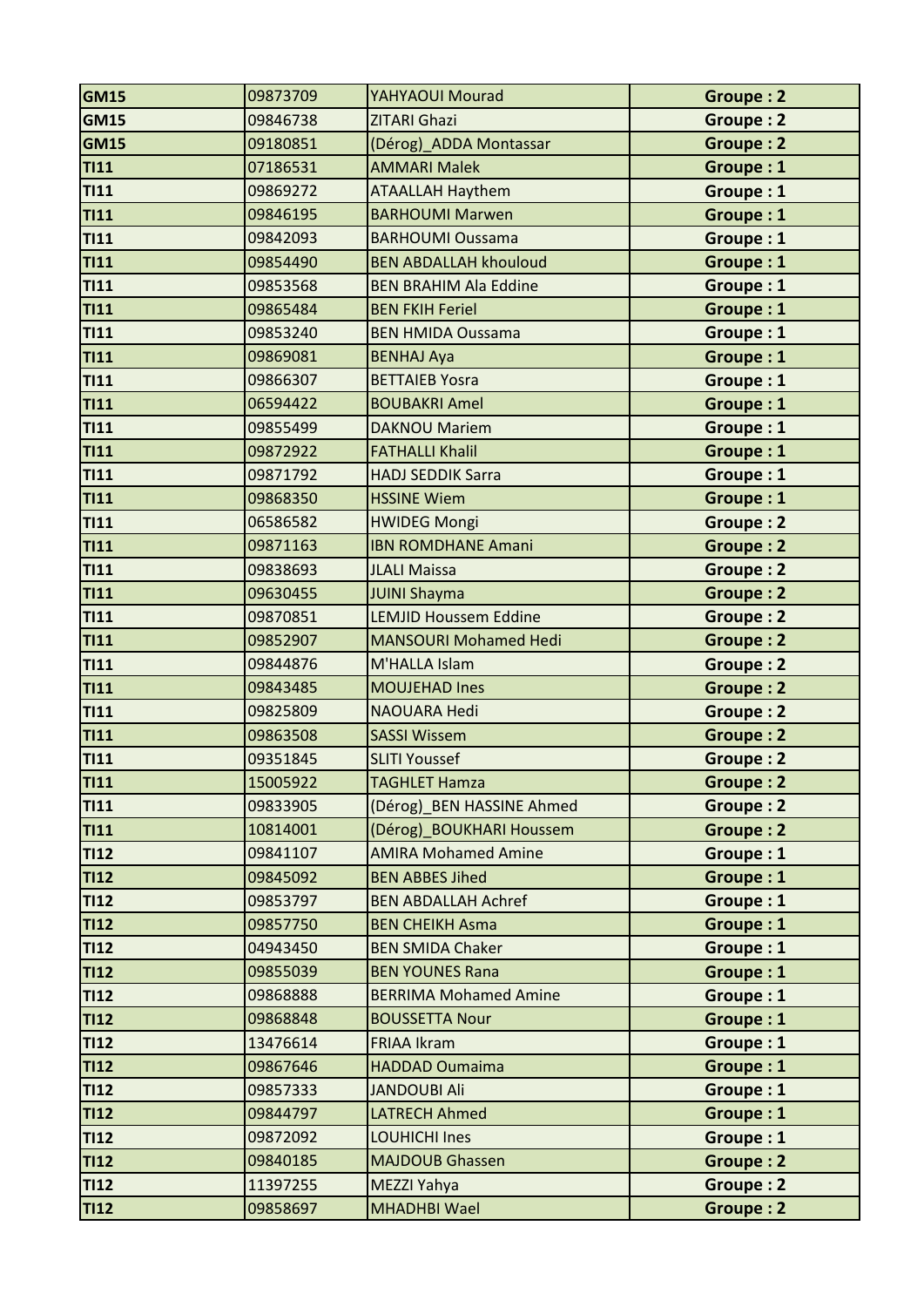| GM15 | 09873709 | YAHYAOUI Mourad | Groupe : 2 |
|---|---|---|---|
| GM15 | 09846738 | ZITARI Ghazi | Groupe : 2 |
| GM15 | 09180851 | (Dérog)_ADDA Montassar | Groupe : 2 |
| TI11 | 07186531 | AMMARI Malek | Groupe : 1 |
| TI11 | 09869272 | ATAALLAH Haythem | Groupe : 1 |
| TI11 | 09846195 | BARHOUMI Marwen | Groupe : 1 |
| TI11 | 09842093 | BARHOUMI Oussama | Groupe : 1 |
| TI11 | 09854490 | BEN ABDALLAH khouloud | Groupe : 1 |
| TI11 | 09853568 | BEN BRAHIM Ala Eddine | Groupe : 1 |
| TI11 | 09865484 | BEN FKIH Feriel | Groupe : 1 |
| TI11 | 09853240 | BEN HMIDA Oussama | Groupe : 1 |
| TI11 | 09869081 | BENHAJ Aya | Groupe : 1 |
| TI11 | 09866307 | BETTAIEB Yosra | Groupe : 1 |
| TI11 | 06594422 | BOUBAKRI Amel | Groupe : 1 |
| TI11 | 09855499 | DAKNOU Mariem | Groupe : 1 |
| TI11 | 09872922 | FATHALLI Khalil | Groupe : 1 |
| TI11 | 09871792 | HADJ SEDDIK Sarra | Groupe : 1 |
| TI11 | 09868350 | HSSINE Wiem | Groupe : 1 |
| TI11 | 06586582 | HWIDEG Mongi | Groupe : 2 |
| TI11 | 09871163 | IBN ROMDHANE Amani | Groupe : 2 |
| TI11 | 09838693 | JLALI Maissa | Groupe : 2 |
| TI11 | 09630455 | JUINI Shayma | Groupe : 2 |
| TI11 | 09870851 | LEMJID Houssem Eddine | Groupe : 2 |
| TI11 | 09852907 | MANSOURI Mohamed Hedi | Groupe : 2 |
| TI11 | 09844876 | M'HALLA Islam | Groupe : 2 |
| TI11 | 09843485 | MOUJEHAD Ines | Groupe : 2 |
| TI11 | 09825809 | NAOUARA Hedi | Groupe : 2 |
| TI11 | 09863508 | SASSI Wissem | Groupe : 2 |
| TI11 | 09351845 | SLITI Youssef | Groupe : 2 |
| TI11 | 15005922 | TAGHLET Hamza | Groupe : 2 |
| TI11 | 09833905 | (Dérog)_BEN HASSINE Ahmed | Groupe : 2 |
| TI11 | 10814001 | (Dérog)_BOUKHARI Houssem | Groupe : 2 |
| TI12 | 09841107 | AMIRA Mohamed Amine | Groupe : 1 |
| TI12 | 09845092 | BEN ABBES Jihed | Groupe : 1 |
| TI12 | 09853797 | BEN ABDALLAH Achref | Groupe : 1 |
| TI12 | 09857750 | BEN CHEIKH Asma | Groupe : 1 |
| TI12 | 04943450 | BEN SMIDA Chaker | Groupe : 1 |
| TI12 | 09855039 | BEN YOUNES Rana | Groupe : 1 |
| TI12 | 09868888 | BERRIMA Mohamed Amine | Groupe : 1 |
| TI12 | 09868848 | BOUSSETTA Nour | Groupe : 1 |
| TI12 | 13476614 | FRIAA Ikram | Groupe : 1 |
| TI12 | 09867646 | HADDAD Oumaima | Groupe : 1 |
| TI12 | 09857333 | JANDOUBI Ali | Groupe : 1 |
| TI12 | 09844797 | LATRECH Ahmed | Groupe : 1 |
| TI12 | 09872092 | LOUHICHI Ines | Groupe : 1 |
| TI12 | 09840185 | MAJDOUB Ghassen | Groupe : 2 |
| TI12 | 11397255 | MEZZI Yahya | Groupe : 2 |
| TI12 | 09858697 | MHADHBI Wael | Groupe : 2 |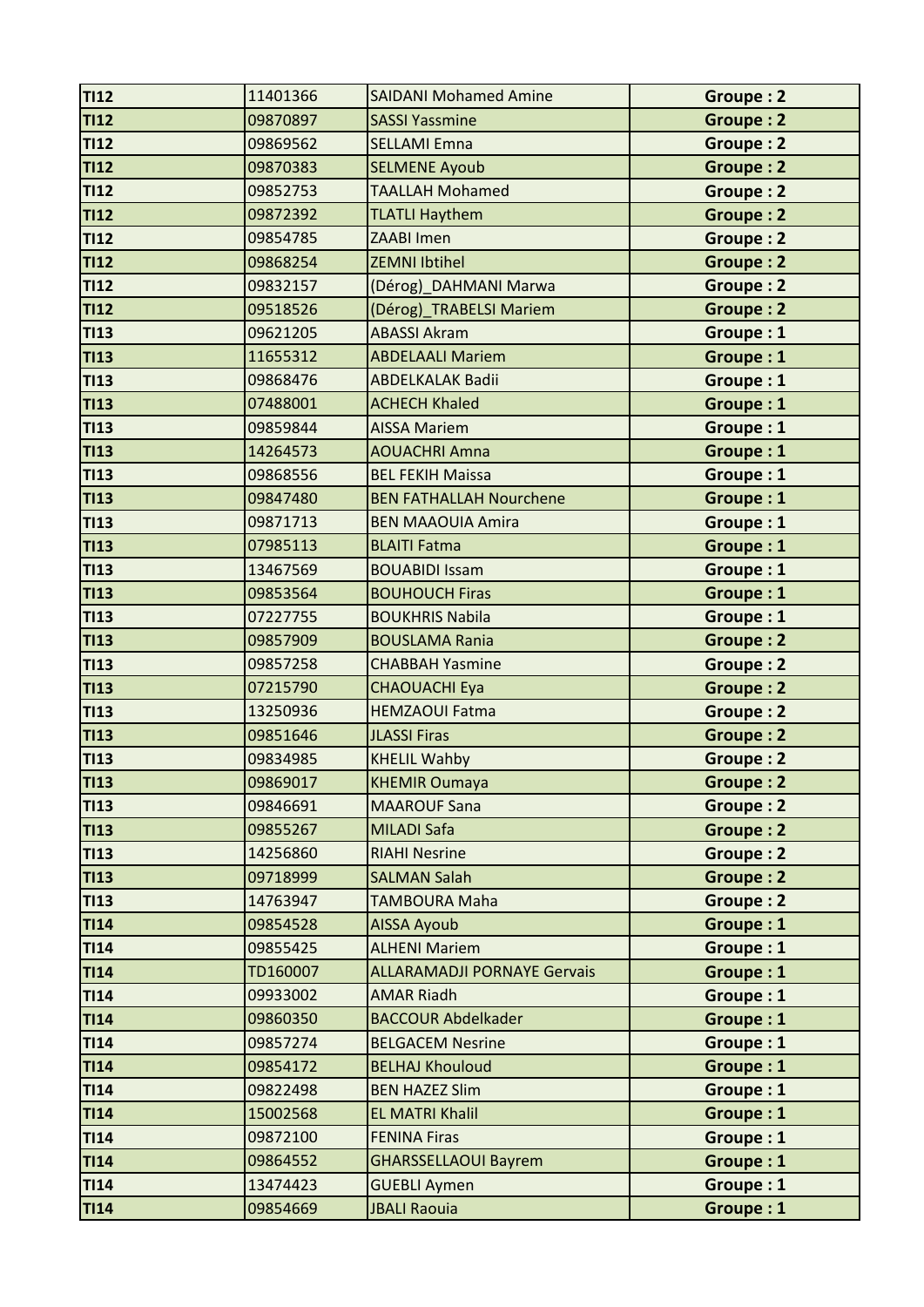| | | | |
|---|---|---|---|
| **TI12** | 11401366 | SAIDANI Mohamed Amine | **Groupe : 2** |
| **TI12** | 09870897 | SASSI Yassmine | **Groupe : 2** |
| **TI12** | 09869562 | SELLAMI Emna | **Groupe : 2** |
| **TI12** | 09870383 | SELMENE Ayoub | **Groupe : 2** |
| **TI12** | 09852753 | TAALLAH Mohamed | **Groupe : 2** |
| **TI12** | 09872392 | TLATLI Haythem | **Groupe : 2** |
| **TI12** | 09854785 | ZAABI Imen | **Groupe : 2** |
| **TI12** | 09868254 | ZEMNI Ibtihel | **Groupe : 2** |
| **TI12** | 09832157 | (Dérog)_DAHMANI Marwa | **Groupe : 2** |
| **TI12** | 09518526 | (Dérog)_TRABELSI Mariem | **Groupe : 2** |
| **TI13** | 09621205 | ABASSI Akram | **Groupe : 1** |
| **TI13** | 11655312 | ABDELAALI Mariem | **Groupe : 1** |
| **TI13** | 09868476 | ABDELKALAK Badii | **Groupe : 1** |
| **TI13** | 07488001 | ACHECH Khaled | **Groupe : 1** |
| **TI13** | 09859844 | AISSA Mariem | **Groupe : 1** |
| **TI13** | 14264573 | AOUACHRI Amna | **Groupe : 1** |
| **TI13** | 09868556 | BEL FEKIH Maissa | **Groupe : 1** |
| **TI13** | 09847480 | BEN FATHALLAH Nourchene | **Groupe : 1** |
| **TI13** | 09871713 | BEN MAAOUIA Amira | **Groupe : 1** |
| **TI13** | 07985113 | BLAITI Fatma | **Groupe : 1** |
| **TI13** | 13467569 | BOUABIDI Issam | **Groupe : 1** |
| **TI13** | 09853564 | BOUHOUCH Firas | **Groupe : 1** |
| **TI13** | 07227755 | BOUKHRIS Nabila | **Groupe : 1** |
| **TI13** | 09857909 | BOUSLAMA Rania | **Groupe : 2** |
| **TI13** | 09857258 | CHABBAH Yasmine | **Groupe : 2** |
| **TI13** | 07215790 | CHAOUACHI Eya | **Groupe : 2** |
| **TI13** | 13250936 | HEMZAOUI Fatma | **Groupe : 2** |
| **TI13** | 09851646 | JLASSI Firas | **Groupe : 2** |
| **TI13** | 09834985 | KHELIL Wahby | **Groupe : 2** |
| **TI13** | 09869017 | KHEMIR Oumaya | **Groupe : 2** |
| **TI13** | 09846691 | MAAROUF Sana | **Groupe : 2** |
| **TI13** | 09855267 | MILADI Safa | **Groupe : 2** |
| **TI13** | 14256860 | RIAHI Nesrine | **Groupe : 2** |
| **TI13** | 09718999 | SALMAN Salah | **Groupe : 2** |
| **TI13** | 14763947 | TAMBOURA Maha | **Groupe : 2** |
| **TI14** | 09854528 | AISSA Ayoub | **Groupe : 1** |
| **TI14** | 09855425 | ALHENI Mariem | **Groupe : 1** |
| **TI14** | TD160007 | ALLARAMADJI PORNAYE Gervais | **Groupe : 1** |
| **TI14** | 09933002 | AMAR Riadh | **Groupe : 1** |
| **TI14** | 09860350 | BACCOUR Abdelkader | **Groupe : 1** |
| **TI14** | 09857274 | BELGACEM Nesrine | **Groupe : 1** |
| **TI14** | 09854172 | BELHAJ Khouloud | **Groupe : 1** |
| **TI14** | 09822498 | BEN HAZEZ Slim | **Groupe : 1** |
| **TI14** | 15002568 | EL MATRI Khalil | **Groupe : 1** |
| **TI14** | 09872100 | FENINA Firas | **Groupe : 1** |
| **TI14** | 09864552 | GHARSSELLAOUI Bayrem | **Groupe : 1** |
| **TI14** | 13474423 | GUEBLI Aymen | **Groupe : 1** |
| **TI14** | 09854669 | JBALI Raouia | **Groupe : 1** |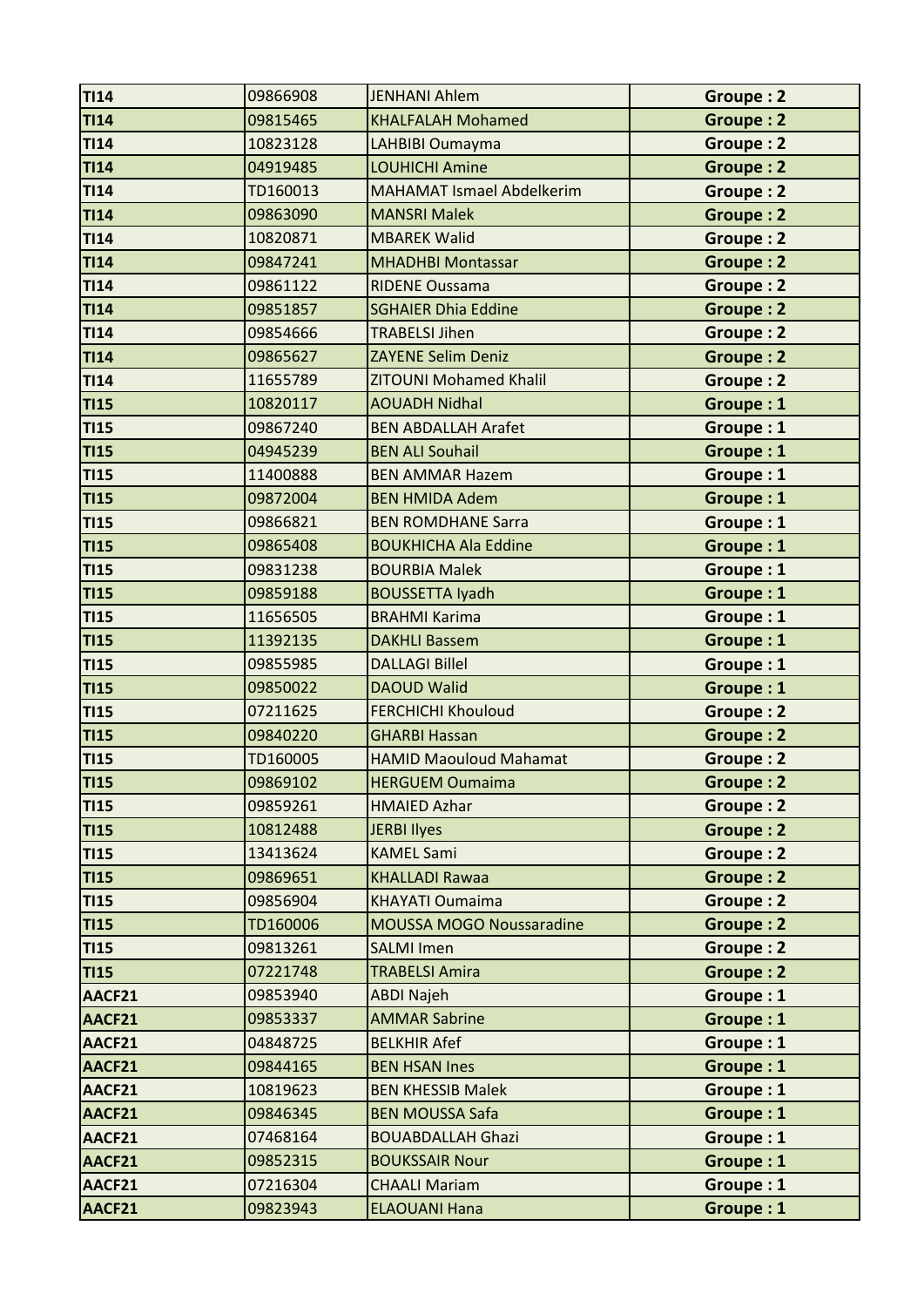| TI14 | 09866908 | JENHANI Ahlem | Groupe : 2 |
|---|---|---|---|
| TI14 | 09815465 | KHALFALAH Mohamed | Groupe : 2 |
| TI14 | 10823128 | LAHBIBI Oumayma | Groupe : 2 |
| TI14 | 04919485 | LOUHICHI Amine | Groupe : 2 |
| TI14 | TD160013 | MAHAMAT Ismael Abdelkerim | Groupe : 2 |
| TI14 | 09863090 | MANSRI Malek | Groupe : 2 |
| TI14 | 10820871 | MBAREK Walid | Groupe : 2 |
| TI14 | 09847241 | MHADHBI Montassar | Groupe : 2 |
| TI14 | 09861122 | RIDENE Oussama | Groupe : 2 |
| TI14 | 09851857 | SGHAIER Dhia Eddine | Groupe : 2 |
| TI14 | 09854666 | TRABELSI Jihen | Groupe : 2 |
| TI14 | 09865627 | ZAYENE Selim Deniz | Groupe : 2 |
| TI14 | 11655789 | ZITOUNI Mohamed Khalil | Groupe : 2 |
| TI15 | 10820117 | AOUADH Nidhal | Groupe : 1 |
| TI15 | 09867240 | BEN ABDALLAH Arafet | Groupe : 1 |
| TI15 | 04945239 | BEN ALI Souhail | Groupe : 1 |
| TI15 | 11400888 | BEN AMMAR Hazem | Groupe : 1 |
| TI15 | 09872004 | BEN HMIDA Adem | Groupe : 1 |
| TI15 | 09866821 | BEN ROMDHANE Sarra | Groupe : 1 |
| TI15 | 09865408 | BOUKHICHA Ala Eddine | Groupe : 1 |
| TI15 | 09831238 | BOURBIA Malek | Groupe : 1 |
| TI15 | 09859188 | BOUSSETTA Iyadh | Groupe : 1 |
| TI15 | 11656505 | BRAHMI Karima | Groupe : 1 |
| TI15 | 11392135 | DAKHLI Bassem | Groupe : 1 |
| TI15 | 09855985 | DALLAGI Billel | Groupe : 1 |
| TI15 | 09850022 | DAOUD Walid | Groupe : 1 |
| TI15 | 07211625 | FERCHICHI Khouloud | Groupe : 2 |
| TI15 | 09840220 | GHARBI Hassan | Groupe : 2 |
| TI15 | TD160005 | HAMID Maouloud Mahamat | Groupe : 2 |
| TI15 | 09869102 | HERGUEM Oumaima | Groupe : 2 |
| TI15 | 09859261 | HMAIED Azhar | Groupe : 2 |
| TI15 | 10812488 | JERBI Ilyes | Groupe : 2 |
| TI15 | 13413624 | KAMEL Sami | Groupe : 2 |
| TI15 | 09869651 | KHALLADI Rawaa | Groupe : 2 |
| TI15 | 09856904 | KHAYATI Oumaima | Groupe : 2 |
| TI15 | TD160006 | MOUSSA MOGO Noussaradine | Groupe : 2 |
| TI15 | 09813261 | SALMI Imen | Groupe : 2 |
| TI15 | 07221748 | TRABELSI Amira | Groupe : 2 |
| AACF21 | 09853940 | ABDI Najeh | Groupe : 1 |
| AACF21 | 09853337 | AMMAR Sabrine | Groupe : 1 |
| AACF21 | 04848725 | BELKHIR Afef | Groupe : 1 |
| AACF21 | 09844165 | BEN HSAN Ines | Groupe : 1 |
| AACF21 | 10819623 | BEN KHESSIB Malek | Groupe : 1 |
| AACF21 | 09846345 | BEN MOUSSA Safa | Groupe : 1 |
| AACF21 | 07468164 | BOUABDALLAH Ghazi | Groupe : 1 |
| AACF21 | 09852315 | BOUKSSAIR Nour | Groupe : 1 |
| AACF21 | 07216304 | CHAALI Mariam | Groupe : 1 |
| AACF21 | 09823943 | ELAOUANI Hana | Groupe : 1 |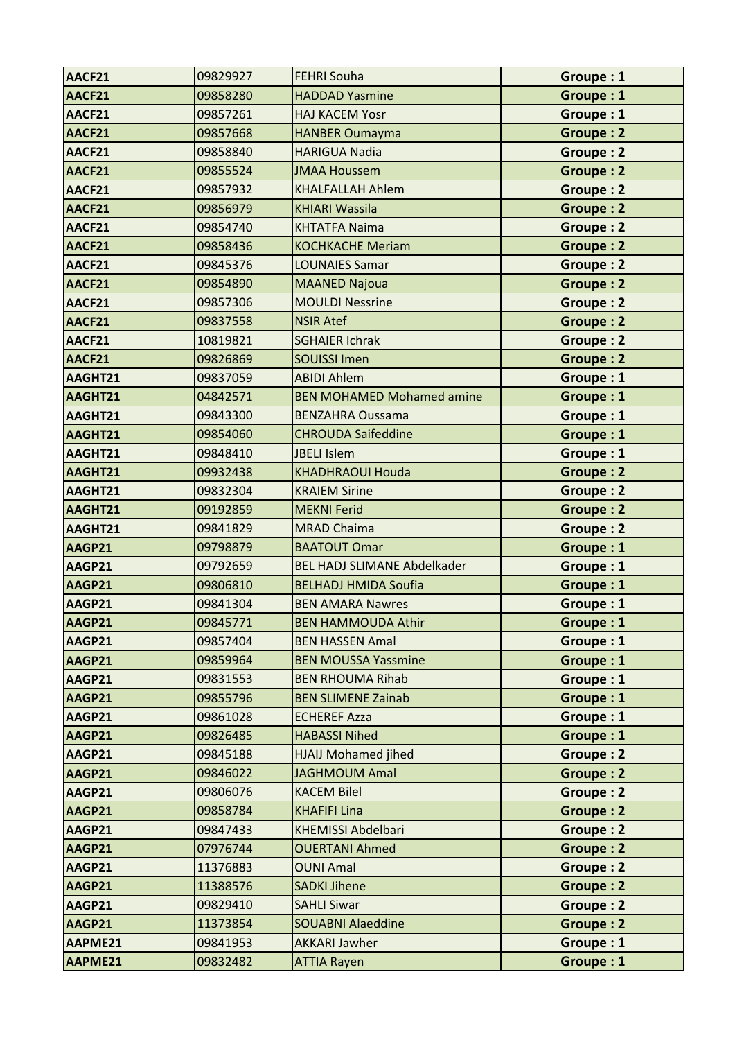| AACF21 | 09829927 | FEHRI Souha | Groupe : 1 |
|---|---|---|---|
| AACF21 | 09858280 | HADDAD Yasmine | Groupe : 1 |
| AACF21 | 09857261 | HAJ KACEM Yosr | Groupe : 1 |
| AACF21 | 09857668 | HANBER Oumayma | Groupe : 2 |
| AACF21 | 09858840 | HARIGUA Nadia | Groupe : 2 |
| AACF21 | 09855524 | JMAA Houssem | Groupe : 2 |
| AACF21 | 09857932 | KHALFALLAH Ahlem | Groupe : 2 |
| AACF21 | 09856979 | KHIARI Wassila | Groupe : 2 |
| AACF21 | 09854740 | KHTATFA Naima | Groupe : 2 |
| AACF21 | 09858436 | KOCHKACHE Meriam | Groupe : 2 |
| AACF21 | 09845376 | LOUNAIES Samar | Groupe : 2 |
| AACF21 | 09854890 | MAANED Najoua | Groupe : 2 |
| AACF21 | 09857306 | MOULDI Nessrine | Groupe : 2 |
| AACF21 | 09837558 | NSIR Atef | Groupe : 2 |
| AACF21 | 10819821 | SGHAIER Ichrak | Groupe : 2 |
| AACF21 | 09826869 | SOUISSI Imen | Groupe : 2 |
| AAGHT21 | 09837059 | ABIDI Ahlem | Groupe : 1 |
| AAGHT21 | 04842571 | BEN MOHAMED Mohamed amine | Groupe : 1 |
| AAGHT21 | 09843300 | BENZAHRA Oussama | Groupe : 1 |
| AAGHT21 | 09854060 | CHROUDA Saifeddine | Groupe : 1 |
| AAGHT21 | 09848410 | JBELI Islem | Groupe : 1 |
| AAGHT21 | 09932438 | KHADHRAOUI Houda | Groupe : 2 |
| AAGHT21 | 09832304 | KRAIEM Sirine | Groupe : 2 |
| AAGHT21 | 09192859 | MEKNI Ferid | Groupe : 2 |
| AAGHT21 | 09841829 | MRAD Chaima | Groupe : 2 |
| AAGP21 | 09798879 | BAATOUT Omar | Groupe : 1 |
| AAGP21 | 09792659 | BEL HADJ SLIMANE Abdelkader | Groupe : 1 |
| AAGP21 | 09806810 | BELHADJ HMIDA Soufia | Groupe : 1 |
| AAGP21 | 09841304 | BEN AMARA Nawres | Groupe : 1 |
| AAGP21 | 09845771 | BEN HAMMOUDA Athir | Groupe : 1 |
| AAGP21 | 09857404 | BEN HASSEN Amal | Groupe : 1 |
| AAGP21 | 09859964 | BEN MOUSSA Yassmine | Groupe : 1 |
| AAGP21 | 09831553 | BEN RHOUMA Rihab | Groupe : 1 |
| AAGP21 | 09855796 | BEN SLIMENE Zainab | Groupe : 1 |
| AAGP21 | 09861028 | ECHEREF Azza | Groupe : 1 |
| AAGP21 | 09826485 | HABASSI Nihed | Groupe : 1 |
| AAGP21 | 09845188 | HJAIJ Mohamed jihed | Groupe : 2 |
| AAGP21 | 09846022 | JAGHMOUM Amal | Groupe : 2 |
| AAGP21 | 09806076 | KACEM Bilel | Groupe : 2 |
| AAGP21 | 09858784 | KHAFIFI Lina | Groupe : 2 |
| AAGP21 | 09847433 | KHEMISSI Abdelbari | Groupe : 2 |
| AAGP21 | 07976744 | OUERTANI Ahmed | Groupe : 2 |
| AAGP21 | 11376883 | OUNI Amal | Groupe : 2 |
| AAGP21 | 11388576 | SADKI Jihene | Groupe : 2 |
| AAGP21 | 09829410 | SAHLI Siwar | Groupe : 2 |
| AAGP21 | 11373854 | SOUABNI Alaeddine | Groupe : 2 |
| AAPME21 | 09841953 | AKKARI Jawher | Groupe : 1 |
| AAPME21 | 09832482 | ATTIA Rayen | Groupe : 1 |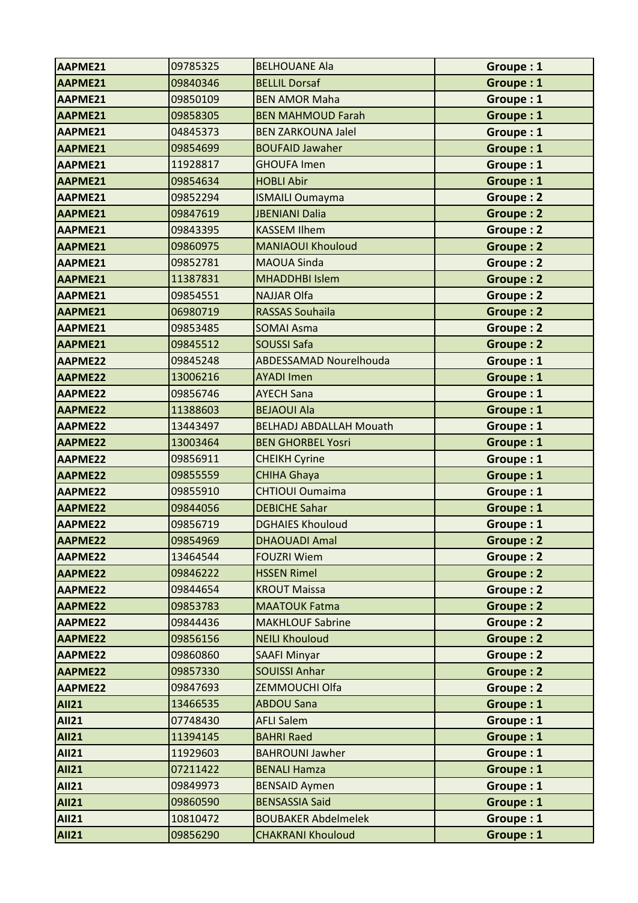| AAPME21 | 09785325 | BELHOUANE Ala | Groupe : 1 |
|---|---|---|---|
| AAPME21 | 09840346 | BELLIL Dorsaf | Groupe : 1 |
| AAPME21 | 09850109 | BEN AMOR Maha | Groupe : 1 |
| AAPME21 | 09858305 | BEN MAHMOUD Farah | Groupe : 1 |
| AAPME21 | 04845373 | BEN ZARKOUNA Jalel | Groupe : 1 |
| AAPME21 | 09854699 | BOUFAID Jawaher | Groupe : 1 |
| AAPME21 | 11928817 | GHOUFA Imen | Groupe : 1 |
| AAPME21 | 09854634 | HOBLI Abir | Groupe : 1 |
| AAPME21 | 09852294 | ISMAILI Oumayma | Groupe : 2 |
| AAPME21 | 09847619 | JBENIANI Dalia | Groupe : 2 |
| AAPME21 | 09843395 | KASSEM Ilhem | Groupe : 2 |
| AAPME21 | 09860975 | MANIAOUI Khouloud | Groupe : 2 |
| AAPME21 | 09852781 | MAOUA Sinda | Groupe : 2 |
| AAPME21 | 11387831 | MHADDHBI Islem | Groupe : 2 |
| AAPME21 | 09854551 | NAJJAR Olfa | Groupe : 2 |
| AAPME21 | 06980719 | RASSAS Souhaila | Groupe : 2 |
| AAPME21 | 09853485 | SOMAI Asma | Groupe : 2 |
| AAPME21 | 09845512 | SOUSSI Safa | Groupe : 2 |
| AAPME22 | 09845248 | ABDESSAMAD Nourelhouda | Groupe : 1 |
| AAPME22 | 13006216 | AYADI Imen | Groupe : 1 |
| AAPME22 | 09856746 | AYECH Sana | Groupe : 1 |
| AAPME22 | 11388603 | BEJAOUI Ala | Groupe : 1 |
| AAPME22 | 13443497 | BELHADJ ABDALLAH Mouath | Groupe : 1 |
| AAPME22 | 13003464 | BEN GHORBEL Yosri | Groupe : 1 |
| AAPME22 | 09856911 | CHEIKH Cyrine | Groupe : 1 |
| AAPME22 | 09855559 | CHIHA Ghaya | Groupe : 1 |
| AAPME22 | 09855910 | CHTIOUI Oumaima | Groupe : 1 |
| AAPME22 | 09844056 | DEBICHE Sahar | Groupe : 1 |
| AAPME22 | 09856719 | DGHAIES Khouloud | Groupe : 1 |
| AAPME22 | 09854969 | DHAOUADI Amal | Groupe : 2 |
| AAPME22 | 13464544 | FOUZRI Wiem | Groupe : 2 |
| AAPME22 | 09846222 | HSSEN Rimel | Groupe : 2 |
| AAPME22 | 09844654 | KROUT Maissa | Groupe : 2 |
| AAPME22 | 09853783 | MAATOUK Fatma | Groupe : 2 |
| AAPME22 | 09844436 | MAKHLOUF Sabrine | Groupe : 2 |
| AAPME22 | 09856156 | NEILI Khouloud | Groupe : 2 |
| AAPME22 | 09860860 | SAAFI Minyar | Groupe : 2 |
| AAPME22 | 09857330 | SOUISSI Anhar | Groupe : 2 |
| AAPME22 | 09847693 | ZEMMOUCHI Olfa | Groupe : 2 |
| AII21 | 13466535 | ABDOU Sana | Groupe : 1 |
| AII21 | 07748430 | AFLI Salem | Groupe : 1 |
| AII21 | 11394145 | BAHRI Raed | Groupe : 1 |
| AII21 | 11929603 | BAHROUNI Jawher | Groupe : 1 |
| AII21 | 07211422 | BENALI Hamza | Groupe : 1 |
| AII21 | 09849973 | BENSAID Aymen | Groupe : 1 |
| AII21 | 09860590 | BENSASSIA Said | Groupe : 1 |
| AII21 | 10810472 | BOUBAKER Abdelmelek | Groupe : 1 |
| AII21 | 09856290 | CHAKRANI Khouloud | Groupe : 1 |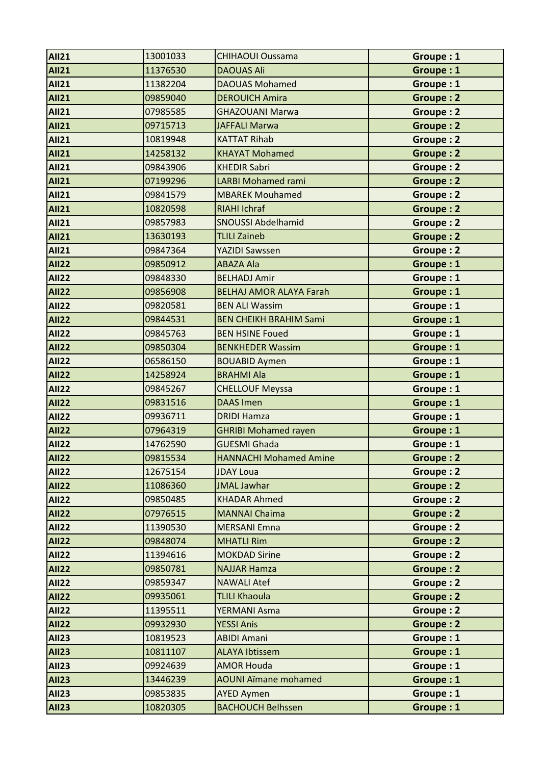| AII21 | 13001033 | CHIHAOUI Oussama | Groupe : 1 |
|---|---|---|---|
| AII21 | 11376530 | DAOUAS Ali | Groupe : 1 |
| AII21 | 11382204 | DAOUAS Mohamed | Groupe : 1 |
| AII21 | 09859040 | DEROUICH Amira | Groupe : 2 |
| AII21 | 07985585 | GHAZOUANI Marwa | Groupe : 2 |
| AII21 | 09715713 | JAFFALI Marwa | Groupe : 2 |
| AII21 | 10819948 | KATTAT Rihab | Groupe : 2 |
| AII21 | 14258132 | KHAYAT Mohamed | Groupe : 2 |
| AII21 | 09843906 | KHEDIR Sabri | Groupe : 2 |
| AII21 | 07199296 | LARBI Mohamed rami | Groupe : 2 |
| AII21 | 09841579 | MBAREK Mouhamed | Groupe : 2 |
| AII21 | 10820598 | RIAHI Ichraf | Groupe : 2 |
| AII21 | 09857983 | SNOUSSI Abdelhamid | Groupe : 2 |
| AII21 | 13630193 | TLILI Zaineb | Groupe : 2 |
| AII21 | 09847364 | YAZIDI Sawssen | Groupe : 2 |
| AII22 | 09850912 | ABAZA Ala | Groupe : 1 |
| AII22 | 09848330 | BELHADJ Amir | Groupe : 1 |
| AII22 | 09856908 | BELHAJ AMOR ALAYA Farah | Groupe : 1 |
| AII22 | 09820581 | BEN ALI Wassim | Groupe : 1 |
| AII22 | 09844531 | BEN CHEIKH BRAHIM Sami | Groupe : 1 |
| AII22 | 09845763 | BEN HSINE Foued | Groupe : 1 |
| AII22 | 09850304 | BENKHEDER Wassim | Groupe : 1 |
| AII22 | 06586150 | BOUABID Aymen | Groupe : 1 |
| AII22 | 14258924 | BRAHMI Ala | Groupe : 1 |
| AII22 | 09845267 | CHELLOUF Meyssa | Groupe : 1 |
| AII22 | 09831516 | DAAS Imen | Groupe : 1 |
| AII22 | 09936711 | DRIDI Hamza | Groupe : 1 |
| AII22 | 07964319 | GHRIBI Mohamed rayen | Groupe : 1 |
| AII22 | 14762590 | GUESMI Ghada | Groupe : 1 |
| AII22 | 09815534 | HANNACHI Mohamed Amine | Groupe : 2 |
| AII22 | 12675154 | JDAY Loua | Groupe : 2 |
| AII22 | 11086360 | JMAL Jawhar | Groupe : 2 |
| AII22 | 09850485 | KHADAR Ahmed | Groupe : 2 |
| AII22 | 07976515 | MANNAI Chaima | Groupe : 2 |
| AII22 | 11390530 | MERSANI Emna | Groupe : 2 |
| AII22 | 09848074 | MHATLI Rim | Groupe : 2 |
| AII22 | 11394616 | MOKDAD Sirine | Groupe : 2 |
| AII22 | 09850781 | NAJJAR Hamza | Groupe : 2 |
| AII22 | 09859347 | NAWALI Atef | Groupe : 2 |
| AII22 | 09935061 | TLILI Khaoula | Groupe : 2 |
| AII22 | 11395511 | YERMANI Asma | Groupe : 2 |
| AII22 | 09932930 | YESSI Anis | Groupe : 2 |
| AII23 | 10819523 | ABIDI Amani | Groupe : 1 |
| AII23 | 10811107 | ALAYA Ibtissem | Groupe : 1 |
| AII23 | 09924639 | AMOR Houda | Groupe : 1 |
| AII23 | 13446239 | AOUNI Aïmane mohamed | Groupe : 1 |
| AII23 | 09853835 | AYED Aymen | Groupe : 1 |
| AII23 | 10820305 | BACHOUCH Belhssen | Groupe : 1 |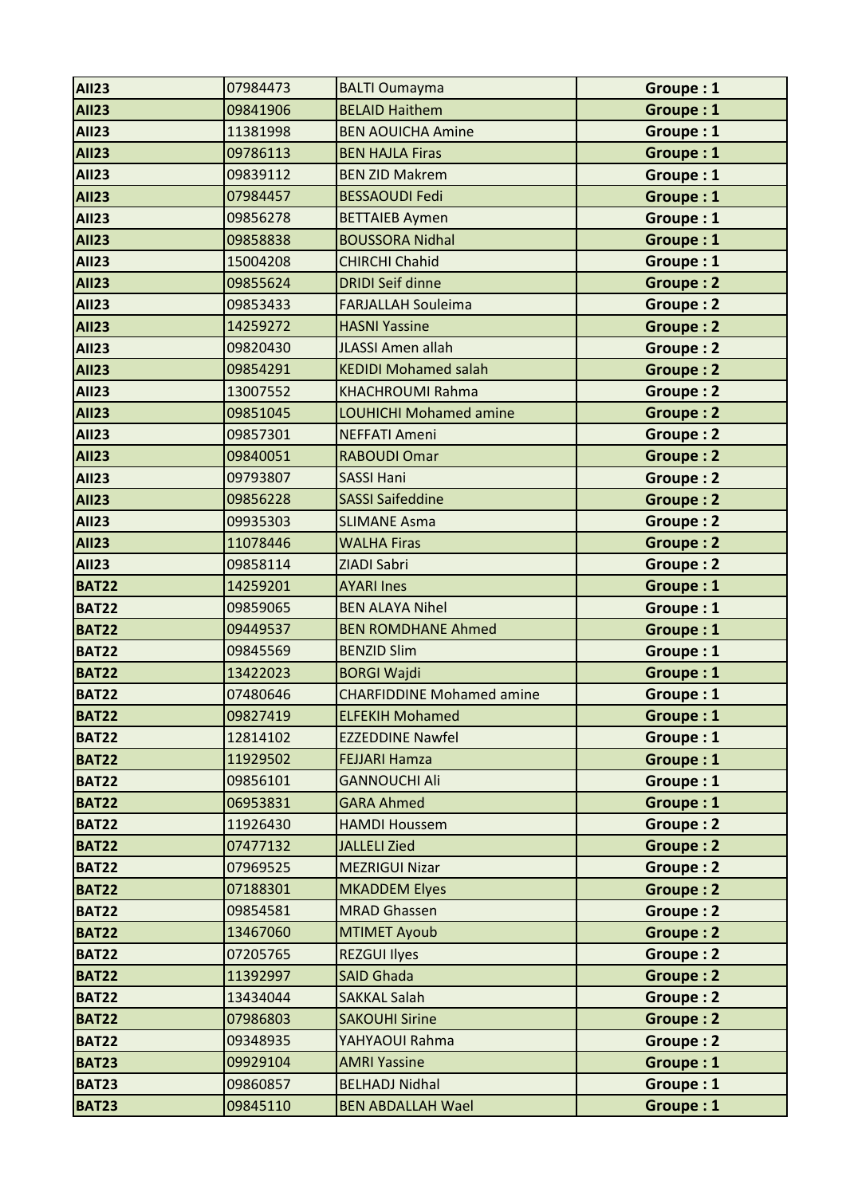| AII23 | 07984473 | BALTI Oumayma | Groupe : 1 |
|---|---|---|---|
| AII23 | 09841906 | BELAID Haithem | Groupe : 1 |
| AII23 | 11381998 | BEN AOUICHA Amine | Groupe : 1 |
| AII23 | 09786113 | BEN HAJLA Firas | Groupe : 1 |
| AII23 | 09839112 | BEN ZID Makrem | Groupe : 1 |
| AII23 | 07984457 | BESSAOUDI Fedi | Groupe : 1 |
| AII23 | 09856278 | BETTAIEB Aymen | Groupe : 1 |
| AII23 | 09858838 | BOUSSORA Nidhal | Groupe : 1 |
| AII23 | 15004208 | CHIRCHI Chahid | Groupe : 1 |
| AII23 | 09855624 | DRIDI Seif dinne | Groupe : 2 |
| AII23 | 09853433 | FARJALLAH Souleima | Groupe : 2 |
| AII23 | 14259272 | HASNI Yassine | Groupe : 2 |
| AII23 | 09820430 | JLASSI Amen allah | Groupe : 2 |
| AII23 | 09854291 | KEDIDI Mohamed salah | Groupe : 2 |
| AII23 | 13007552 | KHACHROUMI Rahma | Groupe : 2 |
| AII23 | 09851045 | LOUHICHI Mohamed amine | Groupe : 2 |
| AII23 | 09857301 | NEFFATI Ameni | Groupe : 2 |
| AII23 | 09840051 | RABOUDI Omar | Groupe : 2 |
| AII23 | 09793807 | SASSI Hani | Groupe : 2 |
| AII23 | 09856228 | SASSI Saifeddine | Groupe : 2 |
| AII23 | 09935303 | SLIMANE Asma | Groupe : 2 |
| AII23 | 11078446 | WALHA Firas | Groupe : 2 |
| AII23 | 09858114 | ZIADI Sabri | Groupe : 2 |
| BAT22 | 14259201 | AYARI Ines | Groupe : 1 |
| BAT22 | 09859065 | BEN ALAYA Nihel | Groupe : 1 |
| BAT22 | 09449537 | BEN ROMDHANE Ahmed | Groupe : 1 |
| BAT22 | 09845569 | BENZID Slim | Groupe : 1 |
| BAT22 | 13422023 | BORGI Wajdi | Groupe : 1 |
| BAT22 | 07480646 | CHARFIDDINE Mohamed amine | Groupe : 1 |
| BAT22 | 09827419 | ELFEKIH Mohamed | Groupe : 1 |
| BAT22 | 12814102 | EZZEDDINE Nawfel | Groupe : 1 |
| BAT22 | 11929502 | FEJJARI Hamza | Groupe : 1 |
| BAT22 | 09856101 | GANNOUCHI Ali | Groupe : 1 |
| BAT22 | 06953831 | GARA Ahmed | Groupe : 1 |
| BAT22 | 11926430 | HAMDI Houssem | Groupe : 2 |
| BAT22 | 07477132 | JALLELI Zied | Groupe : 2 |
| BAT22 | 07969525 | MEZRIGUI Nizar | Groupe : 2 |
| BAT22 | 07188301 | MKADDEM Elyes | Groupe : 2 |
| BAT22 | 09854581 | MRAD Ghassen | Groupe : 2 |
| BAT22 | 13467060 | MTIMET Ayoub | Groupe : 2 |
| BAT22 | 07205765 | REZGUI Ilyes | Groupe : 2 |
| BAT22 | 11392997 | SAID Ghada | Groupe : 2 |
| BAT22 | 13434044 | SAKKAL Salah | Groupe : 2 |
| BAT22 | 07986803 | SAKOUHI Sirine | Groupe : 2 |
| BAT22 | 09348935 | YAHYAOUI Rahma | Groupe : 2 |
| BAT23 | 09929104 | AMRI Yassine | Groupe : 1 |
| BAT23 | 09860857 | BELHADJ Nidhal | Groupe : 1 |
| BAT23 | 09845110 | BEN ABDALLAH Wael | Groupe : 1 |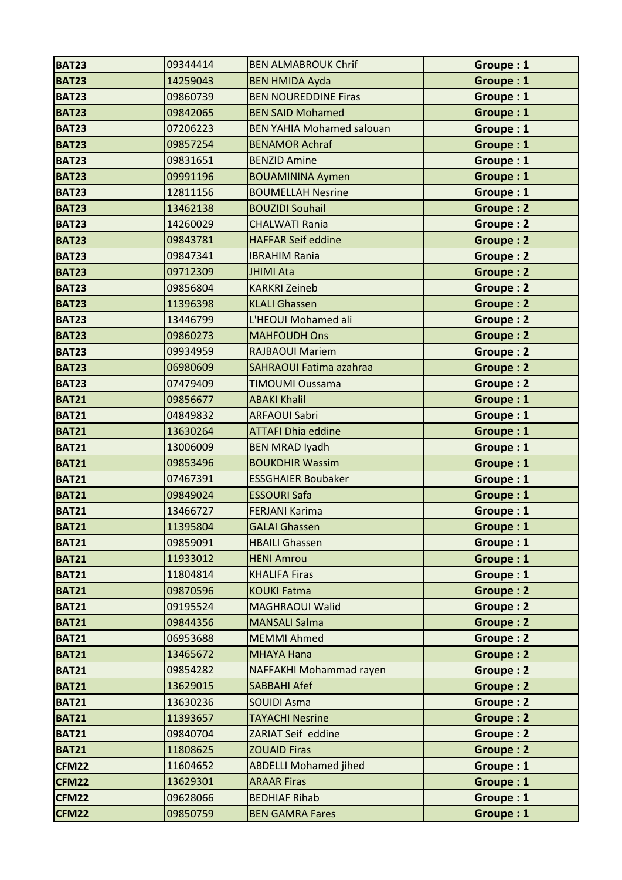| | | | |
|---|---|---|---|
| **BAT23** | 09344414 | BEN ALMABROUK Chrif | **Groupe : 1** |
| **BAT23** | 14259043 | BEN HMIDA Ayda | **Groupe : 1** |
| **BAT23** | 09860739 | BEN NOUREDDINE Firas | **Groupe : 1** |
| **BAT23** | 09842065 | BEN SAID Mohamed | **Groupe : 1** |
| **BAT23** | 07206223 | BEN YAHIA Mohamed salouan | **Groupe : 1** |
| **BAT23** | 09857254 | BENAMOR Achraf | **Groupe : 1** |
| **BAT23** | 09831651 | BENZID Amine | **Groupe : 1** |
| **BAT23** | 09991196 | BOUAMININA Aymen | **Groupe : 1** |
| **BAT23** | 12811156 | BOUMELLAH Nesrine | **Groupe : 1** |
| **BAT23** | 13462138 | BOUZIDI Souhail | **Groupe : 2** |
| **BAT23** | 14260029 | CHALWATI Rania | **Groupe : 2** |
| **BAT23** | 09843781 | HAFFAR Seif eddine | **Groupe : 2** |
| **BAT23** | 09847341 | IBRAHIM Rania | **Groupe : 2** |
| **BAT23** | 09712309 | JHIMI Ata | **Groupe : 2** |
| **BAT23** | 09856804 | KARKRI Zeineb | **Groupe : 2** |
| **BAT23** | 11396398 | KLALI Ghassen | **Groupe : 2** |
| **BAT23** | 13446799 | L'HEOUI Mohamed ali | **Groupe : 2** |
| **BAT23** | 09860273 | MAHFOUDH Ons | **Groupe : 2** |
| **BAT23** | 09934959 | RAJBAOUI Mariem | **Groupe : 2** |
| **BAT23** | 06980609 | SAHRAOUI Fatima azahraa | **Groupe : 2** |
| **BAT23** | 07479409 | TIMOUMI Oussama | **Groupe : 2** |
| **BAT21** | 09856677 | ABAKI Khalil | **Groupe : 1** |
| **BAT21** | 04849832 | ARFAOUI Sabri | **Groupe : 1** |
| **BAT21** | 13630264 | ATTAFI Dhia eddine | **Groupe : 1** |
| **BAT21** | 13006009 | BEN MRAD Iyadh | **Groupe : 1** |
| **BAT21** | 09853496 | BOUKDHIR Wassim | **Groupe : 1** |
| **BAT21** | 07467391 | ESSGHAIER Boubaker | **Groupe : 1** |
| **BAT21** | 09849024 | ESSOURI Safa | **Groupe : 1** |
| **BAT21** | 13466727 | FERJANI Karima | **Groupe : 1** |
| **BAT21** | 11395804 | GALAI Ghassen | **Groupe : 1** |
| **BAT21** | 09859091 | HBAILI Ghassen | **Groupe : 1** |
| **BAT21** | 11933012 | HENI Amrou | **Groupe : 1** |
| **BAT21** | 11804814 | KHALIFA Firas | **Groupe : 1** |
| **BAT21** | 09870596 | KOUKI Fatma | **Groupe : 2** |
| **BAT21** | 09195524 | MAGHRAOUI Walid | **Groupe : 2** |
| **BAT21** | 09844356 | MANSALI Salma | **Groupe : 2** |
| **BAT21** | 06953688 | MEMMI Ahmed | **Groupe : 2** |
| **BAT21** | 13465672 | MHAYA Hana | **Groupe : 2** |
| **BAT21** | 09854282 | NAFFAKHI Mohammad rayen | **Groupe : 2** |
| **BAT21** | 13629015 | SABBAHI Afef | **Groupe : 2** |
| **BAT21** | 13630236 | SOUIDI Asma | **Groupe : 2** |
| **BAT21** | 11393657 | TAYACHI Nesrine | **Groupe : 2** |
| **BAT21** | 09840704 | ZARIAT Seif eddine | **Groupe : 2** |
| **BAT21** | 11808625 | ZOUAID Firas | **Groupe : 2** |
| **CFM22** | 11604652 | ABDELLI Mohamed jihed | **Groupe : 1** |
| **CFM22** | 13629301 | ARAAR Firas | **Groupe : 1** |
| **CFM22** | 09628066 | BEDHIAF Rihab | **Groupe : 1** |
| **CFM22** | 09850759 | BEN GAMRA Fares | **Groupe : 1** |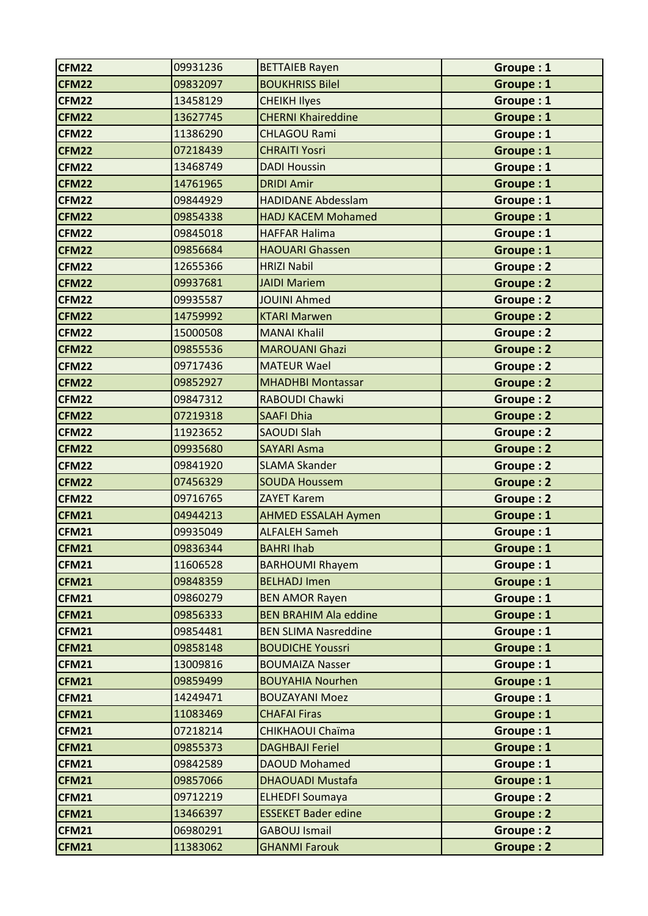| CFM22 | 09931236 | BETTAIEB Rayen | Groupe : 1 |
|---|---|---|---|
| CFM22 | 09832097 | BOUKHRISS Bilel | Groupe : 1 |
| CFM22 | 13458129 | CHEIKH Ilyes | Groupe : 1 |
| CFM22 | 13627745 | CHERNI Khaireddine | Groupe : 1 |
| CFM22 | 11386290 | CHLAGOU Rami | Groupe : 1 |
| CFM22 | 07218439 | CHRAITI Yosri | Groupe : 1 |
| CFM22 | 13468749 | DADI Houssin | Groupe : 1 |
| CFM22 | 14761965 | DRIDI Amir | Groupe : 1 |
| CFM22 | 09844929 | HADIDANE Abdesslam | Groupe : 1 |
| CFM22 | 09854338 | HADJ KACEM Mohamed | Groupe : 1 |
| CFM22 | 09845018 | HAFFAR Halima | Groupe : 1 |
| CFM22 | 09856684 | HAOUARI Ghassen | Groupe : 1 |
| CFM22 | 12655366 | HRIZI Nabil | Groupe : 2 |
| CFM22 | 09937681 | JAIDI Mariem | Groupe : 2 |
| CFM22 | 09935587 | JOUINI Ahmed | Groupe : 2 |
| CFM22 | 14759992 | KTARI Marwen | Groupe : 2 |
| CFM22 | 15000508 | MANAI Khalil | Groupe : 2 |
| CFM22 | 09855536 | MAROUANI Ghazi | Groupe : 2 |
| CFM22 | 09717436 | MATEUR Wael | Groupe : 2 |
| CFM22 | 09852927 | MHADHBI Montassar | Groupe : 2 |
| CFM22 | 09847312 | RABOUDI Chawki | Groupe : 2 |
| CFM22 | 07219318 | SAAFI Dhia | Groupe : 2 |
| CFM22 | 11923652 | SAOUDI Slah | Groupe : 2 |
| CFM22 | 09935680 | SAYARI Asma | Groupe : 2 |
| CFM22 | 09841920 | SLAMA Skander | Groupe : 2 |
| CFM22 | 07456329 | SOUDA Houssem | Groupe : 2 |
| CFM22 | 09716765 | ZAYET Karem | Groupe : 2 |
| CFM21 | 04944213 | AHMED ESSALAH Aymen | Groupe : 1 |
| CFM21 | 09935049 | ALFALEH Sameh | Groupe : 1 |
| CFM21 | 09836344 | BAHRI Ihab | Groupe : 1 |
| CFM21 | 11606528 | BARHOUMI Rhayem | Groupe : 1 |
| CFM21 | 09848359 | BELHADJ Imen | Groupe : 1 |
| CFM21 | 09860279 | BEN AMOR Rayen | Groupe : 1 |
| CFM21 | 09856333 | BEN BRAHIM Ala eddine | Groupe : 1 |
| CFM21 | 09854481 | BEN SLIMA Nasreddine | Groupe : 1 |
| CFM21 | 09858148 | BOUDICHE Youssri | Groupe : 1 |
| CFM21 | 13009816 | BOUMAIZA Nasser | Groupe : 1 |
| CFM21 | 09859499 | BOUYAHIA Nourhen | Groupe : 1 |
| CFM21 | 14249471 | BOUZAYANI Moez | Groupe : 1 |
| CFM21 | 11083469 | CHAFAI Firas | Groupe : 1 |
| CFM21 | 07218214 | CHIKHAOUI Chaïma | Groupe : 1 |
| CFM21 | 09855373 | DAGHBAJI Feriel | Groupe : 1 |
| CFM21 | 09842589 | DAOUD Mohamed | Groupe : 1 |
| CFM21 | 09857066 | DHAOUADI Mustafa | Groupe : 1 |
| CFM21 | 09712219 | ELHEDFI Soumaya | Groupe : 2 |
| CFM21 | 13466397 | ESSEKET Bader edine | Groupe : 2 |
| CFM21 | 06980291 | GABOUJ Ismail | Groupe : 2 |
| CFM21 | 11383062 | GHANMI Farouk | Groupe : 2 |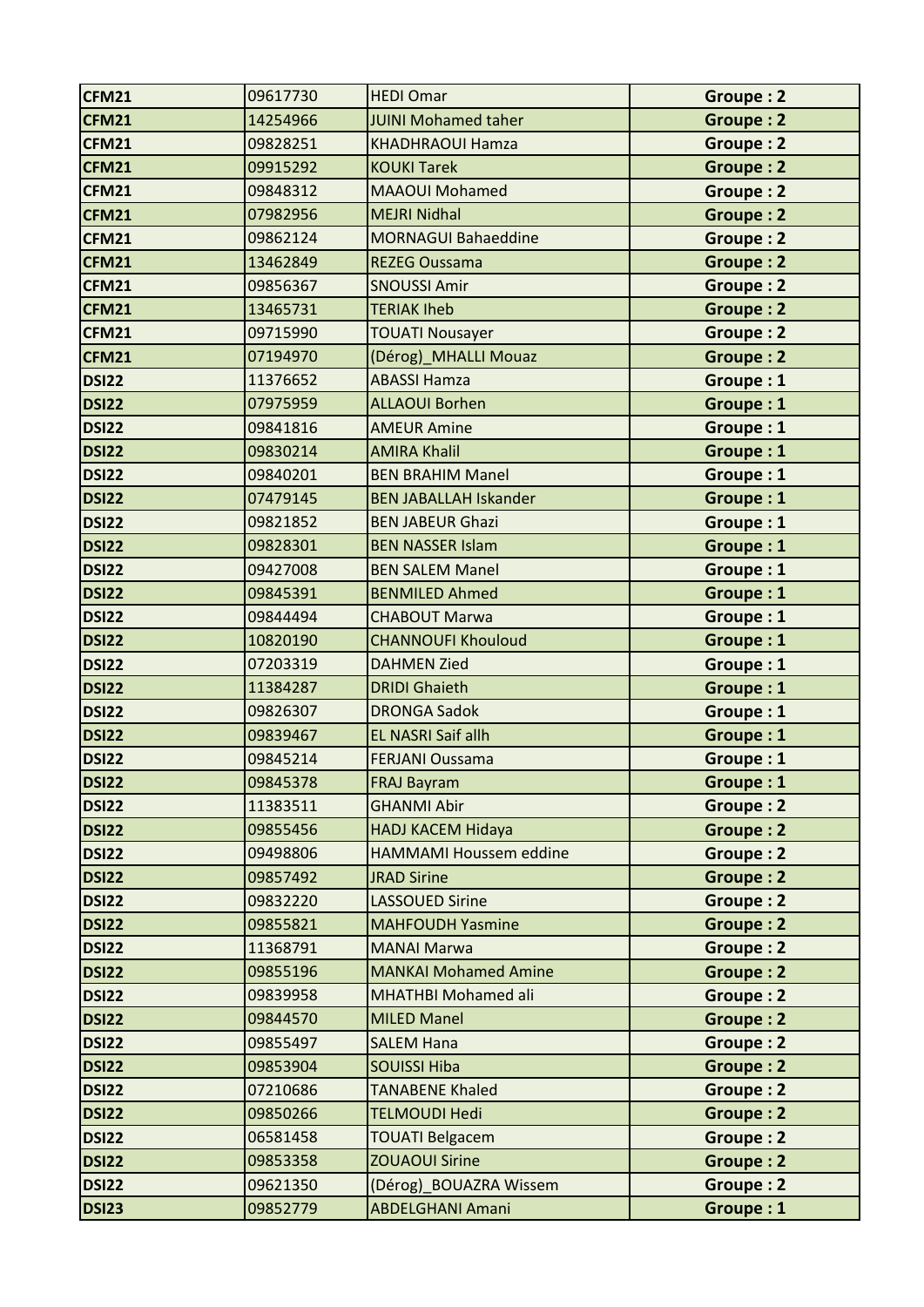| CFM21 | 09617730 | HEDI Omar | Groupe : 2 |
|---|---|---|---|
| CFM21 | 14254966 | JUINI Mohamed taher | Groupe : 2 |
| CFM21 | 09828251 | KHADHRAOUI Hamza | Groupe : 2 |
| CFM21 | 09915292 | KOUKI Tarek | Groupe : 2 |
| CFM21 | 09848312 | MAAOUI Mohamed | Groupe : 2 |
| CFM21 | 07982956 | MEJRI Nidhal | Groupe : 2 |
| CFM21 | 09862124 | MORNAGUI Bahaeddine | Groupe : 2 |
| CFM21 | 13462849 | REZEG Oussama | Groupe : 2 |
| CFM21 | 09856367 | SNOUSSI Amir | Groupe : 2 |
| CFM21 | 13465731 | TERIAK Iheb | Groupe : 2 |
| CFM21 | 09715990 | TOUATI Nousayer | Groupe : 2 |
| CFM21 | 07194970 | (Dérog)_MHALLI Mouaz | Groupe : 2 |
| DSI22 | 11376652 | ABASSI Hamza | Groupe : 1 |
| DSI22 | 07975959 | ALLAOUI Borhen | Groupe : 1 |
| DSI22 | 09841816 | AMEUR Amine | Groupe : 1 |
| DSI22 | 09830214 | AMIRA Khalil | Groupe : 1 |
| DSI22 | 09840201 | BEN BRAHIM Manel | Groupe : 1 |
| DSI22 | 07479145 | BEN JABALLAH Iskander | Groupe : 1 |
| DSI22 | 09821852 | BEN JABEUR Ghazi | Groupe : 1 |
| DSI22 | 09828301 | BEN NASSER Islam | Groupe : 1 |
| DSI22 | 09427008 | BEN SALEM Manel | Groupe : 1 |
| DSI22 | 09845391 | BENMILED Ahmed | Groupe : 1 |
| DSI22 | 09844494 | CHABOUT Marwa | Groupe : 1 |
| DSI22 | 10820190 | CHANNOUFI Khouloud | Groupe : 1 |
| DSI22 | 07203319 | DAHMEN Zied | Groupe : 1 |
| DSI22 | 11384287 | DRIDI Ghaieth | Groupe : 1 |
| DSI22 | 09826307 | DRONGA Sadok | Groupe : 1 |
| DSI22 | 09839467 | EL NASRI Saif allh | Groupe : 1 |
| DSI22 | 09845214 | FERJANI Oussama | Groupe : 1 |
| DSI22 | 09845378 | FRAJ Bayram | Groupe : 1 |
| DSI22 | 11383511 | GHANMI Abir | Groupe : 2 |
| DSI22 | 09855456 | HADJ KACEM Hidaya | Groupe : 2 |
| DSI22 | 09498806 | HAMMAMI Houssem eddine | Groupe : 2 |
| DSI22 | 09857492 | JRAD Sirine | Groupe : 2 |
| DSI22 | 09832220 | LASSOUED Sirine | Groupe : 2 |
| DSI22 | 09855821 | MAHFOUDH Yasmine | Groupe : 2 |
| DSI22 | 11368791 | MANAI Marwa | Groupe : 2 |
| DSI22 | 09855196 | MANKAI Mohamed Amine | Groupe : 2 |
| DSI22 | 09839958 | MHATHBI Mohamed ali | Groupe : 2 |
| DSI22 | 09844570 | MILED Manel | Groupe : 2 |
| DSI22 | 09855497 | SALEM Hana | Groupe : 2 |
| DSI22 | 09853904 | SOUISSI Hiba | Groupe : 2 |
| DSI22 | 07210686 | TANABENE Khaled | Groupe : 2 |
| DSI22 | 09850266 | TELMOUDI Hedi | Groupe : 2 |
| DSI22 | 06581458 | TOUATI Belgacem | Groupe : 2 |
| DSI22 | 09853358 | ZOUAOUI Sirine | Groupe : 2 |
| DSI22 | 09621350 | (Dérog)_BOUAZRA Wissem | Groupe : 2 |
| DSI23 | 09852779 | ABDELGHANI Amani | Groupe : 1 |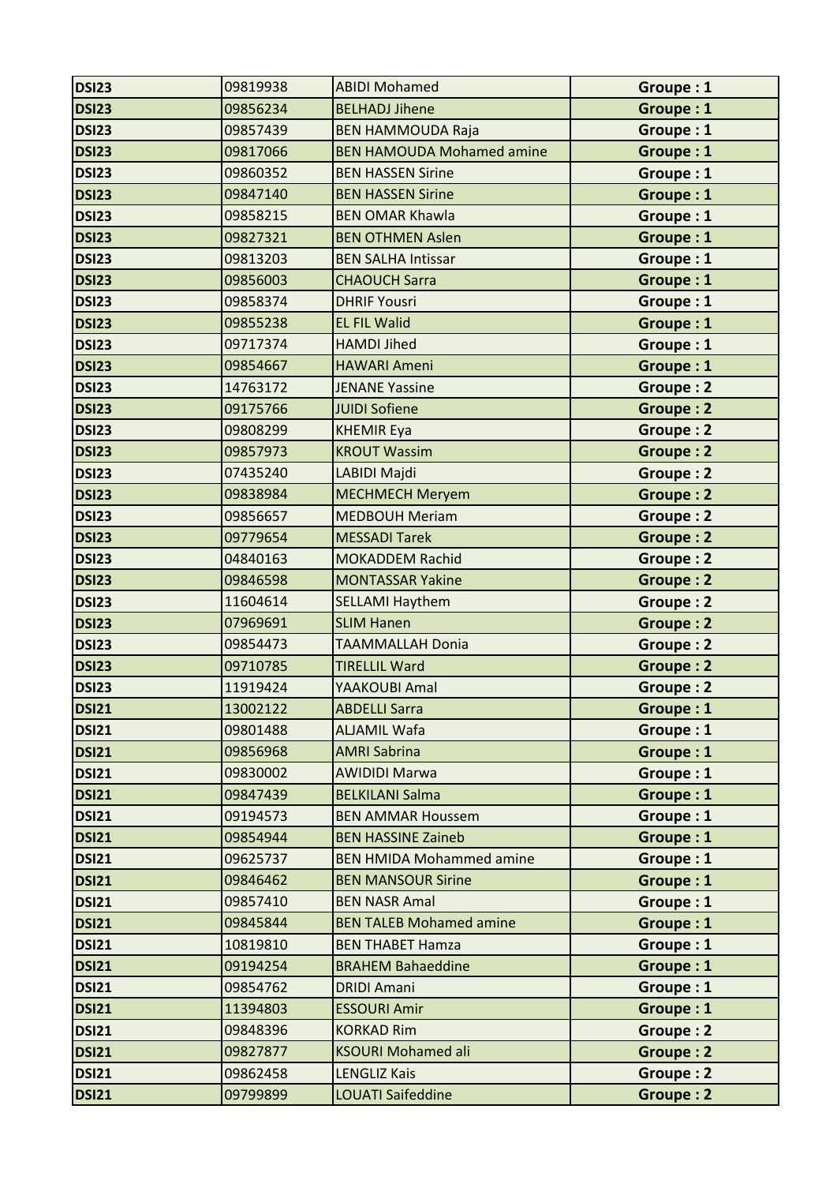| | | | |
|---|---|---|---|
| **DSI23** | 09819938 | ABIDI Mohamed | **Groupe : 1** |
| **DSI23** | 09856234 | BELHADJ Jihene | **Groupe : 1** |
| **DSI23** | 09857439 | BEN HAMMOUDA Raja | **Groupe : 1** |
| **DSI23** | 09817066 | BEN HAMOUDA Mohamed amine | **Groupe : 1** |
| **DSI23** | 09860352 | BEN HASSEN Sirine | **Groupe : 1** |
| **DSI23** | 09847140 | BEN HASSEN Sirine | **Groupe : 1** |
| **DSI23** | 09858215 | BEN OMAR Khawla | **Groupe : 1** |
| **DSI23** | 09827321 | BEN OTHMEN Aslen | **Groupe : 1** |
| **DSI23** | 09813203 | BEN SALHA Intissar | **Groupe : 1** |
| **DSI23** | 09856003 | CHAOUCH Sarra | **Groupe : 1** |
| **DSI23** | 09858374 | DHRIF Yousri | **Groupe : 1** |
| **DSI23** | 09855238 | EL FIL Walid | **Groupe : 1** |
| **DSI23** | 09717374 | HAMDI Jihed | **Groupe : 1** |
| **DSI23** | 09854667 | HAWARI Ameni | **Groupe : 1** |
| **DSI23** | 14763172 | JENANE Yassine | **Groupe : 2** |
| **DSI23** | 09175766 | JUIDI Sofiene | **Groupe : 2** |
| **DSI23** | 09808299 | KHEMIR Eya | **Groupe : 2** |
| **DSI23** | 09857973 | KROUT Wassim | **Groupe : 2** |
| **DSI23** | 07435240 | LABIDI Majdi | **Groupe : 2** |
| **DSI23** | 09838984 | MECHMECH Meryem | **Groupe : 2** |
| **DSI23** | 09856657 | MEDBOUH Meriam | **Groupe : 2** |
| **DSI23** | 09779654 | MESSADI Tarek | **Groupe : 2** |
| **DSI23** | 04840163 | MOKADDEM Rachid | **Groupe : 2** |
| **DSI23** | 09846598 | MONTASSAR Yakine | **Groupe : 2** |
| **DSI23** | 11604614 | SELLAMI Haythem | **Groupe : 2** |
| **DSI23** | 07969691 | SLIM Hanen | **Groupe : 2** |
| **DSI23** | 09854473 | TAAMMALLAH Donia | **Groupe : 2** |
| **DSI23** | 09710785 | TIRELLIL Ward | **Groupe : 2** |
| **DSI23** | 11919424 | YAAKOUBI Amal | **Groupe : 2** |
| **DSI21** | 13002122 | ABDELLI Sarra | **Groupe : 1** |
| **DSI21** | 09801488 | ALJAMIL Wafa | **Groupe : 1** |
| **DSI21** | 09856968 | AMRI Sabrina | **Groupe : 1** |
| **DSI21** | 09830002 | AWIDIDI Marwa | **Groupe : 1** |
| **DSI21** | 09847439 | BELKILANI Salma | **Groupe : 1** |
| **DSI21** | 09194573 | BEN AMMAR Houssem | **Groupe : 1** |
| **DSI21** | 09854944 | BEN HASSINE Zaineb | **Groupe : 1** |
| **DSI21** | 09625737 | BEN HMIDA Mohammed amine | **Groupe : 1** |
| **DSI21** | 09846462 | BEN MANSOUR Sirine | **Groupe : 1** |
| **DSI21** | 09857410 | BEN NASR Amal | **Groupe : 1** |
| **DSI21** | 09845844 | BEN TALEB Mohamed amine | **Groupe : 1** |
| **DSI21** | 10819810 | BEN THABET Hamza | **Groupe : 1** |
| **DSI21** | 09194254 | BRAHEM Bahaeddine | **Groupe : 1** |
| **DSI21** | 09854762 | DRIDI Amani | **Groupe : 1** |
| **DSI21** | 11394803 | ESSOURI Amir | **Groupe : 1** |
| **DSI21** | 09848396 | KORKAD Rim | **Groupe : 2** |
| **DSI21** | 09827877 | KSOURI Mohamed ali | **Groupe : 2** |
| **DSI21** | 09862458 | LENGLIZ Kais | **Groupe : 2** |
| **DSI21** | 09799899 | LOUATI Saifeddine | **Groupe : 2** |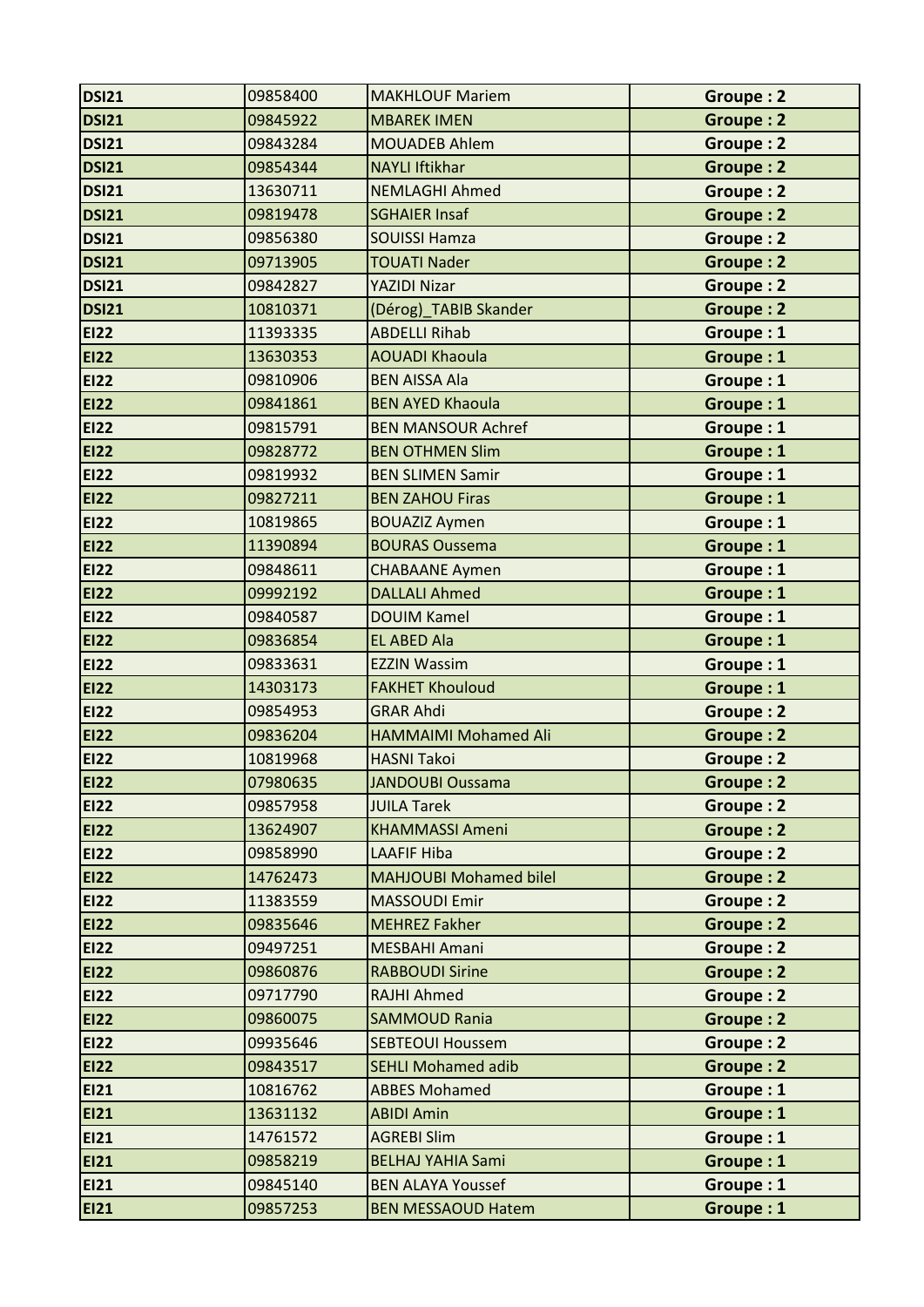| | | | |
|---|---|---|---|
| **DSI21** | 09858400 | MAKHLOUF Mariem | **Groupe : 2** |
| **DSI21** | 09845922 | MBAREK IMEN | **Groupe : 2** |
| **DSI21** | 09843284 | MOUADEB Ahlem | **Groupe : 2** |
| **DSI21** | 09854344 | NAYLI Iftikhar | **Groupe : 2** |
| **DSI21** | 13630711 | NEMLAGHI Ahmed | **Groupe : 2** |
| **DSI21** | 09819478 | SGHAIER Insaf | **Groupe : 2** |
| **DSI21** | 09856380 | SOUISSI Hamza | **Groupe : 2** |
| **DSI21** | 09713905 | TOUATI Nader | **Groupe : 2** |
| **DSI21** | 09842827 | YAZIDI Nizar | **Groupe : 2** |
| **DSI21** | 10810371 | (Dérog)_TABIB Skander | **Groupe : 2** |
| **EI22** | 11393335 | ABDELLI Rihab | **Groupe : 1** |
| **EI22** | 13630353 | AOUADI Khaoula | **Groupe : 1** |
| **EI22** | 09810906 | BEN AISSA Ala | **Groupe : 1** |
| **EI22** | 09841861 | BEN AYED Khaoula | **Groupe : 1** |
| **EI22** | 09815791 | BEN MANSOUR Achref | **Groupe : 1** |
| **EI22** | 09828772 | BEN OTHMEN Slim | **Groupe : 1** |
| **EI22** | 09819932 | BEN SLIMEN Samir | **Groupe : 1** |
| **EI22** | 09827211 | BEN ZAHOU Firas | **Groupe : 1** |
| **EI22** | 10819865 | BOUAZIZ Aymen | **Groupe : 1** |
| **EI22** | 11390894 | BOURAS Oussema | **Groupe : 1** |
| **EI22** | 09848611 | CHABAANE Aymen | **Groupe : 1** |
| **EI22** | 09992192 | DALLALI Ahmed | **Groupe : 1** |
| **EI22** | 09840587 | DOUIM Kamel | **Groupe : 1** |
| **EI22** | 09836854 | EL ABED Ala | **Groupe : 1** |
| **EI22** | 09833631 | EZZIN Wassim | **Groupe : 1** |
| **EI22** | 14303173 | FAKHET Khouloud | **Groupe : 1** |
| **EI22** | 09854953 | GRAR Ahdi | **Groupe : 2** |
| **EI22** | 09836204 | HAMMAIMI Mohamed Ali | **Groupe : 2** |
| **EI22** | 10819968 | HASNI Takoi | **Groupe : 2** |
| **EI22** | 07980635 | JANDOUBI Oussama | **Groupe : 2** |
| **EI22** | 09857958 | JUILA Tarek | **Groupe : 2** |
| **EI22** | 13624907 | KHAMMASSI Ameni | **Groupe : 2** |
| **EI22** | 09858990 | LAAFIF Hiba | **Groupe : 2** |
| **EI22** | 14762473 | MAHJOUBI Mohamed bilel | **Groupe : 2** |
| **EI22** | 11383559 | MASSOUDI Emir | **Groupe : 2** |
| **EI22** | 09835646 | MEHREZ Fakher | **Groupe : 2** |
| **EI22** | 09497251 | MESBAHI Amani | **Groupe : 2** |
| **EI22** | 09860876 | RABBOUDI Sirine | **Groupe : 2** |
| **EI22** | 09717790 | RAJHI Ahmed | **Groupe : 2** |
| **EI22** | 09860075 | SAMMOUD Rania | **Groupe : 2** |
| **EI22** | 09935646 | SEBTEOUI Houssem | **Groupe : 2** |
| **EI22** | 09843517 | SEHLI Mohamed adib | **Groupe : 2** |
| **EI21** | 10816762 | ABBES Mohamed | **Groupe : 1** |
| **EI21** | 13631132 | ABIDI Amin | **Groupe : 1** |
| **EI21** | 14761572 | AGREBI Slim | **Groupe : 1** |
| **EI21** | 09858219 | BELHAJ YAHIA Sami | **Groupe : 1** |
| **EI21** | 09845140 | BEN ALAYA Youssef | **Groupe : 1** |
| **EI21** | 09857253 | BEN MESSAOUD Hatem | **Groupe : 1** |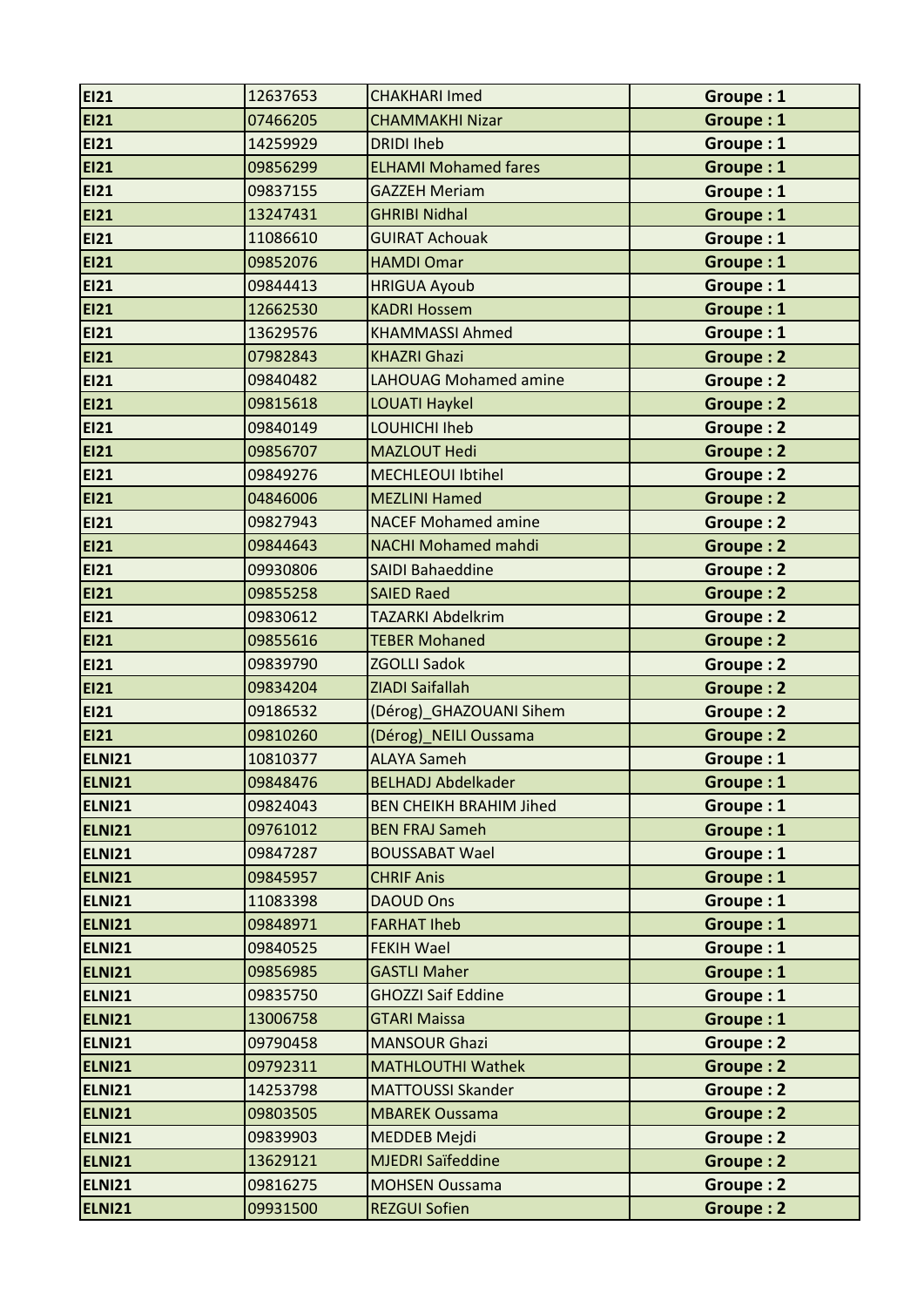| | | | |
|---|---|---|---|
| **EI21** | 12637653 | CHAKHARI Imed | **Groupe : 1** |
| **EI21** | 07466205 | CHAMMAKHI Nizar | **Groupe : 1** |
| **EI21** | 14259929 | DRIDI Iheb | **Groupe : 1** |
| **EI21** | 09856299 | ELHAMI Mohamed fares | **Groupe : 1** |
| **EI21** | 09837155 | GAZZEH Meriam | **Groupe : 1** |
| **EI21** | 13247431 | GHRIBI Nidhal | **Groupe : 1** |
| **EI21** | 11086610 | GUIRAT Achouak | **Groupe : 1** |
| **EI21** | 09852076 | HAMDI Omar | **Groupe : 1** |
| **EI21** | 09844413 | HRIGUA Ayoub | **Groupe : 1** |
| **EI21** | 12662530 | KADRI Hossem | **Groupe : 1** |
| **EI21** | 13629576 | KHAMMASSI Ahmed | **Groupe : 1** |
| **EI21** | 07982843 | KHAZRI Ghazi | **Groupe : 2** |
| **EI21** | 09840482 | LAHOUAG Mohamed amine | **Groupe : 2** |
| **EI21** | 09815618 | LOUATI Haykel | **Groupe : 2** |
| **EI21** | 09840149 | LOUHICHI Iheb | **Groupe : 2** |
| **EI21** | 09856707 | MAZLOUT Hedi | **Groupe : 2** |
| **EI21** | 09849276 | MECHLEOUI Ibtihel | **Groupe : 2** |
| **EI21** | 04846006 | MEZLINI Hamed | **Groupe : 2** |
| **EI21** | 09827943 | NACEF Mohamed amine | **Groupe : 2** |
| **EI21** | 09844643 | NACHI Mohamed mahdi | **Groupe : 2** |
| **EI21** | 09930806 | SAIDI Bahaeddine | **Groupe : 2** |
| **EI21** | 09855258 | SAIED Raed | **Groupe : 2** |
| **EI21** | 09830612 | TAZARKI Abdelkrim | **Groupe : 2** |
| **EI21** | 09855616 | TEBER Mohaned | **Groupe : 2** |
| **EI21** | 09839790 | ZGOLLI Sadok | **Groupe : 2** |
| **EI21** | 09834204 | ZIADI Saifallah | **Groupe : 2** |
| **EI21** | 09186532 | (Dérog)_GHAZOUANI Sihem | **Groupe : 2** |
| **EI21** | 09810260 | (Dérog)_NEILI Oussama | **Groupe : 2** |
| **ELNI21** | 10810377 | ALAYA Sameh | **Groupe : 1** |
| **ELNI21** | 09848476 | BELHADJ Abdelkader | **Groupe : 1** |
| **ELNI21** | 09824043 | BEN CHEIKH BRAHIM Jihed | **Groupe : 1** |
| **ELNI21** | 09761012 | BEN FRAJ Sameh | **Groupe : 1** |
| **ELNI21** | 09847287 | BOUSSABAT Wael | **Groupe : 1** |
| **ELNI21** | 09845957 | CHRIF Anis | **Groupe : 1** |
| **ELNI21** | 11083398 | DAOUD Ons | **Groupe : 1** |
| **ELNI21** | 09848971 | FARHAT Iheb | **Groupe : 1** |
| **ELNI21** | 09840525 | FEKIH Wael | **Groupe : 1** |
| **ELNI21** | 09856985 | GASTLI Maher | **Groupe : 1** |
| **ELNI21** | 09835750 | GHOZZI Saif Eddine | **Groupe : 1** |
| **ELNI21** | 13006758 | GTARI Maissa | **Groupe : 1** |
| **ELNI21** | 09790458 | MANSOUR Ghazi | **Groupe : 2** |
| **ELNI21** | 09792311 | MATHLOUTHI Wathek | **Groupe : 2** |
| **ELNI21** | 14253798 | MATTOUSSI Skander | **Groupe : 2** |
| **ELNI21** | 09803505 | MBAREK Oussama | **Groupe : 2** |
| **ELNI21** | 09839903 | MEDDEB Mejdi | **Groupe : 2** |
| **ELNI21** | 13629121 | MJEDRI Saïfeddine | **Groupe : 2** |
| **ELNI21** | 09816275 | MOHSEN Oussama | **Groupe : 2** |
| **ELNI21** | 09931500 | REZGUI Sofien | **Groupe : 2** |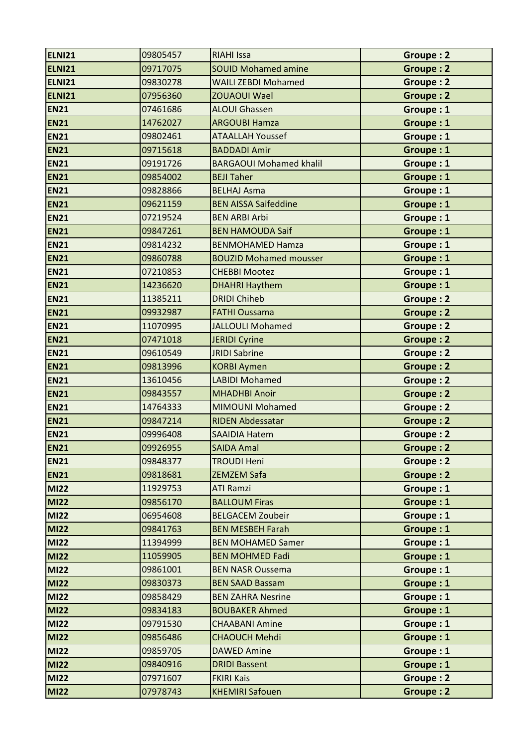| ELNI21 | 09805457 | RIAHI Issa | Groupe : 2 |
|---|---|---|---|
| ELNI21 | 09717075 | SOUID Mohamed amine | Groupe : 2 |
| ELNI21 | 09830278 | WAILI ZEBDI Mohamed | Groupe : 2 |
| ELNI21 | 07956360 | ZOUAOUI Wael | Groupe : 2 |
| EN21 | 07461686 | ALOUI Ghassen | Groupe : 1 |
| EN21 | 14762027 | ARGOUBI Hamza | Groupe : 1 |
| EN21 | 09802461 | ATAALLAH Youssef | Groupe : 1 |
| EN21 | 09715618 | BADDADI Amir | Groupe : 1 |
| EN21 | 09191726 | BARGAOUI Mohamed khalil | Groupe : 1 |
| EN21 | 09854002 | BEJI Taher | Groupe : 1 |
| EN21 | 09828866 | BELHAJ Asma | Groupe : 1 |
| EN21 | 09621159 | BEN AISSA Saifeddine | Groupe : 1 |
| EN21 | 07219524 | BEN ARBI Arbi | Groupe : 1 |
| EN21 | 09847261 | BEN HAMOUDA Saif | Groupe : 1 |
| EN21 | 09814232 | BENMOHAMED Hamza | Groupe : 1 |
| EN21 | 09860788 | BOUZID Mohamed mousser | Groupe : 1 |
| EN21 | 07210853 | CHEBBI Mootez | Groupe : 1 |
| EN21 | 14236620 | DHAHRI Haythem | Groupe : 1 |
| EN21 | 11385211 | DRIDI Chiheb | Groupe : 2 |
| EN21 | 09932987 | FATHI Oussama | Groupe : 2 |
| EN21 | 11070995 | JALLOULI Mohamed | Groupe : 2 |
| EN21 | 07471018 | JERIDI Cyrine | Groupe : 2 |
| EN21 | 09610549 | JRIDI Sabrine | Groupe : 2 |
| EN21 | 09813996 | KORBI Aymen | Groupe : 2 |
| EN21 | 13610456 | LABIDI Mohamed | Groupe : 2 |
| EN21 | 09843557 | MHADHBI Anoir | Groupe : 2 |
| EN21 | 14764333 | MIMOUNI Mohamed | Groupe : 2 |
| EN21 | 09847214 | RIDEN Abdessatar | Groupe : 2 |
| EN21 | 09996408 | SAAIDIA Hatem | Groupe : 2 |
| EN21 | 09926955 | SAIDA Amal | Groupe : 2 |
| EN21 | 09848377 | TROUDI Heni | Groupe : 2 |
| EN21 | 09818681 | ZEMZEM Safa | Groupe : 2 |
| MI22 | 11929753 | ATI Ramzi | Groupe : 1 |
| MI22 | 09856170 | BALLOUM Firas | Groupe : 1 |
| MI22 | 06954608 | BELGACEM Zoubeir | Groupe : 1 |
| MI22 | 09841763 | BEN MESBEH Farah | Groupe : 1 |
| MI22 | 11394999 | BEN MOHAMED Samer | Groupe : 1 |
| MI22 | 11059905 | BEN MOHMED Fadi | Groupe : 1 |
| MI22 | 09861001 | BEN NASR Oussema | Groupe : 1 |
| MI22 | 09830373 | BEN SAAD Bassam | Groupe : 1 |
| MI22 | 09858429 | BEN ZAHRA Nesrine | Groupe : 1 |
| MI22 | 09834183 | BOUBAKER Ahmed | Groupe : 1 |
| MI22 | 09791530 | CHAABANI Amine | Groupe : 1 |
| MI22 | 09856486 | CHAOUCH Mehdi | Groupe : 1 |
| MI22 | 09859705 | DAWED Amine | Groupe : 1 |
| MI22 | 09840916 | DRIDI Bassent | Groupe : 1 |
| MI22 | 07971607 | FKIRI Kais | Groupe : 2 |
| MI22 | 07978743 | KHEMIRI Safouen | Groupe : 2 |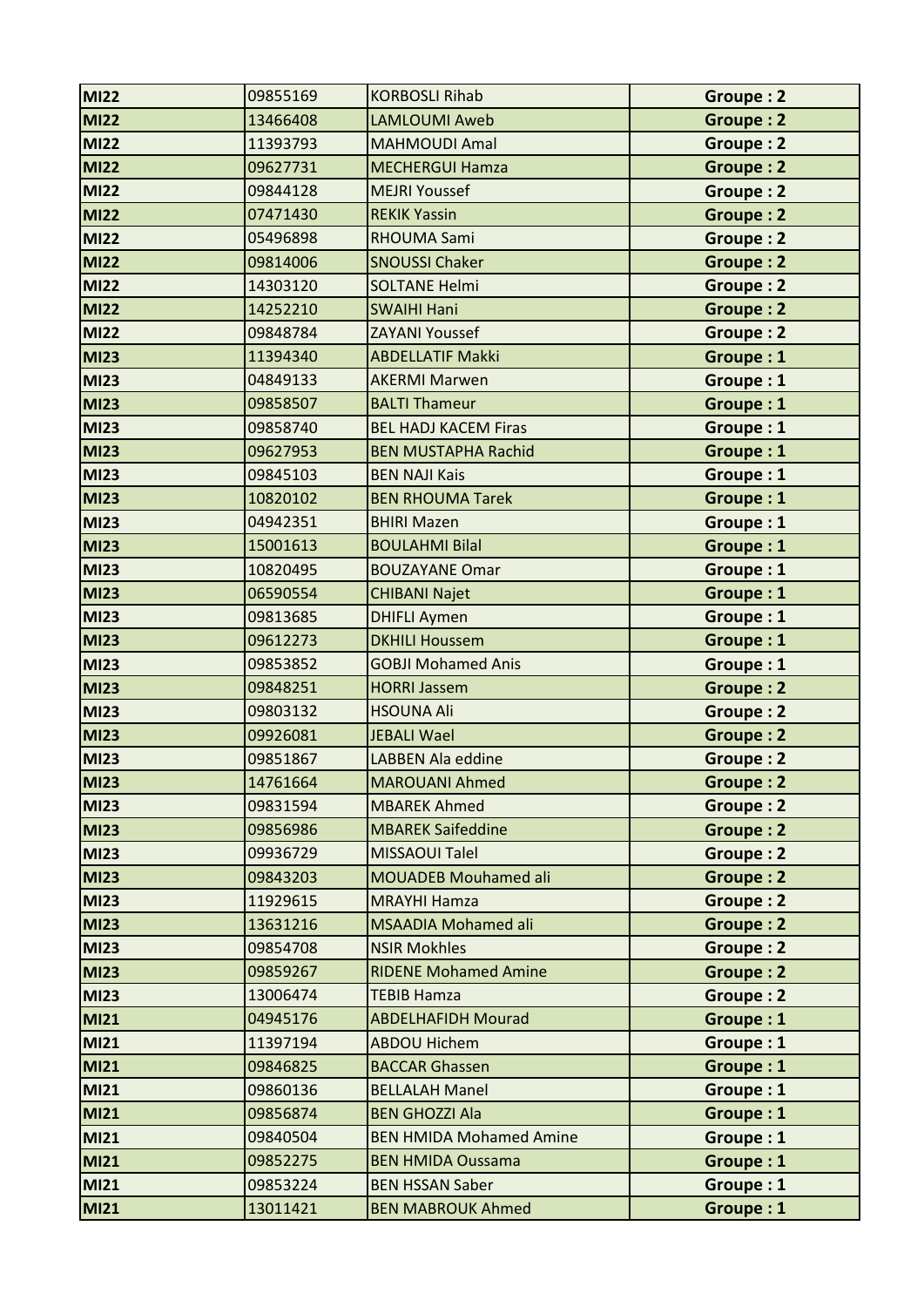| MI22 | 09855169 | KORBOSLI Rihab | Groupe : 2 |
|---|---|---|---|
| MI22 | 13466408 | LAMLOUMI Aweb | Groupe : 2 |
| MI22 | 11393793 | MAHMOUDI Amal | Groupe : 2 |
| MI22 | 09627731 | MECHERGUI Hamza | Groupe : 2 |
| MI22 | 09844128 | MEJRI Youssef | Groupe : 2 |
| MI22 | 07471430 | REKIK Yassin | Groupe : 2 |
| MI22 | 05496898 | RHOUMA Sami | Groupe : 2 |
| MI22 | 09814006 | SNOUSSI Chaker | Groupe : 2 |
| MI22 | 14303120 | SOLTANE Helmi | Groupe : 2 |
| MI22 | 14252210 | SWAIHI Hani | Groupe : 2 |
| MI22 | 09848784 | ZAYANI Youssef | Groupe : 2 |
| MI23 | 11394340 | ABDELLATIF Makki | Groupe : 1 |
| MI23 | 04849133 | AKERMI Marwen | Groupe : 1 |
| MI23 | 09858507 | BALTI Thameur | Groupe : 1 |
| MI23 | 09858740 | BEL HADJ KACEM Firas | Groupe : 1 |
| MI23 | 09627953 | BEN MUSTAPHA Rachid | Groupe : 1 |
| MI23 | 09845103 | BEN NAJI Kais | Groupe : 1 |
| MI23 | 10820102 | BEN RHOUMA Tarek | Groupe : 1 |
| MI23 | 04942351 | BHIRI Mazen | Groupe : 1 |
| MI23 | 15001613 | BOULAHMI Bilal | Groupe : 1 |
| MI23 | 10820495 | BOUZAYANE Omar | Groupe : 1 |
| MI23 | 06590554 | CHIBANI Najet | Groupe : 1 |
| MI23 | 09813685 | DHIFLI Aymen | Groupe : 1 |
| MI23 | 09612273 | DKHILI Houssem | Groupe : 1 |
| MI23 | 09853852 | GOBJI Mohamed Anis | Groupe : 1 |
| MI23 | 09848251 | HORRI Jassem | Groupe : 2 |
| MI23 | 09803132 | HSOUNA Ali | Groupe : 2 |
| MI23 | 09926081 | JEBALI Wael | Groupe : 2 |
| MI23 | 09851867 | LABBEN Ala eddine | Groupe : 2 |
| MI23 | 14761664 | MAROUANI Ahmed | Groupe : 2 |
| MI23 | 09831594 | MBAREK Ahmed | Groupe : 2 |
| MI23 | 09856986 | MBAREK Saifeddine | Groupe : 2 |
| MI23 | 09936729 | MISSAOUI Talel | Groupe : 2 |
| MI23 | 09843203 | MOUADEB Mouhamed ali | Groupe : 2 |
| MI23 | 11929615 | MRAYHI Hamza | Groupe : 2 |
| MI23 | 13631216 | MSAADIA Mohamed ali | Groupe : 2 |
| MI23 | 09854708 | NSIR Mokhles | Groupe : 2 |
| MI23 | 09859267 | RIDENE Mohamed Amine | Groupe : 2 |
| MI23 | 13006474 | TEBIB Hamza | Groupe : 2 |
| MI21 | 04945176 | ABDELHAFIDH Mourad | Groupe : 1 |
| MI21 | 11397194 | ABDOU Hichem | Groupe : 1 |
| MI21 | 09846825 | BACCAR Ghassen | Groupe : 1 |
| MI21 | 09860136 | BELLALAH Manel | Groupe : 1 |
| MI21 | 09856874 | BEN GHOZZI Ala | Groupe : 1 |
| MI21 | 09840504 | BEN HMIDA Mohamed Amine | Groupe : 1 |
| MI21 | 09852275 | BEN HMIDA Oussama | Groupe : 1 |
| MI21 | 09853224 | BEN HSSAN Saber | Groupe : 1 |
| MI21 | 13011421 | BEN MABROUK Ahmed | Groupe : 1 |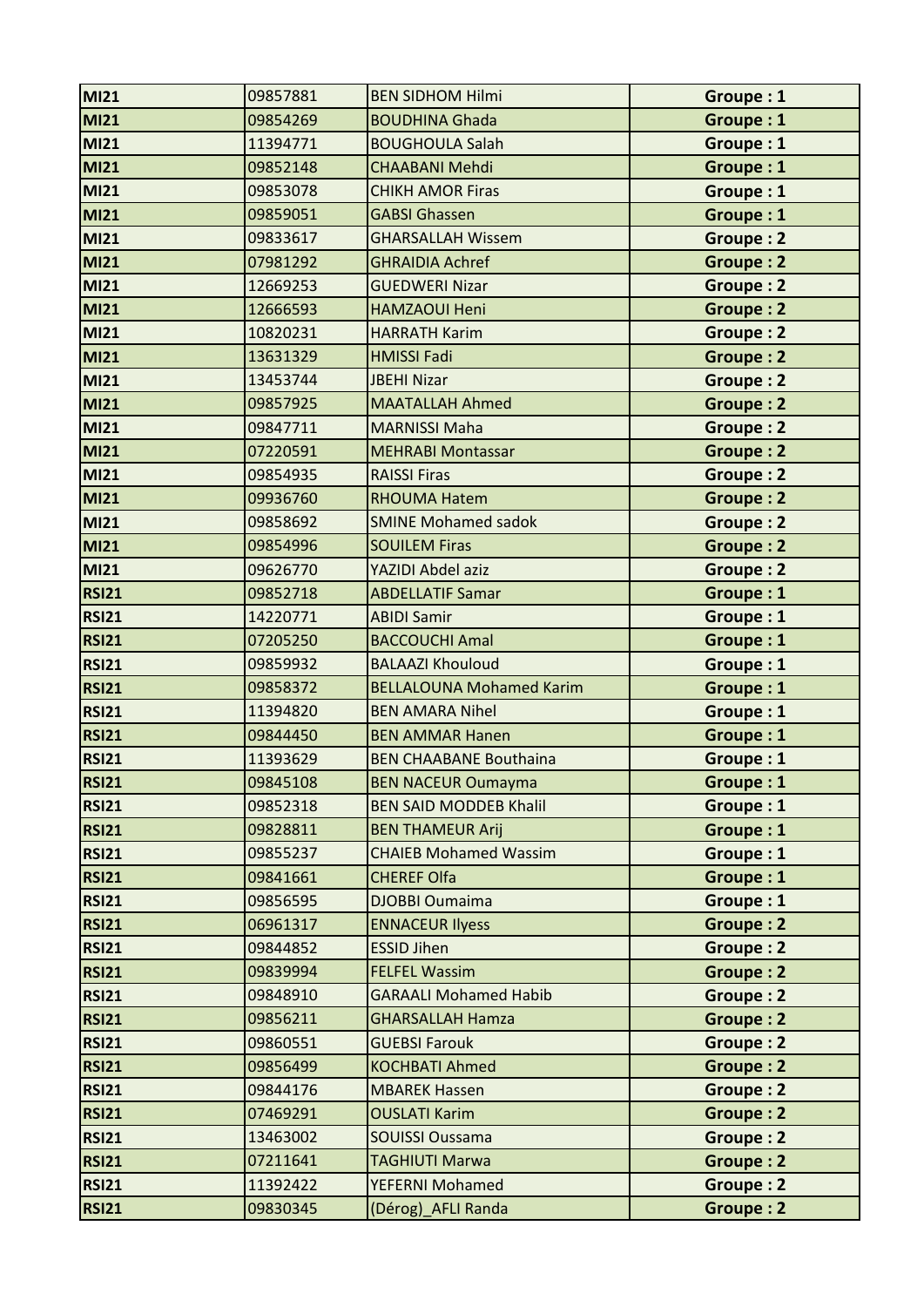| | | | |
|---|---|---|---|
| **MI21** | 09857881 | BEN SIDHOM Hilmi | **Groupe : 1** |
| **MI21** | 09854269 | BOUDHINA Ghada | **Groupe : 1** |
| **MI21** | 11394771 | BOUGHOULA Salah | **Groupe : 1** |
| **MI21** | 09852148 | CHAABANI Mehdi | **Groupe : 1** |
| **MI21** | 09853078 | CHIKH AMOR Firas | **Groupe : 1** |
| **MI21** | 09859051 | GABSI Ghassen | **Groupe : 1** |
| **MI21** | 09833617 | GHARSALLAH Wissem | **Groupe : 2** |
| **MI21** | 07981292 | GHRAIDIA Achref | **Groupe : 2** |
| **MI21** | 12669253 | GUEDWERI Nizar | **Groupe : 2** |
| **MI21** | 12666593 | HAMZAOUI Heni | **Groupe : 2** |
| **MI21** | 10820231 | HARRATH Karim | **Groupe : 2** |
| **MI21** | 13631329 | HMISSI Fadi | **Groupe : 2** |
| **MI21** | 13453744 | JBEHI Nizar | **Groupe : 2** |
| **MI21** | 09857925 | MAATALLAH Ahmed | **Groupe : 2** |
| **MI21** | 09847711 | MARNISSI Maha | **Groupe : 2** |
| **MI21** | 07220591 | MEHRABI Montassar | **Groupe : 2** |
| **MI21** | 09854935 | RAISSI Firas | **Groupe : 2** |
| **MI21** | 09936760 | RHOUMA Hatem | **Groupe : 2** |
| **MI21** | 09858692 | SMINE Mohamed sadok | **Groupe : 2** |
| **MI21** | 09854996 | SOUILEM Firas | **Groupe : 2** |
| **MI21** | 09626770 | YAZIDI Abdel aziz | **Groupe : 2** |
| **RSI21** | 09852718 | ABDELLATIF Samar | **Groupe : 1** |
| **RSI21** | 14220771 | ABIDI Samir | **Groupe : 1** |
| **RSI21** | 07205250 | BACCOUCHI Amal | **Groupe : 1** |
| **RSI21** | 09859932 | BALAAZI Khouloud | **Groupe : 1** |
| **RSI21** | 09858372 | BELLALOUNA Mohamed Karim | **Groupe : 1** |
| **RSI21** | 11394820 | BEN AMARA Nihel | **Groupe : 1** |
| **RSI21** | 09844450 | BEN AMMAR Hanen | **Groupe : 1** |
| **RSI21** | 11393629 | BEN CHAABANE Bouthaina | **Groupe : 1** |
| **RSI21** | 09845108 | BEN NACEUR Oumayma | **Groupe : 1** |
| **RSI21** | 09852318 | BEN SAID MODDEB Khalil | **Groupe : 1** |
| **RSI21** | 09828811 | BEN THAMEUR Arij | **Groupe : 1** |
| **RSI21** | 09855237 | CHAIEB Mohamed Wassim | **Groupe : 1** |
| **RSI21** | 09841661 | CHEREF Olfa | **Groupe : 1** |
| **RSI21** | 09856595 | DJOBBI Oumaima | **Groupe : 1** |
| **RSI21** | 06961317 | ENNACEUR Ilyess | **Groupe : 2** |
| **RSI21** | 09844852 | ESSID Jihen | **Groupe : 2** |
| **RSI21** | 09839994 | FELFEL Wassim | **Groupe : 2** |
| **RSI21** | 09848910 | GARAALI Mohamed Habib | **Groupe : 2** |
| **RSI21** | 09856211 | GHARSALLAH Hamza | **Groupe : 2** |
| **RSI21** | 09860551 | GUEBSI Farouk | **Groupe : 2** |
| **RSI21** | 09856499 | KOCHBATI Ahmed | **Groupe : 2** |
| **RSI21** | 09844176 | MBAREK Hassen | **Groupe : 2** |
| **RSI21** | 07469291 | OUSLATI Karim | **Groupe : 2** |
| **RSI21** | 13463002 | SOUISSI Oussama | **Groupe : 2** |
| **RSI21** | 07211641 | TAGHIUTI Marwa | **Groupe : 2** |
| **RSI21** | 11392422 | YEFERNI Mohamed | **Groupe : 2** |
| **RSI21** | 09830345 | (Dérog)_AFLI Randa | **Groupe : 2** |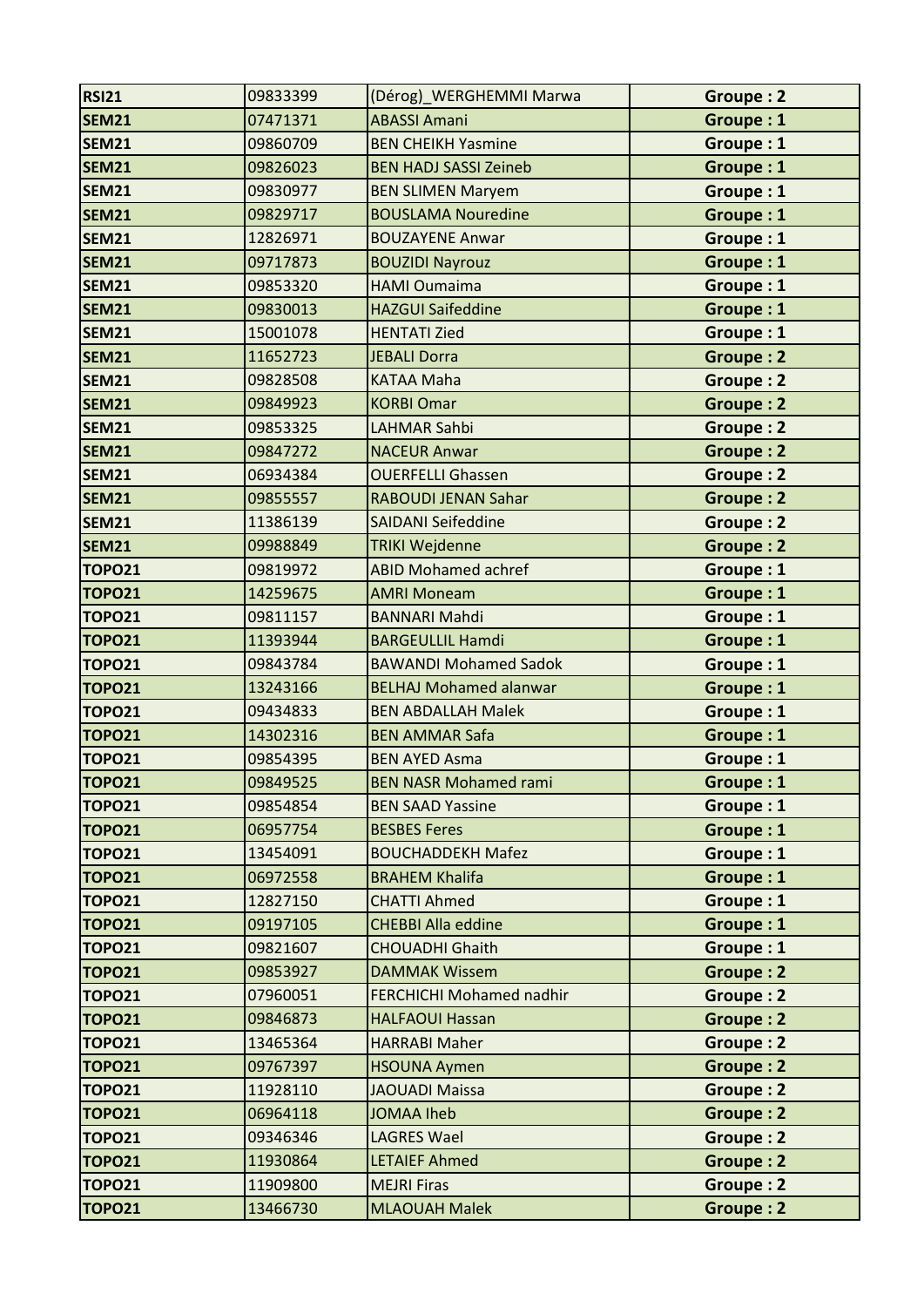| RSI21 | 09833399 | (Dérog)_WERGHEMMI Marwa | Groupe : 2 |
|---|---|---|---|
| SEM21 | 07471371 | ABASSI Amani | Groupe : 1 |
| SEM21 | 09860709 | BEN CHEIKH Yasmine | Groupe : 1 |
| SEM21 | 09826023 | BEN HADJ SASSI Zeineb | Groupe : 1 |
| SEM21 | 09830977 | BEN SLIMEN Maryem | Groupe : 1 |
| SEM21 | 09829717 | BOUSLAMA Nouredine | Groupe : 1 |
| SEM21 | 12826971 | BOUZAYENE Anwar | Groupe : 1 |
| SEM21 | 09717873 | BOUZIDI Nayrouz | Groupe : 1 |
| SEM21 | 09853320 | HAMI Oumaima | Groupe : 1 |
| SEM21 | 09830013 | HAZGUI Saifeddine | Groupe : 1 |
| SEM21 | 15001078 | HENTATI Zied | Groupe : 1 |
| SEM21 | 11652723 | JEBALI Dorra | Groupe : 2 |
| SEM21 | 09828508 | KATAA Maha | Groupe : 2 |
| SEM21 | 09849923 | KORBI Omar | Groupe : 2 |
| SEM21 | 09853325 | LAHMAR Sahbi | Groupe : 2 |
| SEM21 | 09847272 | NACEUR Anwar | Groupe : 2 |
| SEM21 | 06934384 | OUERFELLI Ghassen | Groupe : 2 |
| SEM21 | 09855557 | RABOUDI JENAN Sahar | Groupe : 2 |
| SEM21 | 11386139 | SAIDANI Seifeddine | Groupe : 2 |
| SEM21 | 09988849 | TRIKI Wejdenne | Groupe : 2 |
| TOPO21 | 09819972 | ABID Mohamed achref | Groupe : 1 |
| TOPO21 | 14259675 | AMRI Moneam | Groupe : 1 |
| TOPO21 | 09811157 | BANNARI Mahdi | Groupe : 1 |
| TOPO21 | 11393944 | BARGEULLIL Hamdi | Groupe : 1 |
| TOPO21 | 09843784 | BAWANDI Mohamed Sadok | Groupe : 1 |
| TOPO21 | 13243166 | BELHAJ Mohamed alanwar | Groupe : 1 |
| TOPO21 | 09434833 | BEN ABDALLAH Malek | Groupe : 1 |
| TOPO21 | 14302316 | BEN AMMAR Safa | Groupe : 1 |
| TOPO21 | 09854395 | BEN AYED Asma | Groupe : 1 |
| TOPO21 | 09849525 | BEN NASR Mohamed rami | Groupe : 1 |
| TOPO21 | 09854854 | BEN SAAD Yassine | Groupe : 1 |
| TOPO21 | 06957754 | BESBES Feres | Groupe : 1 |
| TOPO21 | 13454091 | BOUCHADDEKH Mafez | Groupe : 1 |
| TOPO21 | 06972558 | BRAHEM Khalifa | Groupe : 1 |
| TOPO21 | 12827150 | CHATTI Ahmed | Groupe : 1 |
| TOPO21 | 09197105 | CHEBBI Alla eddine | Groupe : 1 |
| TOPO21 | 09821607 | CHOUADHI Ghaith | Groupe : 1 |
| TOPO21 | 09853927 | DAMMAK Wissem | Groupe : 2 |
| TOPO21 | 07960051 | FERCHICHI Mohamed nadhir | Groupe : 2 |
| TOPO21 | 09846873 | HALFAOUI Hassan | Groupe : 2 |
| TOPO21 | 13465364 | HARRABI Maher | Groupe : 2 |
| TOPO21 | 09767397 | HSOUNA Aymen | Groupe : 2 |
| TOPO21 | 11928110 | JAOUADI Maissa | Groupe : 2 |
| TOPO21 | 06964118 | JOMAA Iheb | Groupe : 2 |
| TOPO21 | 09346346 | LAGRES Wael | Groupe : 2 |
| TOPO21 | 11930864 | LETAIEF Ahmed | Groupe : 2 |
| TOPO21 | 11909800 | MEJRI Firas | Groupe : 2 |
| TOPO21 | 13466730 | MLAOUAH Malek | Groupe : 2 |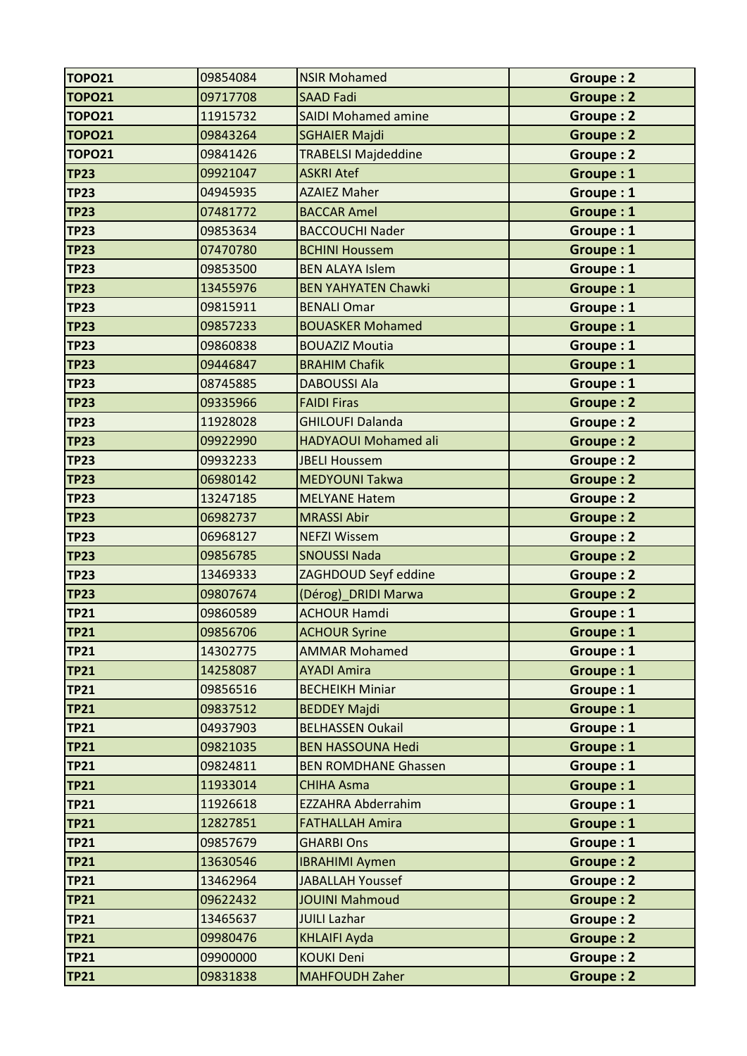| TOPO21 | 09854084 | NSIR Mohamed | Groupe : 2 |
|---|---|---|---|
| TOPO21 | 09717708 | SAAD Fadi | Groupe : 2 |
| TOPO21 | 11915732 | SAIDI Mohamed amine | Groupe : 2 |
| TOPO21 | 09843264 | SGHAIER Majdi | Groupe : 2 |
| TOPO21 | 09841426 | TRABELSI Majdeddine | Groupe : 2 |
| TP23 | 09921047 | ASKRI Atef | Groupe : 1 |
| TP23 | 04945935 | AZAIEZ Maher | Groupe : 1 |
| TP23 | 07481772 | BACCAR Amel | Groupe : 1 |
| TP23 | 09853634 | BACCOUCHI Nader | Groupe : 1 |
| TP23 | 07470780 | BCHINI Houssem | Groupe : 1 |
| TP23 | 09853500 | BEN ALAYA Islem | Groupe : 1 |
| TP23 | 13455976 | BEN YAHYATEN Chawki | Groupe : 1 |
| TP23 | 09815911 | BENALI Omar | Groupe : 1 |
| TP23 | 09857233 | BOUASKER Mohamed | Groupe : 1 |
| TP23 | 09860838 | BOUAZIZ Moutia | Groupe : 1 |
| TP23 | 09446847 | BRAHIM Chafik | Groupe : 1 |
| TP23 | 08745885 | DABOUSSI Ala | Groupe : 1 |
| TP23 | 09335966 | FAIDI Firas | Groupe : 2 |
| TP23 | 11928028 | GHILOUFI Dalanda | Groupe : 2 |
| TP23 | 09922990 | HADYAOUI Mohamed ali | Groupe : 2 |
| TP23 | 09932233 | JBELI Houssem | Groupe : 2 |
| TP23 | 06980142 | MEDYOUNI Takwa | Groupe : 2 |
| TP23 | 13247185 | MELYANE Hatem | Groupe : 2 |
| TP23 | 06982737 | MRASSI Abir | Groupe : 2 |
| TP23 | 06968127 | NEFZI Wissem | Groupe : 2 |
| TP23 | 09856785 | SNOUSSI Nada | Groupe : 2 |
| TP23 | 13469333 | ZAGHDOUD Seyf eddine | Groupe : 2 |
| TP23 | 09807674 | (Dérog)_DRIDI Marwa | Groupe : 2 |
| TP21 | 09860589 | ACHOUR Hamdi | Groupe : 1 |
| TP21 | 09856706 | ACHOUR Syrine | Groupe : 1 |
| TP21 | 14302775 | AMMAR Mohamed | Groupe : 1 |
| TP21 | 14258087 | AYADI Amira | Groupe : 1 |
| TP21 | 09856516 | BECHEIKH Miniar | Groupe : 1 |
| TP21 | 09837512 | BEDDEY Majdi | Groupe : 1 |
| TP21 | 04937903 | BELHASSEN Oukail | Groupe : 1 |
| TP21 | 09821035 | BEN HASSOUNA Hedi | Groupe : 1 |
| TP21 | 09824811 | BEN ROMDHANE Ghassen | Groupe : 1 |
| TP21 | 11933014 | CHIHA Asma | Groupe : 1 |
| TP21 | 11926618 | EZZAHRA Abderrahim | Groupe : 1 |
| TP21 | 12827851 | FATHALLAH Amira | Groupe : 1 |
| TP21 | 09857679 | GHARBI Ons | Groupe : 1 |
| TP21 | 13630546 | IBRAHIMI Aymen | Groupe : 2 |
| TP21 | 13462964 | JABALLAH Youssef | Groupe : 2 |
| TP21 | 09622432 | JOUINI Mahmoud | Groupe : 2 |
| TP21 | 13465637 | JUILI Lazhar | Groupe : 2 |
| TP21 | 09980476 | KHLAIFI Ayda | Groupe : 2 |
| TP21 | 09900000 | KOUKI Deni | Groupe : 2 |
| TP21 | 09831838 | MAHFOUDH Zaher | Groupe : 2 |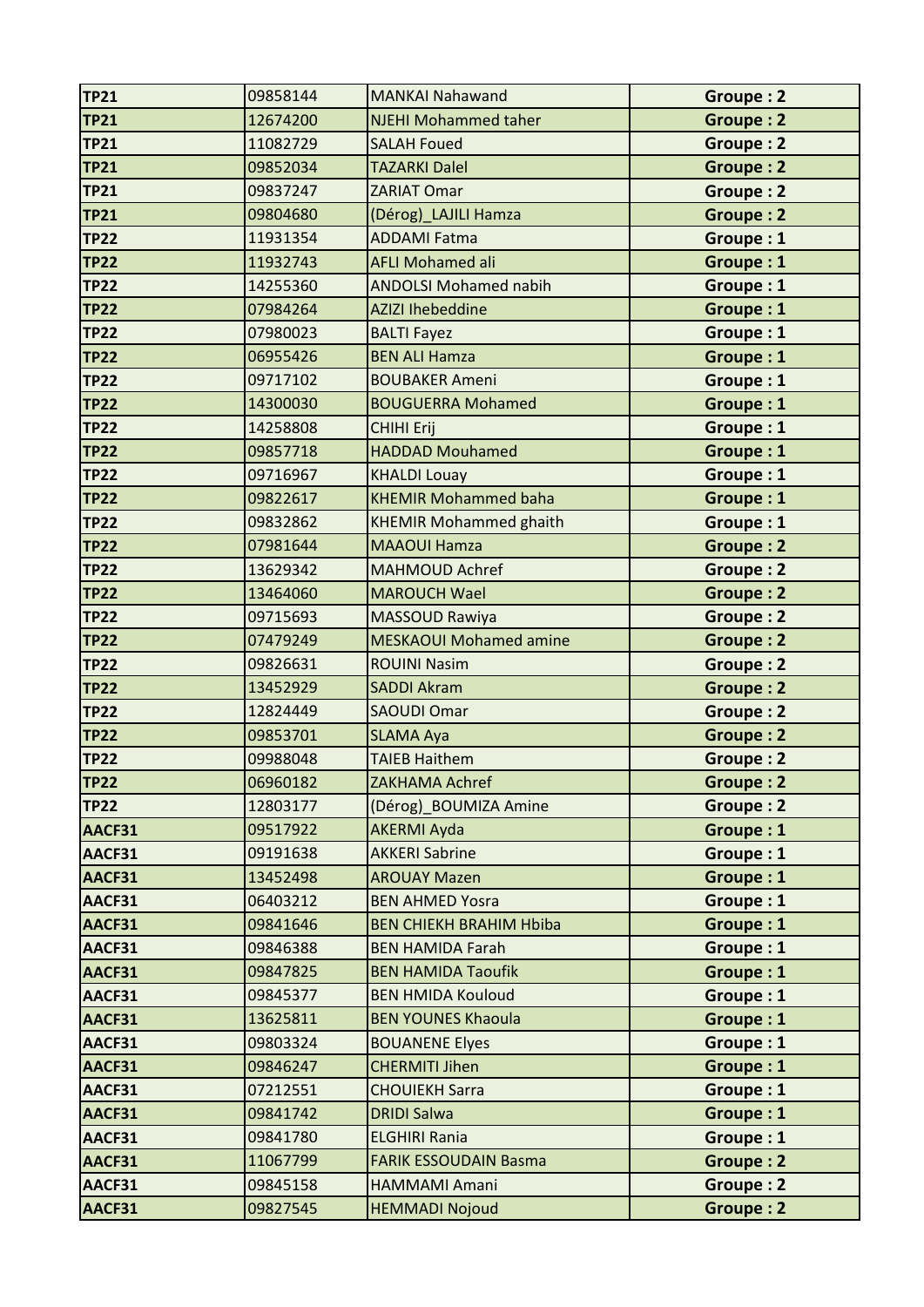| | | | |
|---|---|---|---|
| **TP21** | 09858144 | MANKAI Nahawand | **Groupe : 2** |
| **TP21** | 12674200 | NJEHI Mohammed taher | **Groupe : 2** |
| **TP21** | 11082729 | SALAH Foued | **Groupe : 2** |
| **TP21** | 09852034 | TAZARKI Dalel | **Groupe : 2** |
| **TP21** | 09837247 | ZARIAT Omar | **Groupe : 2** |
| **TP21** | 09804680 | (Dérog)_LAJILI Hamza | **Groupe : 2** |
| **TP22** | 11931354 | ADDAMI Fatma | **Groupe : 1** |
| **TP22** | 11932743 | AFLI Mohamed ali | **Groupe : 1** |
| **TP22** | 14255360 | ANDOLSI Mohamed nabih | **Groupe : 1** |
| **TP22** | 07984264 | AZIZI Ihebeddine | **Groupe : 1** |
| **TP22** | 07980023 | BALTI Fayez | **Groupe : 1** |
| **TP22** | 06955426 | BEN ALI Hamza | **Groupe : 1** |
| **TP22** | 09717102 | BOUBAKER Ameni | **Groupe : 1** |
| **TP22** | 14300030 | BOUGUERRA Mohamed | **Groupe : 1** |
| **TP22** | 14258808 | CHIHI Erij | **Groupe : 1** |
| **TP22** | 09857718 | HADDAD Mouhamed | **Groupe : 1** |
| **TP22** | 09716967 | KHALDI Louay | **Groupe : 1** |
| **TP22** | 09822617 | KHEMIR Mohammed baha | **Groupe : 1** |
| **TP22** | 09832862 | KHEMIR Mohammed ghaith | **Groupe : 1** |
| **TP22** | 07981644 | MAAOUI Hamza | **Groupe : 2** |
| **TP22** | 13629342 | MAHMOUD Achref | **Groupe : 2** |
| **TP22** | 13464060 | MAROUCH Wael | **Groupe : 2** |
| **TP22** | 09715693 | MASSOUD Rawiya | **Groupe : 2** |
| **TP22** | 07479249 | MESKAOUI Mohamed amine | **Groupe : 2** |
| **TP22** | 09826631 | ROUINI Nasim | **Groupe : 2** |
| **TP22** | 13452929 | SADDI Akram | **Groupe : 2** |
| **TP22** | 12824449 | SAOUDI Omar | **Groupe : 2** |
| **TP22** | 09853701 | SLAMA Aya | **Groupe : 2** |
| **TP22** | 09988048 | TAIEB Haithem | **Groupe : 2** |
| **TP22** | 06960182 | ZAKHAMA Achref | **Groupe : 2** |
| **TP22** | 12803177 | (Dérog)_BOUMIZA Amine | **Groupe : 2** |
| **AACF31** | 09517922 | AKERMI Ayda | **Groupe : 1** |
| **AACF31** | 09191638 | AKKERI Sabrine | **Groupe : 1** |
| **AACF31** | 13452498 | AROUAY Mazen | **Groupe : 1** |
| **AACF31** | 06403212 | BEN AHMED Yosra | **Groupe : 1** |
| **AACF31** | 09841646 | BEN CHIEKH BRAHIM Hbiba | **Groupe : 1** |
| **AACF31** | 09846388 | BEN HAMIDA Farah | **Groupe : 1** |
| **AACF31** | 09847825 | BEN HAMIDA Taoufik | **Groupe : 1** |
| **AACF31** | 09845377 | BEN HMIDA Kouloud | **Groupe : 1** |
| **AACF31** | 13625811 | BEN YOUNES Khaoula | **Groupe : 1** |
| **AACF31** | 09803324 | BOUANENE Elyes | **Groupe : 1** |
| **AACF31** | 09846247 | CHERMITI Jihen | **Groupe : 1** |
| **AACF31** | 07212551 | CHOUIEKH Sarra | **Groupe : 1** |
| **AACF31** | 09841742 | DRIDI Salwa | **Groupe : 1** |
| **AACF31** | 09841780 | ELGHIRI Rania | **Groupe : 1** |
| **AACF31** | 11067799 | FARIK ESSOUDAIN Basma | **Groupe : 2** |
| **AACF31** | 09845158 | HAMMAMI Amani | **Groupe : 2** |
| **AACF31** | 09827545 | HEMMADI Nojoud | **Groupe : 2** |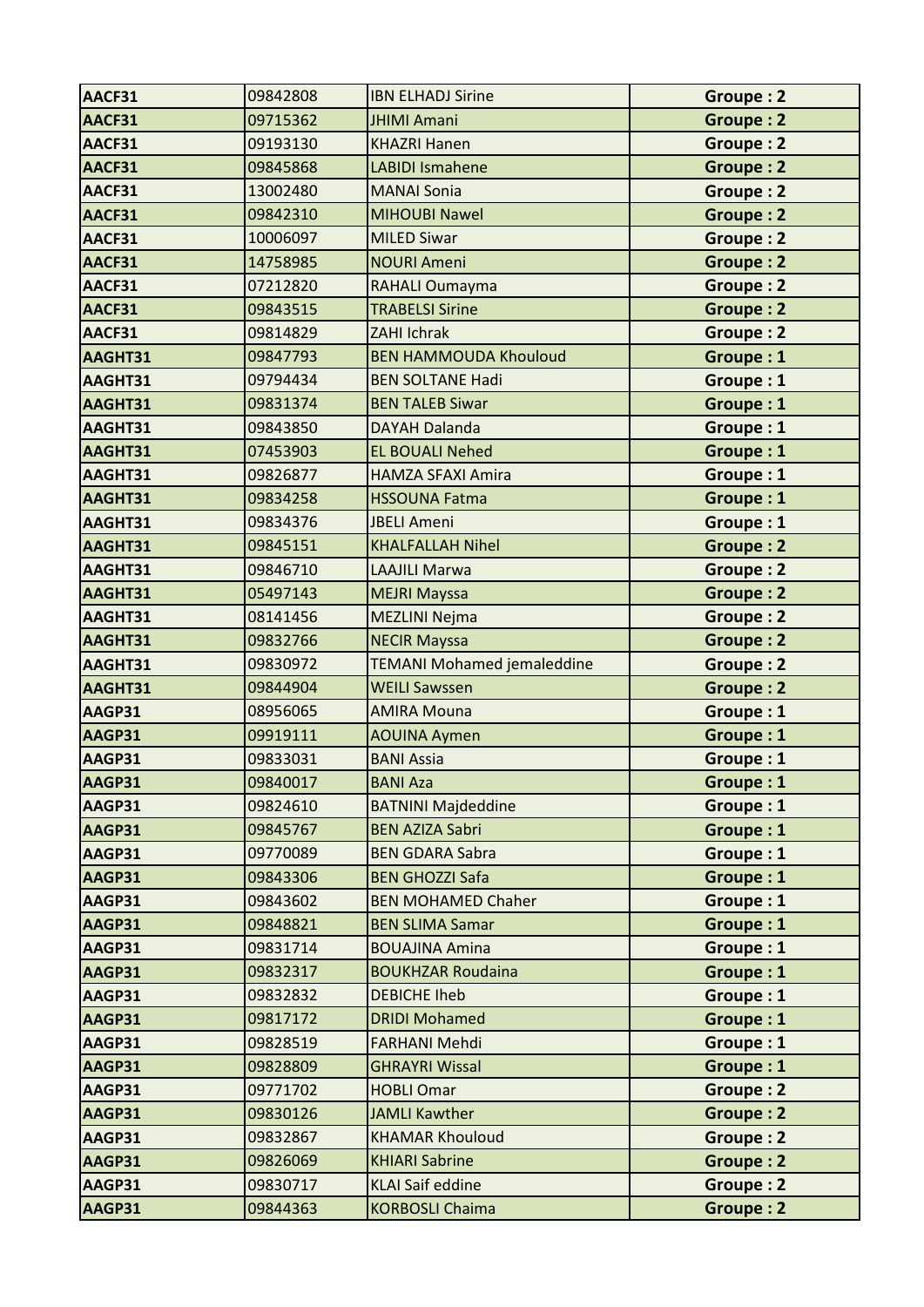| AACF31 | 09842808 | IBN ELHADJ Sirine | Groupe : 2 |
|---|---|---|---|
| AACF31 | 09715362 | JHIMI Amani | Groupe : 2 |
| AACF31 | 09193130 | KHAZRI Hanen | Groupe : 2 |
| AACF31 | 09845868 | LABIDI Ismahene | Groupe : 2 |
| AACF31 | 13002480 | MANAI Sonia | Groupe : 2 |
| AACF31 | 09842310 | MIHOUBI Nawel | Groupe : 2 |
| AACF31 | 10006097 | MILED Siwar | Groupe : 2 |
| AACF31 | 14758985 | NOURI Ameni | Groupe : 2 |
| AACF31 | 07212820 | RAHALI Oumayma | Groupe : 2 |
| AACF31 | 09843515 | TRABELSI Sirine | Groupe : 2 |
| AACF31 | 09814829 | ZAHI Ichrak | Groupe : 2 |
| AAGHT31 | 09847793 | BEN HAMMOUDA Khouloud | Groupe : 1 |
| AAGHT31 | 09794434 | BEN SOLTANE Hadi | Groupe : 1 |
| AAGHT31 | 09831374 | BEN TALEB Siwar | Groupe : 1 |
| AAGHT31 | 09843850 | DAYAH Dalanda | Groupe : 1 |
| AAGHT31 | 07453903 | EL BOUALI Nehed | Groupe : 1 |
| AAGHT31 | 09826877 | HAMZA SFAXI Amira | Groupe : 1 |
| AAGHT31 | 09834258 | HSSOUNA Fatma | Groupe : 1 |
| AAGHT31 | 09834376 | JBELI Ameni | Groupe : 1 |
| AAGHT31 | 09845151 | KHALFALLAH Nihel | Groupe : 2 |
| AAGHT31 | 09846710 | LAAJILI Marwa | Groupe : 2 |
| AAGHT31 | 05497143 | MEJRI Mayssa | Groupe : 2 |
| AAGHT31 | 08141456 | MEZLINI Nejma | Groupe : 2 |
| AAGHT31 | 09832766 | NECIR Mayssa | Groupe : 2 |
| AAGHT31 | 09830972 | TEMANI Mohamed jemaleddine | Groupe : 2 |
| AAGHT31 | 09844904 | WEILI Sawssen | Groupe : 2 |
| AAGP31 | 08956065 | AMIRA Mouna | Groupe : 1 |
| AAGP31 | 09919111 | AOUINA Aymen | Groupe : 1 |
| AAGP31 | 09833031 | BANI Assia | Groupe : 1 |
| AAGP31 | 09840017 | BANI Aza | Groupe : 1 |
| AAGP31 | 09824610 | BATNINI Majdeddine | Groupe : 1 |
| AAGP31 | 09845767 | BEN AZIZA Sabri | Groupe : 1 |
| AAGP31 | 09770089 | BEN GDARA Sabra | Groupe : 1 |
| AAGP31 | 09843306 | BEN GHOZZI Safa | Groupe : 1 |
| AAGP31 | 09843602 | BEN MOHAMED Chaher | Groupe : 1 |
| AAGP31 | 09848821 | BEN SLIMA Samar | Groupe : 1 |
| AAGP31 | 09831714 | BOUAJINA Amina | Groupe : 1 |
| AAGP31 | 09832317 | BOUKHZAR Roudaina | Groupe : 1 |
| AAGP31 | 09832832 | DEBICHE Iheb | Groupe : 1 |
| AAGP31 | 09817172 | DRIDI Mohamed | Groupe : 1 |
| AAGP31 | 09828519 | FARHANI Mehdi | Groupe : 1 |
| AAGP31 | 09828809 | GHRAYRI Wissal | Groupe : 1 |
| AAGP31 | 09771702 | HOBLI Omar | Groupe : 2 |
| AAGP31 | 09830126 | JAMLI Kawther | Groupe : 2 |
| AAGP31 | 09832867 | KHAMAR Khouloud | Groupe : 2 |
| AAGP31 | 09826069 | KHIARI Sabrine | Groupe : 2 |
| AAGP31 | 09830717 | KLAI Saif eddine | Groupe : 2 |
| AAGP31 | 09844363 | KORBOSLI Chaima | Groupe : 2 |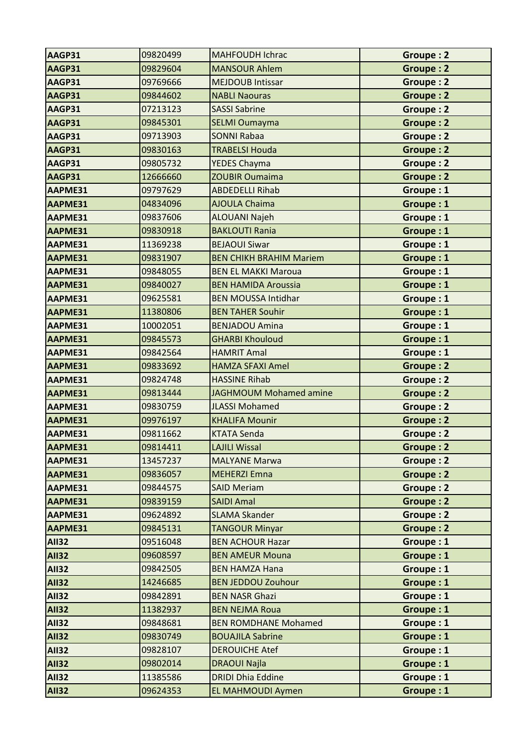| AAGP31 | 09820499 | MAHFOUDH Ichrac | Groupe : 2 |
|---|---|---|---|
| AAGP31 | 09829604 | MANSOUR Ahlem | Groupe : 2 |
| AAGP31 | 09769666 | MEJDOUB Intissar | Groupe : 2 |
| AAGP31 | 09844602 | NABLI Naouras | Groupe : 2 |
| AAGP31 | 07213123 | SASSI Sabrine | Groupe : 2 |
| AAGP31 | 09845301 | SELMI Oumayma | Groupe : 2 |
| AAGP31 | 09713903 | SONNI Rabaa | Groupe : 2 |
| AAGP31 | 09830163 | TRABELSI Houda | Groupe : 2 |
| AAGP31 | 09805732 | YEDES Chayma | Groupe : 2 |
| AAGP31 | 12666660 | ZOUBIR Oumaima | Groupe : 2 |
| AAPME31 | 09797629 | ABDEDELLI Rihab | Groupe : 1 |
| AAPME31 | 04834096 | AJOULA Chaima | Groupe : 1 |
| AAPME31 | 09837606 | ALOUANI Najeh | Groupe : 1 |
| AAPME31 | 09830918 | BAKLOUTI Rania | Groupe : 1 |
| AAPME31 | 11369238 | BEJAOUI Siwar | Groupe : 1 |
| AAPME31 | 09831907 | BEN CHIKH BRAHIM Mariem | Groupe : 1 |
| AAPME31 | 09848055 | BEN EL MAKKI Maroua | Groupe : 1 |
| AAPME31 | 09840027 | BEN HAMIDA Aroussia | Groupe : 1 |
| AAPME31 | 09625581 | BEN MOUSSA Intidhar | Groupe : 1 |
| AAPME31 | 11380806 | BEN TAHER Souhir | Groupe : 1 |
| AAPME31 | 10002051 | BENJADOU Amina | Groupe : 1 |
| AAPME31 | 09845573 | GHARBI Khouloud | Groupe : 1 |
| AAPME31 | 09842564 | HAMRIT Amal | Groupe : 1 |
| AAPME31 | 09833692 | HAMZA SFAXI Amel | Groupe : 2 |
| AAPME31 | 09824748 | HASSINE Rihab | Groupe : 2 |
| AAPME31 | 09813444 | JAGHMOUM Mohamed amine | Groupe : 2 |
| AAPME31 | 09830759 | JLASSI Mohamed | Groupe : 2 |
| AAPME31 | 09976197 | KHALIFA Mounir | Groupe : 2 |
| AAPME31 | 09811662 | KTATA Senda | Groupe : 2 |
| AAPME31 | 09814411 | LAJILI Wissal | Groupe : 2 |
| AAPME31 | 13457237 | MALYANE Marwa | Groupe : 2 |
| AAPME31 | 09836057 | MEHERZI Emna | Groupe : 2 |
| AAPME31 | 09844575 | SAID Meriam | Groupe : 2 |
| AAPME31 | 09839159 | SAIDI Amal | Groupe : 2 |
| AAPME31 | 09624892 | SLAMA Skander | Groupe : 2 |
| AAPME31 | 09845131 | TANGOUR Minyar | Groupe : 2 |
| AII32 | 09516048 | BEN ACHOUR Hazar | Groupe : 1 |
| AII32 | 09608597 | BEN AMEUR Mouna | Groupe : 1 |
| AII32 | 09842505 | BEN HAMZA Hana | Groupe : 1 |
| AII32 | 14246685 | BEN JEDDOU Zouhour | Groupe : 1 |
| AII32 | 09842891 | BEN NASR Ghazi | Groupe : 1 |
| AII32 | 11382937 | BEN NEJMA Roua | Groupe : 1 |
| AII32 | 09848681 | BEN ROMDHANE Mohamed | Groupe : 1 |
| AII32 | 09830749 | BOUAJILA Sabrine | Groupe : 1 |
| AII32 | 09828107 | DEROUICHE Atef | Groupe : 1 |
| AII32 | 09802014 | DRAOUI Najla | Groupe : 1 |
| AII32 | 11385586 | DRIDI Dhia Eddine | Groupe : 1 |
| AII32 | 09624353 | EL MAHMOUDI Aymen | Groupe : 1 |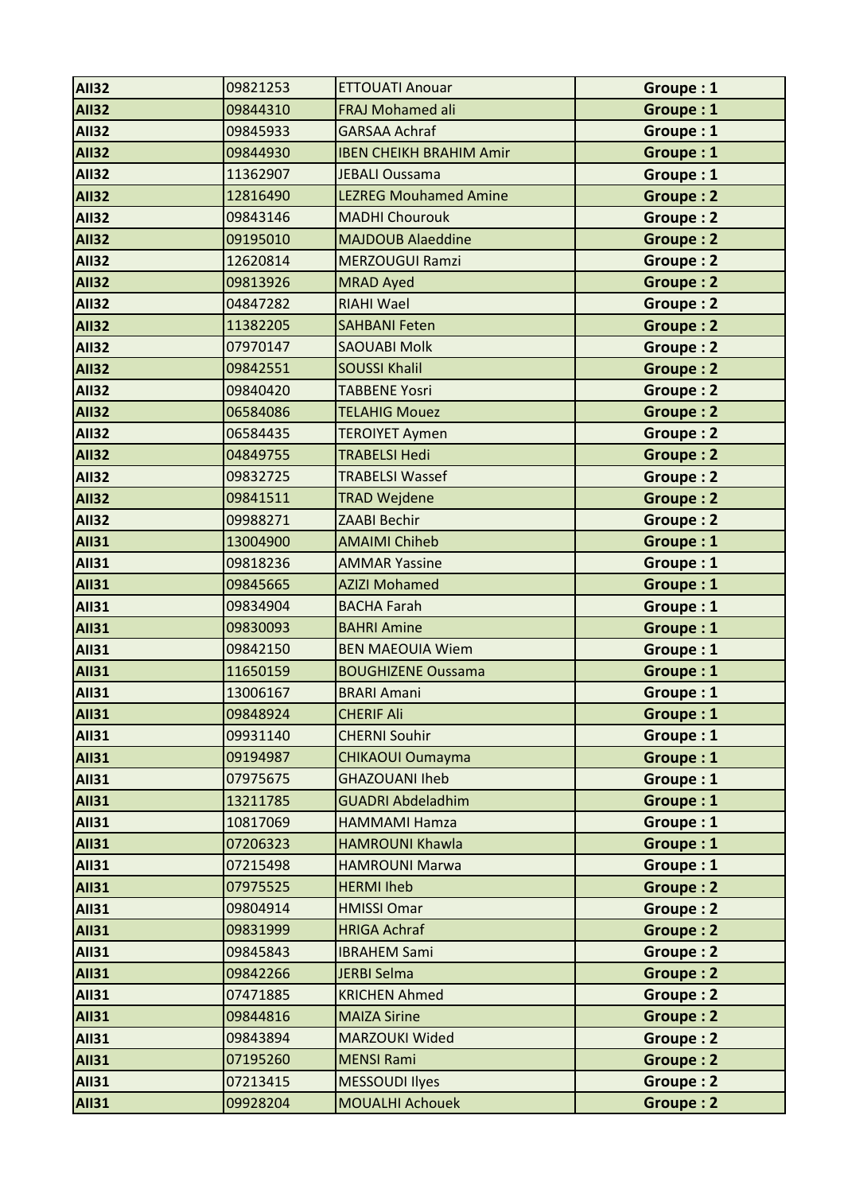| | | | |
|---|---|---|---|
| **AII32** | 09821253 | ETTOUATI Anouar | **Groupe : 1** |
| **AII32** | 09844310 | FRAJ Mohamed ali | **Groupe : 1** |
| **AII32** | 09845933 | GARSAA Achraf | **Groupe : 1** |
| **AII32** | 09844930 | IBEN CHEIKH BRAHIM Amir | **Groupe : 1** |
| **AII32** | 11362907 | JEBALI Oussama | **Groupe : 1** |
| **AII32** | 12816490 | LEZREG Mouhamed Amine | **Groupe : 2** |
| **AII32** | 09843146 | MADHI Chourouk | **Groupe : 2** |
| **AII32** | 09195010 | MAJDOUB Alaeddine | **Groupe : 2** |
| **AII32** | 12620814 | MERZOUGUI Ramzi | **Groupe : 2** |
| **AII32** | 09813926 | MRAD Ayed | **Groupe : 2** |
| **AII32** | 04847282 | RIAHI Wael | **Groupe : 2** |
| **AII32** | 11382205 | SAHBANI Feten | **Groupe : 2** |
| **AII32** | 07970147 | SAOUABI Molk | **Groupe : 2** |
| **AII32** | 09842551 | SOUSSI Khalil | **Groupe : 2** |
| **AII32** | 09840420 | TABBENE Yosri | **Groupe : 2** |
| **AII32** | 06584086 | TELAHIG Mouez | **Groupe : 2** |
| **AII32** | 06584435 | TEROIYET Aymen | **Groupe : 2** |
| **AII32** | 04849755 | TRABELSI Hedi | **Groupe : 2** |
| **AII32** | 09832725 | TRABELSI Wassef | **Groupe : 2** |
| **AII32** | 09841511 | TRAD Wejdene | **Groupe : 2** |
| **AII32** | 09988271 | ZAABI Bechir | **Groupe : 2** |
| **AII31** | 13004900 | AMAIMI Chiheb | **Groupe : 1** |
| **AII31** | 09818236 | AMMAR Yassine | **Groupe : 1** |
| **AII31** | 09845665 | AZIZI Mohamed | **Groupe : 1** |
| **AII31** | 09834904 | BACHA Farah | **Groupe : 1** |
| **AII31** | 09830093 | BAHRI Amine | **Groupe : 1** |
| **AII31** | 09842150 | BEN MAEOUIA Wiem | **Groupe : 1** |
| **AII31** | 11650159 | BOUGHIZENE Oussama | **Groupe : 1** |
| **AII31** | 13006167 | BRARI Amani | **Groupe : 1** |
| **AII31** | 09848924 | CHERIF Ali | **Groupe : 1** |
| **AII31** | 09931140 | CHERNI Souhir | **Groupe : 1** |
| **AII31** | 09194987 | CHIKAOUI Oumayma | **Groupe : 1** |
| **AII31** | 07975675 | GHAZOUANI Iheb | **Groupe : 1** |
| **AII31** | 13211785 | GUADRI Abdeladhim | **Groupe : 1** |
| **AII31** | 10817069 | HAMMAMI Hamza | **Groupe : 1** |
| **AII31** | 07206323 | HAMROUNI Khawla | **Groupe : 1** |
| **AII31** | 07215498 | HAMROUNI Marwa | **Groupe : 1** |
| **AII31** | 07975525 | HERMI Iheb | **Groupe : 2** |
| **AII31** | 09804914 | HMISSI Omar | **Groupe : 2** |
| **AII31** | 09831999 | HRIGA Achraf | **Groupe : 2** |
| **AII31** | 09845843 | IBRAHEM Sami | **Groupe : 2** |
| **AII31** | 09842266 | JERBI Selma | **Groupe : 2** |
| **AII31** | 07471885 | KRICHEN Ahmed | **Groupe : 2** |
| **AII31** | 09844816 | MAIZA Sirine | **Groupe : 2** |
| **AII31** | 09843894 | MARZOUKI Wided | **Groupe : 2** |
| **AII31** | 07195260 | MENSI Rami | **Groupe : 2** |
| **AII31** | 07213415 | MESSOUDI Ilyes | **Groupe : 2** |
| **AII31** | 09928204 | MOUALHI Achouek | **Groupe : 2** |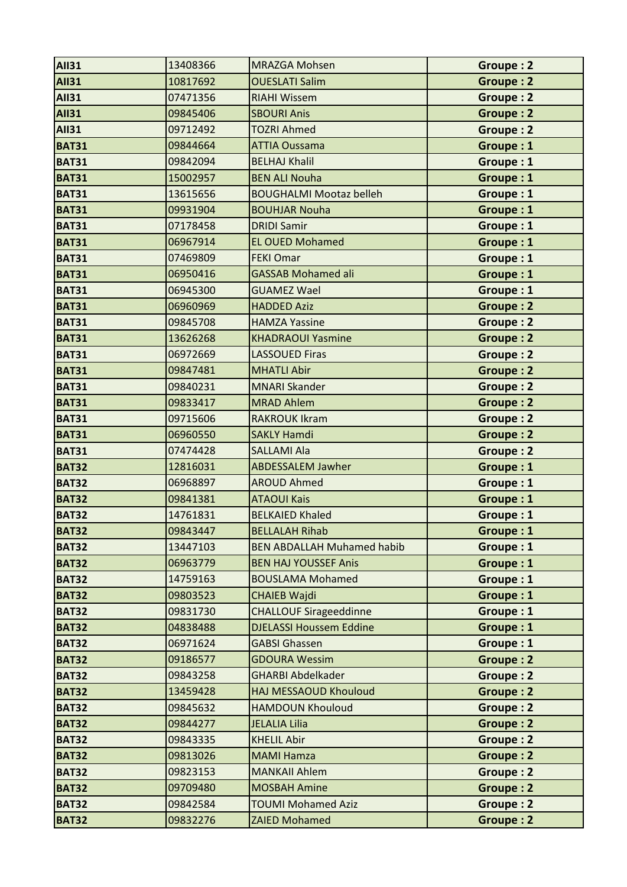| AII31 | 13408366 | MRAZGA Mohsen | Groupe : 2 |
|---|---|---|---|
| AII31 | 10817692 | OUESLATI Salim | Groupe : 2 |
| AII31 | 07471356 | RIAHI Wissem | Groupe : 2 |
| AII31 | 09845406 | SBOURI Anis | Groupe : 2 |
| AII31 | 09712492 | TOZRI Ahmed | Groupe : 2 |
| BAT31 | 09844664 | ATTIA Oussama | Groupe : 1 |
| BAT31 | 09842094 | BELHAJ Khalil | Groupe : 1 |
| BAT31 | 15002957 | BEN ALI Nouha | Groupe : 1 |
| BAT31 | 13615656 | BOUGHALMI Mootaz belleh | Groupe : 1 |
| BAT31 | 09931904 | BOUHJAR Nouha | Groupe : 1 |
| BAT31 | 07178458 | DRIDI Samir | Groupe : 1 |
| BAT31 | 06967914 | EL OUED Mohamed | Groupe : 1 |
| BAT31 | 07469809 | FEKI Omar | Groupe : 1 |
| BAT31 | 06950416 | GASSAB Mohamed ali | Groupe : 1 |
| BAT31 | 06945300 | GUAMEZ Wael | Groupe : 1 |
| BAT31 | 06960969 | HADDED Aziz | Groupe : 2 |
| BAT31 | 09845708 | HAMZA Yassine | Groupe : 2 |
| BAT31 | 13626268 | KHADRAOUI Yasmine | Groupe : 2 |
| BAT31 | 06972669 | LASSOUED Firas | Groupe : 2 |
| BAT31 | 09847481 | MHATLI Abir | Groupe : 2 |
| BAT31 | 09840231 | MNARI Skander | Groupe : 2 |
| BAT31 | 09833417 | MRAD Ahlem | Groupe : 2 |
| BAT31 | 09715606 | RAKROUK Ikram | Groupe : 2 |
| BAT31 | 06960550 | SAKLY Hamdi | Groupe : 2 |
| BAT31 | 07474428 | SALLAMI Ala | Groupe : 2 |
| BAT32 | 12816031 | ABDESSALEM Jawher | Groupe : 1 |
| BAT32 | 06968897 | AROUD Ahmed | Groupe : 1 |
| BAT32 | 09841381 | ATAOUI Kais | Groupe : 1 |
| BAT32 | 14761831 | BELKAIED Khaled | Groupe : 1 |
| BAT32 | 09843447 | BELLALAH Rihab | Groupe : 1 |
| BAT32 | 13447103 | BEN ABDALLAH Muhamed habib | Groupe : 1 |
| BAT32 | 06963779 | BEN HAJ YOUSSEF Anis | Groupe : 1 |
| BAT32 | 14759163 | BOUSLAMA Mohamed | Groupe : 1 |
| BAT32 | 09803523 | CHAIEB Wajdi | Groupe : 1 |
| BAT32 | 09831730 | CHALLOUF Sirageeddinne | Groupe : 1 |
| BAT32 | 04838488 | DJELASSI Houssem Eddine | Groupe : 1 |
| BAT32 | 06971624 | GABSI Ghassen | Groupe : 1 |
| BAT32 | 09186577 | GDOURA Wessim | Groupe : 2 |
| BAT32 | 09843258 | GHARBI Abdelkader | Groupe : 2 |
| BAT32 | 13459428 | HAJ MESSAOUD Khouloud | Groupe : 2 |
| BAT32 | 09845632 | HAMDOUN Khouloud | Groupe : 2 |
| BAT32 | 09844277 | JELALIA Lilia | Groupe : 2 |
| BAT32 | 09843335 | KHELIL Abir | Groupe : 2 |
| BAT32 | 09813026 | MAMI Hamza | Groupe : 2 |
| BAT32 | 09823153 | MANKAII Ahlem | Groupe : 2 |
| BAT32 | 09709480 | MOSBAH Amine | Groupe : 2 |
| BAT32 | 09842584 | TOUMI Mohamed Aziz | Groupe : 2 |
| BAT32 | 09832276 | ZAIED Mohamed | Groupe : 2 |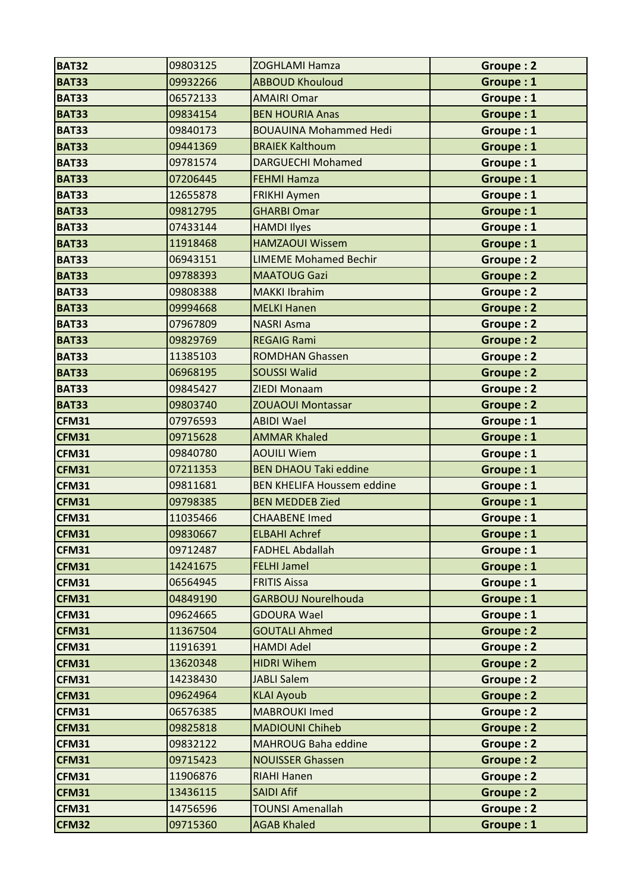| BAT32 | 09803125 | ZOGHLAMI Hamza | Groupe : 2 |
|---|---|---|---|
| BAT33 | 09932266 | ABBOUD Khouloud | Groupe : 1 |
| BAT33 | 06572133 | AMAIRI Omar | Groupe : 1 |
| BAT33 | 09834154 | BEN HOURIA Anas | Groupe : 1 |
| BAT33 | 09840173 | BOUAUINA Mohammed Hedi | Groupe : 1 |
| BAT33 | 09441369 | BRAIEK Kalthoum | Groupe : 1 |
| BAT33 | 09781574 | DARGUECHI Mohamed | Groupe : 1 |
| BAT33 | 07206445 | FEHMI Hamza | Groupe : 1 |
| BAT33 | 12655878 | FRIKHI Aymen | Groupe : 1 |
| BAT33 | 09812795 | GHARBI Omar | Groupe : 1 |
| BAT33 | 07433144 | HAMDI Ilyes | Groupe : 1 |
| BAT33 | 11918468 | HAMZAOUI Wissem | Groupe : 1 |
| BAT33 | 06943151 | LIMEME Mohamed Bechir | Groupe : 2 |
| BAT33 | 09788393 | MAATOUG Gazi | Groupe : 2 |
| BAT33 | 09808388 | MAKKI Ibrahim | Groupe : 2 |
| BAT33 | 09994668 | MELKI Hanen | Groupe : 2 |
| BAT33 | 07967809 | NASRI Asma | Groupe : 2 |
| BAT33 | 09829769 | REGAIG Rami | Groupe : 2 |
| BAT33 | 11385103 | ROMDHAN Ghassen | Groupe : 2 |
| BAT33 | 06968195 | SOUSSI Walid | Groupe : 2 |
| BAT33 | 09845427 | ZIEDI Monaam | Groupe : 2 |
| BAT33 | 09803740 | ZOUAOUI Montassar | Groupe : 2 |
| CFM31 | 07976593 | ABIDI Wael | Groupe : 1 |
| CFM31 | 09715628 | AMMAR Khaled | Groupe : 1 |
| CFM31 | 09840780 | AOUILI Wiem | Groupe : 1 |
| CFM31 | 07211353 | BEN DHAOU Taki eddine | Groupe : 1 |
| CFM31 | 09811681 | BEN KHELIFA Houssem eddine | Groupe : 1 |
| CFM31 | 09798385 | BEN MEDDEB Zied | Groupe : 1 |
| CFM31 | 11035466 | CHAABENE Imed | Groupe : 1 |
| CFM31 | 09830667 | ELBAHI Achref | Groupe : 1 |
| CFM31 | 09712487 | FADHEL Abdallah | Groupe : 1 |
| CFM31 | 14241675 | FELHI Jamel | Groupe : 1 |
| CFM31 | 06564945 | FRITIS Aissa | Groupe : 1 |
| CFM31 | 04849190 | GARBOUJ Nourelhouda | Groupe : 1 |
| CFM31 | 09624665 | GDOURA Wael | Groupe : 1 |
| CFM31 | 11367504 | GOUTALI Ahmed | Groupe : 2 |
| CFM31 | 11916391 | HAMDI Adel | Groupe : 2 |
| CFM31 | 13620348 | HIDRI Wihem | Groupe : 2 |
| CFM31 | 14238430 | JABLI Salem | Groupe : 2 |
| CFM31 | 09624964 | KLAI Ayoub | Groupe : 2 |
| CFM31 | 06576385 | MABROUKI Imed | Groupe : 2 |
| CFM31 | 09825818 | MADIOUNI Chiheb | Groupe : 2 |
| CFM31 | 09832122 | MAHROUG Baha eddine | Groupe : 2 |
| CFM31 | 09715423 | NOUISSER Ghassen | Groupe : 2 |
| CFM31 | 11906876 | RIAHI Hanen | Groupe : 2 |
| CFM31 | 13436115 | SAIDI Afif | Groupe : 2 |
| CFM31 | 14756596 | TOUNSI Amenallah | Groupe : 2 |
| CFM32 | 09715360 | AGAB Khaled | Groupe : 1 |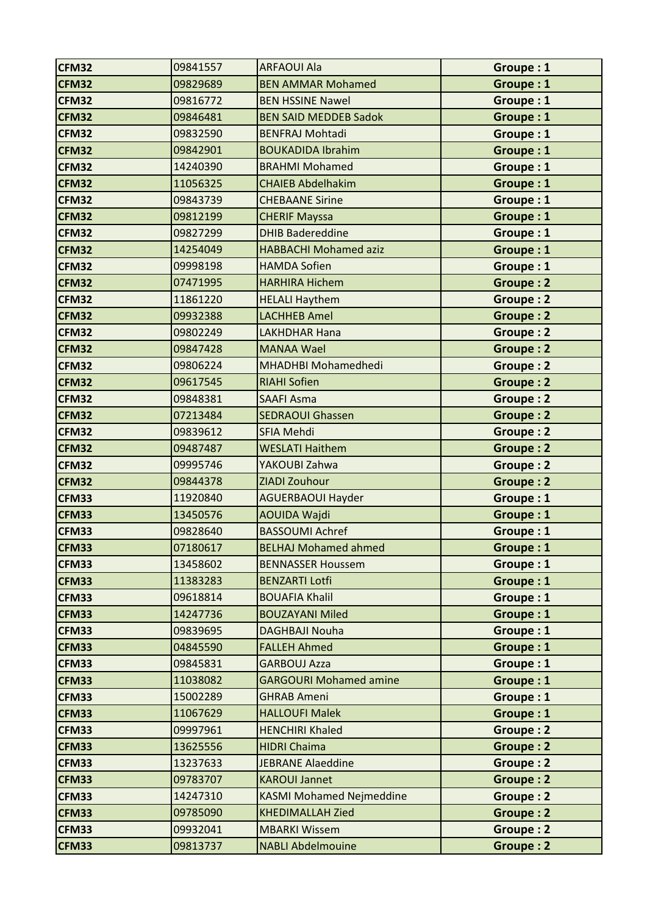| | | | |
|---|---|---|---|
| **CFM32** | 09841557 | ARFAOUI Ala | **Groupe : 1** |
| **CFM32** | 09829689 | BEN AMMAR Mohamed | **Groupe : 1** |
| **CFM32** | 09816772 | BEN HSSINE Nawel | **Groupe : 1** |
| **CFM32** | 09846481 | BEN SAID MEDDEB Sadok | **Groupe : 1** |
| **CFM32** | 09832590 | BENFRAJ Mohtadi | **Groupe : 1** |
| **CFM32** | 09842901 | BOUKADIDA Ibrahim | **Groupe : 1** |
| **CFM32** | 14240390 | BRAHMI Mohamed | **Groupe : 1** |
| **CFM32** | 11056325 | CHAIEB Abdelhakim | **Groupe : 1** |
| **CFM32** | 09843739 | CHEBAANE Sirine | **Groupe : 1** |
| **CFM32** | 09812199 | CHERIF Mayssa | **Groupe : 1** |
| **CFM32** | 09827299 | DHIB Badereddine | **Groupe : 1** |
| **CFM32** | 14254049 | HABBACHI Mohamed aziz | **Groupe : 1** |
| **CFM32** | 09998198 | HAMDA Sofien | **Groupe : 1** |
| **CFM32** | 07471995 | HARHIRA Hichem | **Groupe : 2** |
| **CFM32** | 11861220 | HELALI Haythem | **Groupe : 2** |
| **CFM32** | 09932388 | LACHHEB Amel | **Groupe : 2** |
| **CFM32** | 09802249 | LAKHDHAR Hana | **Groupe : 2** |
| **CFM32** | 09847428 | MANAA Wael | **Groupe : 2** |
| **CFM32** | 09806224 | MHADHBI Mohamedhedi | **Groupe : 2** |
| **CFM32** | 09617545 | RIAHI Sofien | **Groupe : 2** |
| **CFM32** | 09848381 | SAAFI Asma | **Groupe : 2** |
| **CFM32** | 07213484 | SEDRAOUI Ghassen | **Groupe : 2** |
| **CFM32** | 09839612 | SFIA Mehdi | **Groupe : 2** |
| **CFM32** | 09487487 | WESLATI Haithem | **Groupe : 2** |
| **CFM32** | 09995746 | YAKOUBI Zahwa | **Groupe : 2** |
| **CFM32** | 09844378 | ZIADI Zouhour | **Groupe : 2** |
| **CFM33** | 11920840 | AGUERBAOUI Hayder | **Groupe : 1** |
| **CFM33** | 13450576 | AOUIDA Wajdi | **Groupe : 1** |
| **CFM33** | 09828640 | BASSOUMI Achref | **Groupe : 1** |
| **CFM33** | 07180617 | BELHAJ Mohamed ahmed | **Groupe : 1** |
| **CFM33** | 13458602 | BENNASSER Houssem | **Groupe : 1** |
| **CFM33** | 11383283 | BENZARTI Lotfi | **Groupe : 1** |
| **CFM33** | 09618814 | BOUAFIA Khalil | **Groupe : 1** |
| **CFM33** | 14247736 | BOUZAYANI Miled | **Groupe : 1** |
| **CFM33** | 09839695 | DAGHBAJI Nouha | **Groupe : 1** |
| **CFM33** | 04845590 | FALLEH Ahmed | **Groupe : 1** |
| **CFM33** | 09845831 | GARBOUJ Azza | **Groupe : 1** |
| **CFM33** | 11038082 | GARGOURI Mohamed amine | **Groupe : 1** |
| **CFM33** | 15002289 | GHRAB Ameni | **Groupe : 1** |
| **CFM33** | 11067629 | HALLOUFI Malek | **Groupe : 1** |
| **CFM33** | 09997961 | HENCHIRI Khaled | **Groupe : 2** |
| **CFM33** | 13625556 | HIDRI Chaima | **Groupe : 2** |
| **CFM33** | 13237633 | JEBRANE Alaeddine | **Groupe : 2** |
| **CFM33** | 09783707 | KAROUI Jannet | **Groupe : 2** |
| **CFM33** | 14247310 | KASMI Mohamed Nejmeddine | **Groupe : 2** |
| **CFM33** | 09785090 | KHEDIMALLAH Zied | **Groupe : 2** |
| **CFM33** | 09932041 | MBARKI Wissem | **Groupe : 2** |
| **CFM33** | 09813737 | NABLI Abdelmouine | **Groupe : 2** |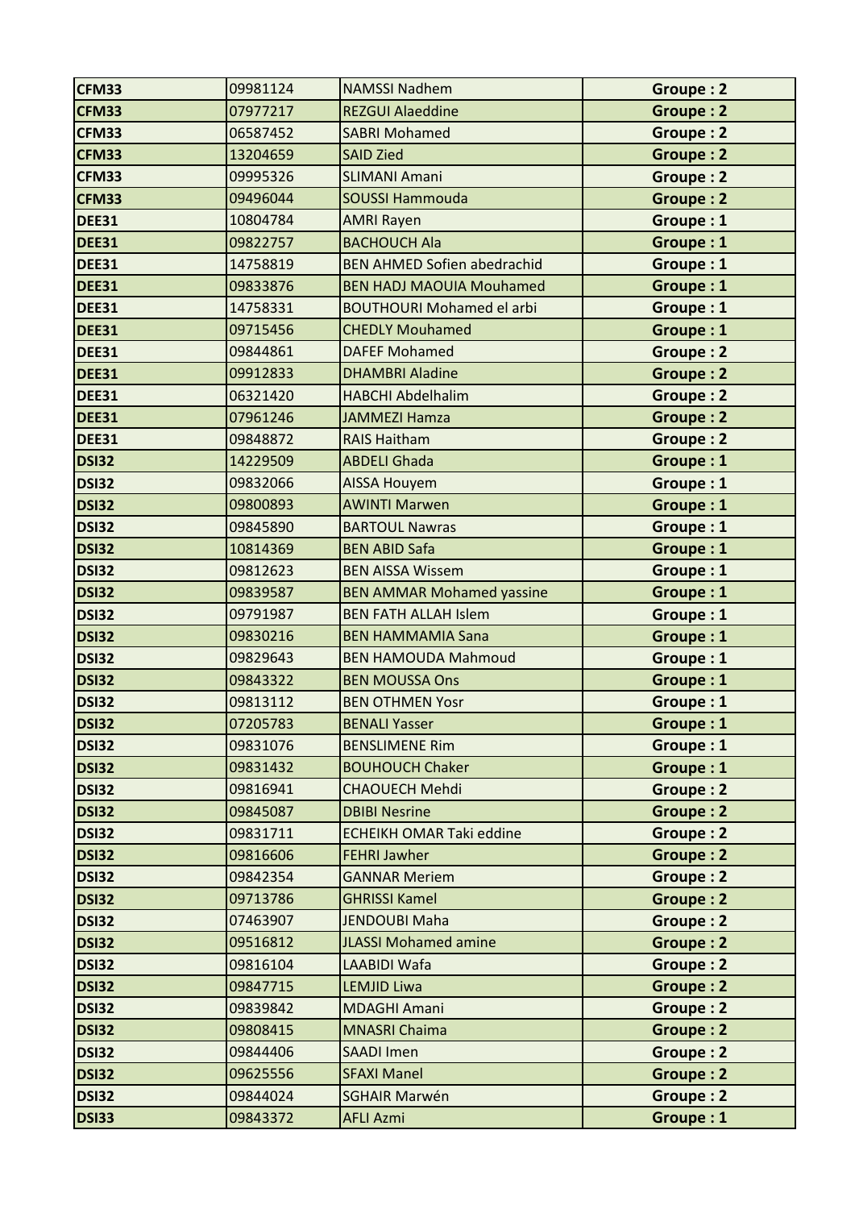| CFM33 | 09981124 | NAMSSI Nadhem | Groupe : 2 |
|---|---|---|---|
| CFM33 | 07977217 | REZGUI Alaeddine | Groupe : 2 |
| CFM33 | 06587452 | SABRI Mohamed | Groupe : 2 |
| CFM33 | 13204659 | SAID Zied | Groupe : 2 |
| CFM33 | 09995326 | SLIMANI Amani | Groupe : 2 |
| CFM33 | 09496044 | SOUSSI Hammouda | Groupe : 2 |
| DEE31 | 10804784 | AMRI Rayen | Groupe : 1 |
| DEE31 | 09822757 | BACHOUCH Ala | Groupe : 1 |
| DEE31 | 14758819 | BEN AHMED Sofien abedrachid | Groupe : 1 |
| DEE31 | 09833876 | BEN HADJ MAOUIA Mouhamed | Groupe : 1 |
| DEE31 | 14758331 | BOUTHOURI Mohamed el arbi | Groupe : 1 |
| DEE31 | 09715456 | CHEDLY Mouhamed | Groupe : 1 |
| DEE31 | 09844861 | DAFEF Mohamed | Groupe : 2 |
| DEE31 | 09912833 | DHAMBRI Aladine | Groupe : 2 |
| DEE31 | 06321420 | HABCHI Abdelhalim | Groupe : 2 |
| DEE31 | 07961246 | JAMMEZI Hamza | Groupe : 2 |
| DEE31 | 09848872 | RAIS Haitham | Groupe : 2 |
| DSI32 | 14229509 | ABDELI Ghada | Groupe : 1 |
| DSI32 | 09832066 | AISSA Houyem | Groupe : 1 |
| DSI32 | 09800893 | AWINTI Marwen | Groupe : 1 |
| DSI32 | 09845890 | BARTOUL Nawras | Groupe : 1 |
| DSI32 | 10814369 | BEN ABID Safa | Groupe : 1 |
| DSI32 | 09812623 | BEN AISSA Wissem | Groupe : 1 |
| DSI32 | 09839587 | BEN AMMAR Mohamed yassine | Groupe : 1 |
| DSI32 | 09791987 | BEN FATH ALLAH Islem | Groupe : 1 |
| DSI32 | 09830216 | BEN HAMMAMIA Sana | Groupe : 1 |
| DSI32 | 09829643 | BEN HAMOUDA Mahmoud | Groupe : 1 |
| DSI32 | 09843322 | BEN MOUSSA Ons | Groupe : 1 |
| DSI32 | 09813112 | BEN OTHMEN Yosr | Groupe : 1 |
| DSI32 | 07205783 | BENALI Yasser | Groupe : 1 |
| DSI32 | 09831076 | BENSLIMENE Rim | Groupe : 1 |
| DSI32 | 09831432 | BOUHOUCH Chaker | Groupe : 1 |
| DSI32 | 09816941 | CHAOUECH Mehdi | Groupe : 2 |
| DSI32 | 09845087 | DBIBI Nesrine | Groupe : 2 |
| DSI32 | 09831711 | ECHEIKH OMAR Taki eddine | Groupe : 2 |
| DSI32 | 09816606 | FEHRI Jawher | Groupe : 2 |
| DSI32 | 09842354 | GANNAR Meriem | Groupe : 2 |
| DSI32 | 09713786 | GHRISSI Kamel | Groupe : 2 |
| DSI32 | 07463907 | JENDOUBI Maha | Groupe : 2 |
| DSI32 | 09516812 | JLASSI Mohamed amine | Groupe : 2 |
| DSI32 | 09816104 | LAABIDI Wafa | Groupe : 2 |
| DSI32 | 09847715 | LEMJID Liwa | Groupe : 2 |
| DSI32 | 09839842 | MDAGHI Amani | Groupe : 2 |
| DSI32 | 09808415 | MNASRI Chaima | Groupe : 2 |
| DSI32 | 09844406 | SAADI Imen | Groupe : 2 |
| DSI32 | 09625556 | SFAXI Manel | Groupe : 2 |
| DSI32 | 09844024 | SGHAIR Marwén | Groupe : 2 |
| DSI33 | 09843372 | AFLI Azmi | Groupe : 1 |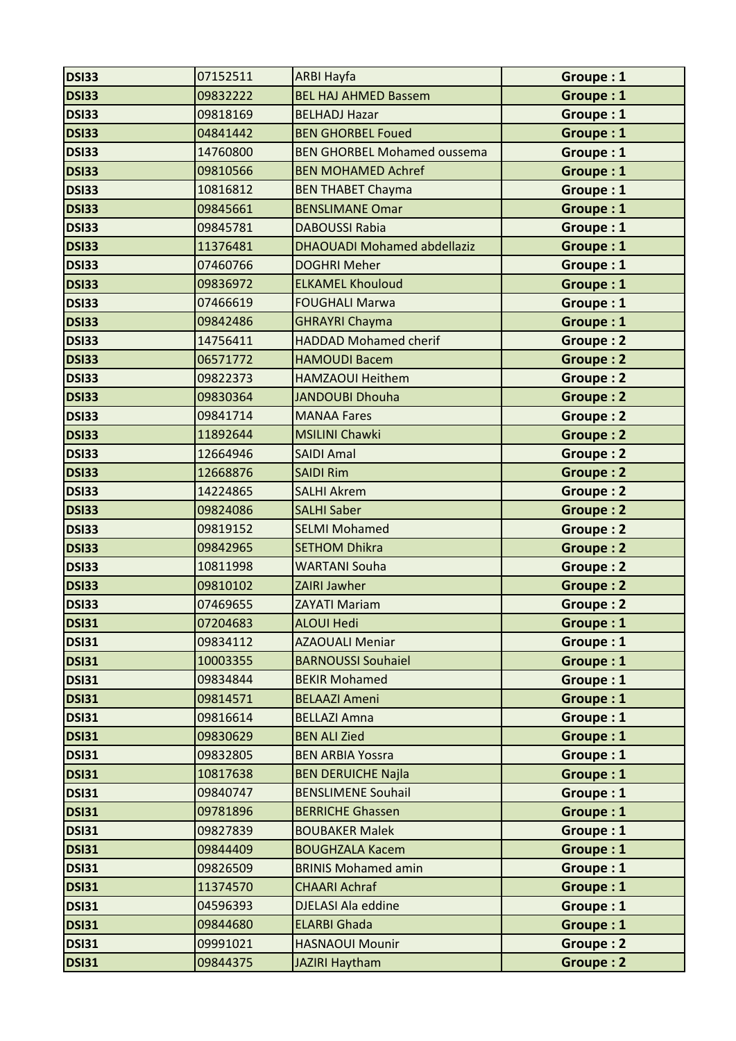| | | | |
|---|---|---|---|
| **DSI33** | 07152511 | ARBI Hayfa | **Groupe : 1** |
| **DSI33** | 09832222 | BEL HAJ AHMED Bassem | **Groupe : 1** |
| **DSI33** | 09818169 | BELHADJ Hazar | **Groupe : 1** |
| **DSI33** | 04841442 | BEN GHORBEL Foued | **Groupe : 1** |
| **DSI33** | 14760800 | BEN GHORBEL Mohamed oussema | **Groupe : 1** |
| **DSI33** | 09810566 | BEN MOHAMED Achref | **Groupe : 1** |
| **DSI33** | 10816812 | BEN THABET Chayma | **Groupe : 1** |
| **DSI33** | 09845661 | BENSLIMANE Omar | **Groupe : 1** |
| **DSI33** | 09845781 | DABOUSSI Rabia | **Groupe : 1** |
| **DSI33** | 11376481 | DHAOUADI Mohamed abdellaziz | **Groupe : 1** |
| **DSI33** | 07460766 | DOGHRI Meher | **Groupe : 1** |
| **DSI33** | 09836972 | ELKAMEL Khouloud | **Groupe : 1** |
| **DSI33** | 07466619 | FOUGHALI Marwa | **Groupe : 1** |
| **DSI33** | 09842486 | GHRAYRI Chayma | **Groupe : 1** |
| **DSI33** | 14756411 | HADDAD Mohamed cherif | **Groupe : 2** |
| **DSI33** | 06571772 | HAMOUDI Bacem | **Groupe : 2** |
| **DSI33** | 09822373 | HAMZAOUI Heithem | **Groupe : 2** |
| **DSI33** | 09830364 | JANDOUBI Dhouha | **Groupe : 2** |
| **DSI33** | 09841714 | MANAA Fares | **Groupe : 2** |
| **DSI33** | 11892644 | MSILINI Chawki | **Groupe : 2** |
| **DSI33** | 12664946 | SAIDI Amal | **Groupe : 2** |
| **DSI33** | 12668876 | SAIDI Rim | **Groupe : 2** |
| **DSI33** | 14224865 | SALHI Akrem | **Groupe : 2** |
| **DSI33** | 09824086 | SALHI Saber | **Groupe : 2** |
| **DSI33** | 09819152 | SELMI Mohamed | **Groupe : 2** |
| **DSI33** | 09842965 | SETHOM Dhikra | **Groupe : 2** |
| **DSI33** | 10811998 | WARTANI Souha | **Groupe : 2** |
| **DSI33** | 09810102 | ZAIRI Jawher | **Groupe : 2** |
| **DSI33** | 07469655 | ZAYATI Mariam | **Groupe : 2** |
| **DSI31** | 07204683 | ALOUI Hedi | **Groupe : 1** |
| **DSI31** | 09834112 | AZAOUALI Meniar | **Groupe : 1** |
| **DSI31** | 10003355 | BARNOUSSI Souhaiel | **Groupe : 1** |
| **DSI31** | 09834844 | BEKIR Mohamed | **Groupe : 1** |
| **DSI31** | 09814571 | BELAAZI Ameni | **Groupe : 1** |
| **DSI31** | 09816614 | BELLAZI Amna | **Groupe : 1** |
| **DSI31** | 09830629 | BEN ALI Zied | **Groupe : 1** |
| **DSI31** | 09832805 | BEN ARBIA Yossra | **Groupe : 1** |
| **DSI31** | 10817638 | BEN DERUICHE Najla | **Groupe : 1** |
| **DSI31** | 09840747 | BENSLIMENE Souhail | **Groupe : 1** |
| **DSI31** | 09781896 | BERRICHE Ghassen | **Groupe : 1** |
| **DSI31** | 09827839 | BOUBAKER Malek | **Groupe : 1** |
| **DSI31** | 09844409 | BOUGHZALA Kacem | **Groupe : 1** |
| **DSI31** | 09826509 | BRINIS Mohamed amin | **Groupe : 1** |
| **DSI31** | 11374570 | CHAARI Achraf | **Groupe : 1** |
| **DSI31** | 04596393 | DJELASI Ala eddine | **Groupe : 1** |
| **DSI31** | 09844680 | ELARBI Ghada | **Groupe : 1** |
| **DSI31** | 09991021 | HASNAOUI Mounir | **Groupe : 2** |
| **DSI31** | 09844375 | JAZIRI Haytham | **Groupe : 2** |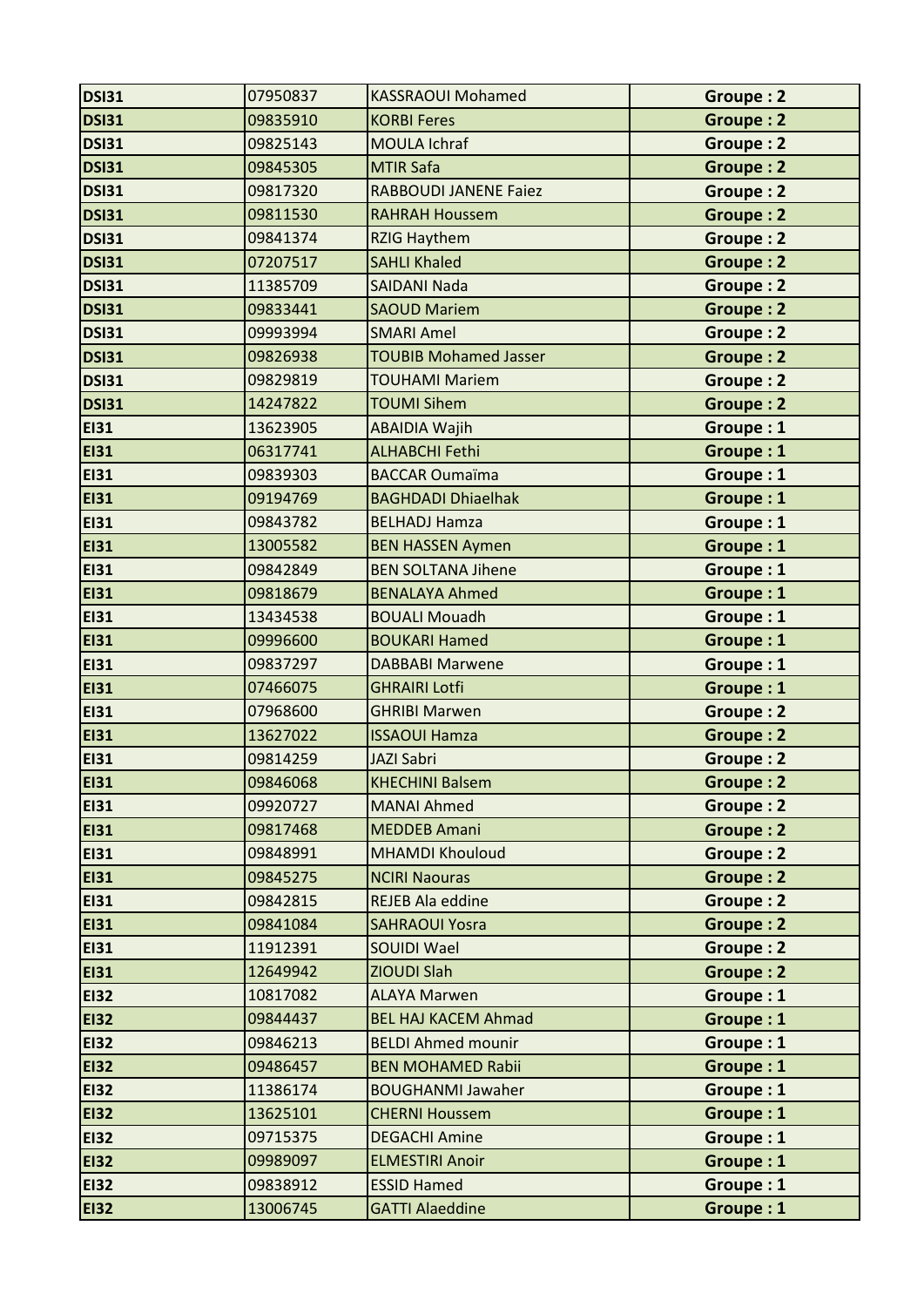| DSI31 | 07950837 | KASSRAOUI Mohamed | Groupe : 2 |
|---|---|---|---|
| DSI31 | 09835910 | KORBI Feres | Groupe : 2 |
| DSI31 | 09825143 | MOULA Ichraf | Groupe : 2 |
| DSI31 | 09845305 | MTIR Safa | Groupe : 2 |
| DSI31 | 09817320 | RABBOUDI JANENE Faiez | Groupe : 2 |
| DSI31 | 09811530 | RAHRAH Houssem | Groupe : 2 |
| DSI31 | 09841374 | RZIG Haythem | Groupe : 2 |
| DSI31 | 07207517 | SAHLI Khaled | Groupe : 2 |
| DSI31 | 11385709 | SAIDANI Nada | Groupe : 2 |
| DSI31 | 09833441 | SAOUD Mariem | Groupe : 2 |
| DSI31 | 09993994 | SMARI Amel | Groupe : 2 |
| DSI31 | 09826938 | TOUBIB Mohamed Jasser | Groupe : 2 |
| DSI31 | 09829819 | TOUHAMI Mariem | Groupe : 2 |
| DSI31 | 14247822 | TOUMI Sihem | Groupe : 2 |
| EI31 | 13623905 | ABAIDIA Wajih | Groupe : 1 |
| EI31 | 06317741 | ALHABCHI Fethi | Groupe : 1 |
| EI31 | 09839303 | BACCAR Oumaïma | Groupe : 1 |
| EI31 | 09194769 | BAGHDADI Dhiaelhak | Groupe : 1 |
| EI31 | 09843782 | BELHADJ Hamza | Groupe : 1 |
| EI31 | 13005582 | BEN HASSEN Aymen | Groupe : 1 |
| EI31 | 09842849 | BEN SOLTANA Jihene | Groupe : 1 |
| EI31 | 09818679 | BENALAYA Ahmed | Groupe : 1 |
| EI31 | 13434538 | BOUALI Mouadh | Groupe : 1 |
| EI31 | 09996600 | BOUKARI Hamed | Groupe : 1 |
| EI31 | 09837297 | DABBABI Marwene | Groupe : 1 |
| EI31 | 07466075 | GHRAIRI Lotfi | Groupe : 1 |
| EI31 | 07968600 | GHRIBI Marwen | Groupe : 2 |
| EI31 | 13627022 | ISSAOUI Hamza | Groupe : 2 |
| EI31 | 09814259 | JAZI Sabri | Groupe : 2 |
| EI31 | 09846068 | KHECHINI Balsem | Groupe : 2 |
| EI31 | 09920727 | MANAI Ahmed | Groupe : 2 |
| EI31 | 09817468 | MEDDEB Amani | Groupe : 2 |
| EI31 | 09848991 | MHAMDI Khouloud | Groupe : 2 |
| EI31 | 09845275 | NCIRI Naouras | Groupe : 2 |
| EI31 | 09842815 | REJEB Ala eddine | Groupe : 2 |
| EI31 | 09841084 | SAHRAOUI Yosra | Groupe : 2 |
| EI31 | 11912391 | SOUIDI Wael | Groupe : 2 |
| EI31 | 12649942 | ZIOUDI Slah | Groupe : 2 |
| EI32 | 10817082 | ALAYA Marwen | Groupe : 1 |
| EI32 | 09844437 | BEL HAJ KACEM Ahmad | Groupe : 1 |
| EI32 | 09846213 | BELDI Ahmed mounir | Groupe : 1 |
| EI32 | 09486457 | BEN MOHAMED Rabii | Groupe : 1 |
| EI32 | 11386174 | BOUGHANMI Jawaher | Groupe : 1 |
| EI32 | 13625101 | CHERNI Houssem | Groupe : 1 |
| EI32 | 09715375 | DEGACHI Amine | Groupe : 1 |
| EI32 | 09989097 | ELMESTIRI Anoir | Groupe : 1 |
| EI32 | 09838912 | ESSID Hamed | Groupe : 1 |
| EI32 | 13006745 | GATTI Alaeddine | Groupe : 1 |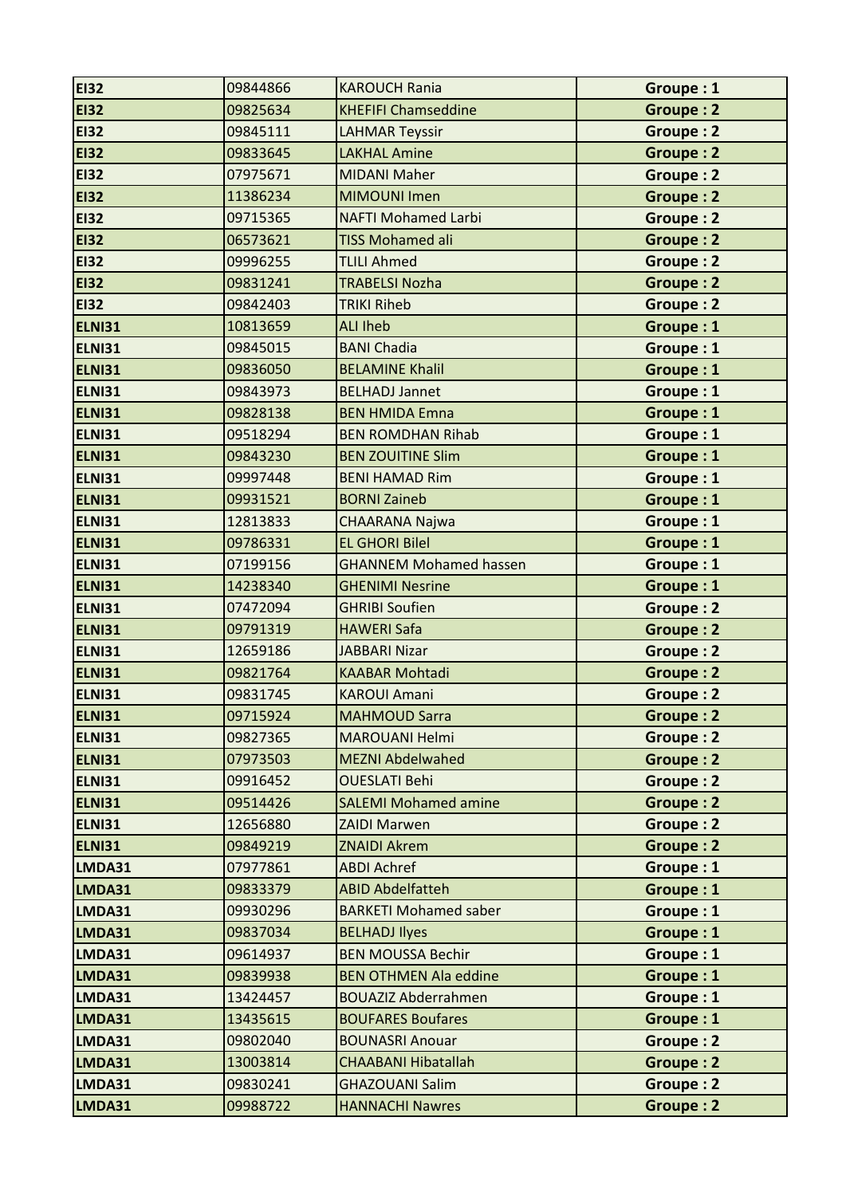| EI32 | 09844866 | KAROUCH Rania | Groupe : 1 |
|---|---|---|---|
| EI32 | 09825634 | KHEFIFI Chamseddine | Groupe : 2 |
| EI32 | 09845111 | LAHMAR Teyssir | Groupe : 2 |
| EI32 | 09833645 | LAKHAL Amine | Groupe : 2 |
| EI32 | 07975671 | MIDANI Maher | Groupe : 2 |
| EI32 | 11386234 | MIMOUNI Imen | Groupe : 2 |
| EI32 | 09715365 | NAFTI Mohamed Larbi | Groupe : 2 |
| EI32 | 06573621 | TISS Mohamed ali | Groupe : 2 |
| EI32 | 09996255 | TLILI Ahmed | Groupe : 2 |
| EI32 | 09831241 | TRABELSI Nozha | Groupe : 2 |
| EI32 | 09842403 | TRIKI Riheb | Groupe : 2 |
| ELNI31 | 10813659 | ALI Iheb | Groupe : 1 |
| ELNI31 | 09845015 | BANI Chadia | Groupe : 1 |
| ELNI31 | 09836050 | BELAMINE Khalil | Groupe : 1 |
| ELNI31 | 09843973 | BELHADJ Jannet | Groupe : 1 |
| ELNI31 | 09828138 | BEN HMIDA Emna | Groupe : 1 |
| ELNI31 | 09518294 | BEN ROMDHAN Rihab | Groupe : 1 |
| ELNI31 | 09843230 | BEN ZOUITINE Slim | Groupe : 1 |
| ELNI31 | 09997448 | BENI HAMAD Rim | Groupe : 1 |
| ELNI31 | 09931521 | BORNI Zaineb | Groupe : 1 |
| ELNI31 | 12813833 | CHAARANA Najwa | Groupe : 1 |
| ELNI31 | 09786331 | EL GHORI Bilel | Groupe : 1 |
| ELNI31 | 07199156 | GHANNEM Mohamed hassen | Groupe : 1 |
| ELNI31 | 14238340 | GHENIMI Nesrine | Groupe : 1 |
| ELNI31 | 07472094 | GHRIBI Soufien | Groupe : 2 |
| ELNI31 | 09791319 | HAWERI Safa | Groupe : 2 |
| ELNI31 | 12659186 | JABBARI Nizar | Groupe : 2 |
| ELNI31 | 09821764 | KAABAR Mohtadi | Groupe : 2 |
| ELNI31 | 09831745 | KAROUI Amani | Groupe : 2 |
| ELNI31 | 09715924 | MAHMOUD Sarra | Groupe : 2 |
| ELNI31 | 09827365 | MAROUANI Helmi | Groupe : 2 |
| ELNI31 | 07973503 | MEZNI Abdelwahed | Groupe : 2 |
| ELNI31 | 09916452 | OUESLATI Behi | Groupe : 2 |
| ELNI31 | 09514426 | SALEMI Mohamed amine | Groupe : 2 |
| ELNI31 | 12656880 | ZAIDI Marwen | Groupe : 2 |
| ELNI31 | 09849219 | ZNAIDI Akrem | Groupe : 2 |
| LMDA31 | 07977861 | ABDI Achref | Groupe : 1 |
| LMDA31 | 09833379 | ABID Abdelfatteh | Groupe : 1 |
| LMDA31 | 09930296 | BARKETI Mohamed saber | Groupe : 1 |
| LMDA31 | 09837034 | BELHADJ Ilyes | Groupe : 1 |
| LMDA31 | 09614937 | BEN MOUSSA Bechir | Groupe : 1 |
| LMDA31 | 09839938 | BEN OTHMEN Ala eddine | Groupe : 1 |
| LMDA31 | 13424457 | BOUAZIZ Abderrahmen | Groupe : 1 |
| LMDA31 | 13435615 | BOUFARES Boufares | Groupe : 1 |
| LMDA31 | 09802040 | BOUNASRI Anouar | Groupe : 2 |
| LMDA31 | 13003814 | CHAABANI Hibatallah | Groupe : 2 |
| LMDA31 | 09830241 | GHAZOUANI Salim | Groupe : 2 |
| LMDA31 | 09988722 | HANNACHI Nawres | Groupe : 2 |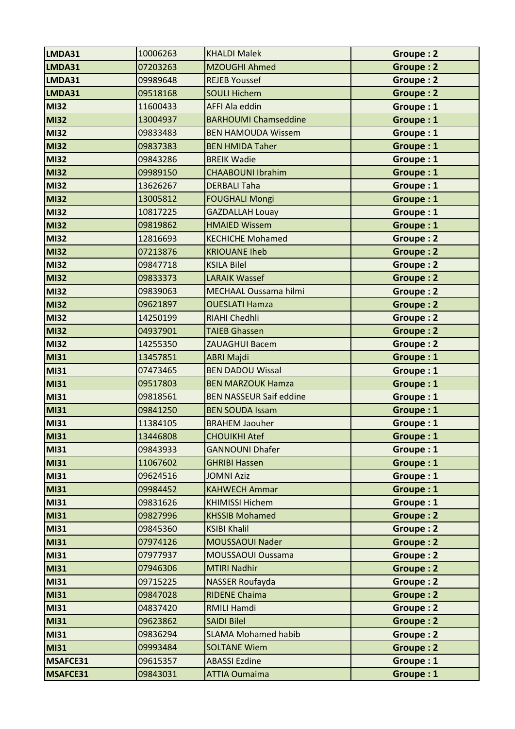| LMDA31 | 10006263 | KHALDI Malek | Groupe : 2 |
|---|---|---|---|
| LMDA31 | 07203263 | MZOUGHI Ahmed | Groupe : 2 |
| LMDA31 | 09989648 | REJEB Youssef | Groupe : 2 |
| LMDA31 | 09518168 | SOULI Hichem | Groupe : 2 |
| MI32 | 11600433 | AFFI Ala eddin | Groupe : 1 |
| MI32 | 13004937 | BARHOUMI Chamseddine | Groupe : 1 |
| MI32 | 09833483 | BEN HAMOUDA Wissem | Groupe : 1 |
| MI32 | 09837383 | BEN HMIDA Taher | Groupe : 1 |
| MI32 | 09843286 | BREIK Wadie | Groupe : 1 |
| MI32 | 09989150 | CHAABOUNI Ibrahim | Groupe : 1 |
| MI32 | 13626267 | DERBALI Taha | Groupe : 1 |
| MI32 | 13005812 | FOUGHALI Mongi | Groupe : 1 |
| MI32 | 10817225 | GAZDALLAH Louay | Groupe : 1 |
| MI32 | 09819862 | HMAIED Wissem | Groupe : 1 |
| MI32 | 12816693 | KECHICHE Mohamed | Groupe : 2 |
| MI32 | 07213876 | KRIOUANE Iheb | Groupe : 2 |
| MI32 | 09847718 | KSILA Bilel | Groupe : 2 |
| MI32 | 09833373 | LARAIK Wassef | Groupe : 2 |
| MI32 | 09839063 | MECHAAL Oussama hilmi | Groupe : 2 |
| MI32 | 09621897 | OUESLATI Hamza | Groupe : 2 |
| MI32 | 14250199 | RIAHI Chedhli | Groupe : 2 |
| MI32 | 04937901 | TAIEB Ghassen | Groupe : 2 |
| MI32 | 14255350 | ZAUAGHUI Bacem | Groupe : 2 |
| MI31 | 13457851 | ABRI Majdi | Groupe : 1 |
| MI31 | 07473465 | BEN DADOU Wissal | Groupe : 1 |
| MI31 | 09517803 | BEN MARZOUK Hamza | Groupe : 1 |
| MI31 | 09818561 | BEN NASSEUR Saif eddine | Groupe : 1 |
| MI31 | 09841250 | BEN SOUDA Issam | Groupe : 1 |
| MI31 | 11384105 | BRAHEM Jaouher | Groupe : 1 |
| MI31 | 13446808 | CHOUIKHI Atef | Groupe : 1 |
| MI31 | 09843933 | GANNOUNI Dhafer | Groupe : 1 |
| MI31 | 11067602 | GHRIBI Hassen | Groupe : 1 |
| MI31 | 09624516 | JOMNI Aziz | Groupe : 1 |
| MI31 | 09984452 | KAHWECH Ammar | Groupe : 1 |
| MI31 | 09831626 | KHIMISSI Hichem | Groupe : 1 |
| MI31 | 09827996 | KHSSIB Mohamed | Groupe : 2 |
| MI31 | 09845360 | KSIBI Khalil | Groupe : 2 |
| MI31 | 07974126 | MOUSSAOUI Nader | Groupe : 2 |
| MI31 | 07977937 | MOUSSAOUI Oussama | Groupe : 2 |
| MI31 | 07946306 | MTIRI Nadhir | Groupe : 2 |
| MI31 | 09715225 | NASSER Roufayda | Groupe : 2 |
| MI31 | 09847028 | RIDENE Chaima | Groupe : 2 |
| MI31 | 04837420 | RMILI Hamdi | Groupe : 2 |
| MI31 | 09623862 | SAIDI Bilel | Groupe : 2 |
| MI31 | 09836294 | SLAMA Mohamed habib | Groupe : 2 |
| MI31 | 09993484 | SOLTANE Wiem | Groupe : 2 |
| MSAFCE31 | 09615357 | ABASSI Ezdine | Groupe : 1 |
| MSAFCE31 | 09843031 | ATTIA Oumaima | Groupe : 1 |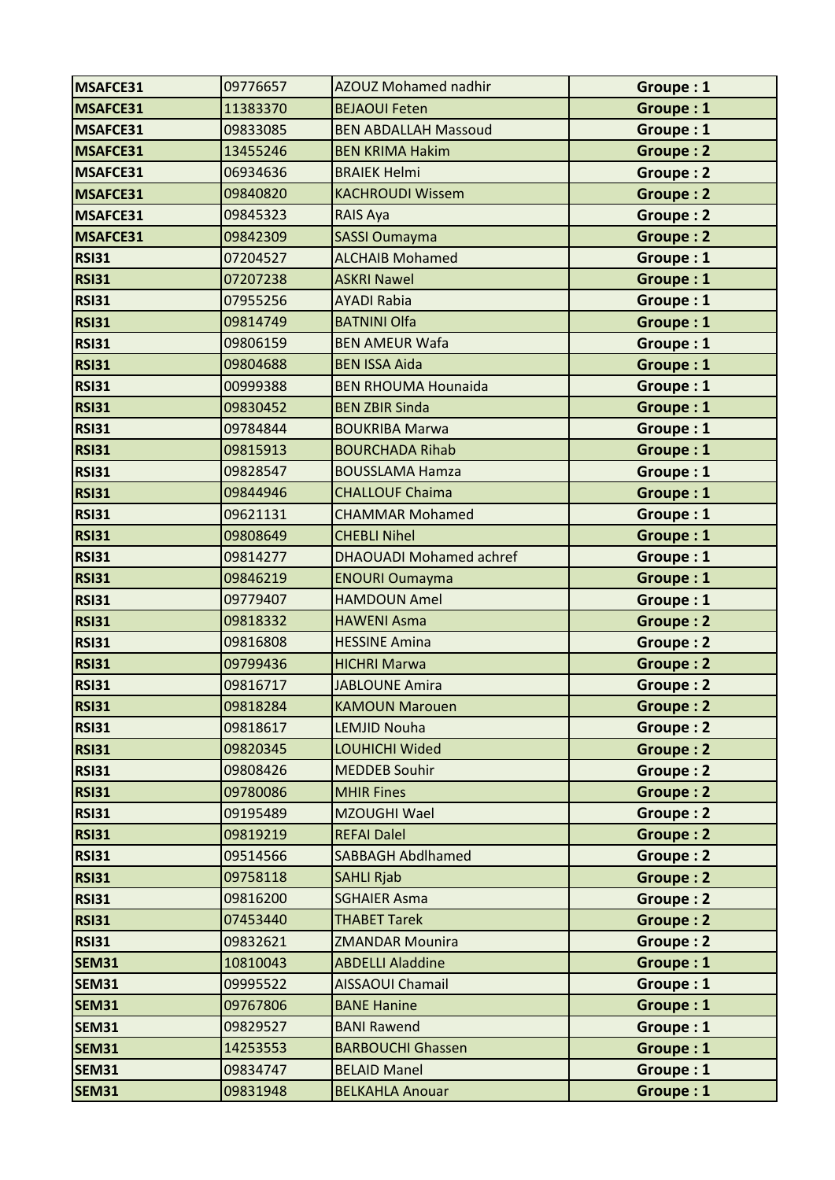| | | | |
|---|---|---|---|
| **MSAFCE31** | 09776657 | AZOUZ Mohamed nadhir | **Groupe : 1** |
| **MSAFCE31** | 11383370 | BEJAOUI Feten | **Groupe : 1** |
| **MSAFCE31** | 09833085 | BEN ABDALLAH Massoud | **Groupe : 1** |
| **MSAFCE31** | 13455246 | BEN KRIMA Hakim | **Groupe : 2** |
| **MSAFCE31** | 06934636 | BRAIEK Helmi | **Groupe : 2** |
| **MSAFCE31** | 09840820 | KACHROUDI Wissem | **Groupe : 2** |
| **MSAFCE31** | 09845323 | RAIS Aya | **Groupe : 2** |
| **MSAFCE31** | 09842309 | SASSI Oumayma | **Groupe : 2** |
| **RSI31** | 07204527 | ALCHAIB Mohamed | **Groupe : 1** |
| **RSI31** | 07207238 | ASKRI Nawel | **Groupe : 1** |
| **RSI31** | 07955256 | AYADI Rabia | **Groupe : 1** |
| **RSI31** | 09814749 | BATNINI Olfa | **Groupe : 1** |
| **RSI31** | 09806159 | BEN AMEUR Wafa | **Groupe : 1** |
| **RSI31** | 09804688 | BEN ISSA Aida | **Groupe : 1** |
| **RSI31** | 00999388 | BEN RHOUMA Hounaida | **Groupe : 1** |
| **RSI31** | 09830452 | BEN ZBIR Sinda | **Groupe : 1** |
| **RSI31** | 09784844 | BOUKRIBA Marwa | **Groupe : 1** |
| **RSI31** | 09815913 | BOURCHADA Rihab | **Groupe : 1** |
| **RSI31** | 09828547 | BOUSSLAMA Hamza | **Groupe : 1** |
| **RSI31** | 09844946 | CHALLOUF Chaima | **Groupe : 1** |
| **RSI31** | 09621131 | CHAMMAR Mohamed | **Groupe : 1** |
| **RSI31** | 09808649 | CHEBLI Nihel | **Groupe : 1** |
| **RSI31** | 09814277 | DHAOUADI Mohamed achref | **Groupe : 1** |
| **RSI31** | 09846219 | ENOURI Oumayma | **Groupe : 1** |
| **RSI31** | 09779407 | HAMDOUN Amel | **Groupe : 1** |
| **RSI31** | 09818332 | HAWENI Asma | **Groupe : 2** |
| **RSI31** | 09816808 | HESSINE Amina | **Groupe : 2** |
| **RSI31** | 09799436 | HICHRI Marwa | **Groupe : 2** |
| **RSI31** | 09816717 | JABLOUNE Amira | **Groupe : 2** |
| **RSI31** | 09818284 | KAMOUN Marouen | **Groupe : 2** |
| **RSI31** | 09818617 | LEMJID Nouha | **Groupe : 2** |
| **RSI31** | 09820345 | LOUHICHI Wided | **Groupe : 2** |
| **RSI31** | 09808426 | MEDDEB Souhir | **Groupe : 2** |
| **RSI31** | 09780086 | MHIR Fines | **Groupe : 2** |
| **RSI31** | 09195489 | MZOUGHI Wael | **Groupe : 2** |
| **RSI31** | 09819219 | REFAI Dalel | **Groupe : 2** |
| **RSI31** | 09514566 | SABBAGH Abdlhamed | **Groupe : 2** |
| **RSI31** | 09758118 | SAHLI Rjab | **Groupe : 2** |
| **RSI31** | 09816200 | SGHAIER Asma | **Groupe : 2** |
| **RSI31** | 07453440 | THABET Tarek | **Groupe : 2** |
| **RSI31** | 09832621 | ZMANDAR Mounira | **Groupe : 2** |
| **SEM31** | 10810043 | ABDELLI Aladdine | **Groupe : 1** |
| **SEM31** | 09995522 | AISSAOUI Chamail | **Groupe : 1** |
| **SEM31** | 09767806 | BANE Hanine | **Groupe : 1** |
| **SEM31** | 09829527 | BANI Rawend | **Groupe : 1** |
| **SEM31** | 14253553 | BARBOUCHI Ghassen | **Groupe : 1** |
| **SEM31** | 09834747 | BELAID Manel | **Groupe : 1** |
| **SEM31** | 09831948 | BELKAHLA Anouar | **Groupe : 1** |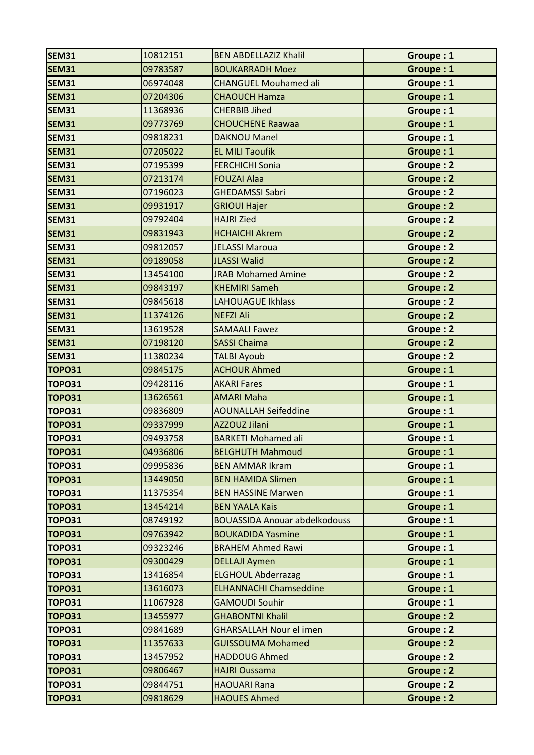| | | | |
|---|---|---|---|
| **SEM31** | 10812151 | BEN ABDELLAZIZ Khalil | **Groupe : 1** |
| **SEM31** | 09783587 | BOUKARRADH Moez | **Groupe : 1** |
| **SEM31** | 06974048 | CHANGUEL Mouhamed ali | **Groupe : 1** |
| **SEM31** | 07204306 | CHAOUCH Hamza | **Groupe : 1** |
| **SEM31** | 11368936 | CHERBIB Jihed | **Groupe : 1** |
| **SEM31** | 09773769 | CHOUCHENE Raawaa | **Groupe : 1** |
| **SEM31** | 09818231 | DAKNOU Manel | **Groupe : 1** |
| **SEM31** | 07205022 | EL MILI Taoufik | **Groupe : 1** |
| **SEM31** | 07195399 | FERCHICHI Sonia | **Groupe : 2** |
| **SEM31** | 07213174 | FOUZAI Alaa | **Groupe : 2** |
| **SEM31** | 07196023 | GHEDAMSSI Sabri | **Groupe : 2** |
| **SEM31** | 09931917 | GRIOUI Hajer | **Groupe : 2** |
| **SEM31** | 09792404 | HAJRI Zied | **Groupe : 2** |
| **SEM31** | 09831943 | HCHAICHI Akrem | **Groupe : 2** |
| **SEM31** | 09812057 | JELASSI Maroua | **Groupe : 2** |
| **SEM31** | 09189058 | JLASSI Walid | **Groupe : 2** |
| **SEM31** | 13454100 | JRAB Mohamed Amine | **Groupe : 2** |
| **SEM31** | 09843197 | KHEMIRI Sameh | **Groupe : 2** |
| **SEM31** | 09845618 | LAHOUAGUE Ikhlass | **Groupe : 2** |
| **SEM31** | 11374126 | NEFZI Ali | **Groupe : 2** |
| **SEM31** | 13619528 | SAMAALI Fawez | **Groupe : 2** |
| **SEM31** | 07198120 | SASSI Chaima | **Groupe : 2** |
| **SEM31** | 11380234 | TALBI Ayoub | **Groupe : 2** |
| **TOPO31** | 09845175 | ACHOUR Ahmed | **Groupe : 1** |
| **TOPO31** | 09428116 | AKARI Fares | **Groupe : 1** |
| **TOPO31** | 13626561 | AMARI Maha | **Groupe : 1** |
| **TOPO31** | 09836809 | AOUNALLAH Seifeddine | **Groupe : 1** |
| **TOPO31** | 09337999 | AZZOUZ Jilani | **Groupe : 1** |
| **TOPO31** | 09493758 | BARKETI Mohamed ali | **Groupe : 1** |
| **TOPO31** | 04936806 | BELGHUTH Mahmoud | **Groupe : 1** |
| **TOPO31** | 09995836 | BEN AMMAR Ikram | **Groupe : 1** |
| **TOPO31** | 13449050 | BEN HAMIDA Slimen | **Groupe : 1** |
| **TOPO31** | 11375354 | BEN HASSINE Marwen | **Groupe : 1** |
| **TOPO31** | 13454214 | BEN YAALA Kais | **Groupe : 1** |
| **TOPO31** | 08749192 | BOUASSIDA Anouar abdelkodouss | **Groupe : 1** |
| **TOPO31** | 09763942 | BOUKADIDA Yasmine | **Groupe : 1** |
| **TOPO31** | 09323246 | BRAHEM Ahmed Rawi | **Groupe : 1** |
| **TOPO31** | 09300429 | DELLAJI Aymen | **Groupe : 1** |
| **TOPO31** | 13416854 | ELGHOUL Abderrazag | **Groupe : 1** |
| **TOPO31** | 13616073 | ELHANNACHI Chamseddine | **Groupe : 1** |
| **TOPO31** | 11067928 | GAMOUDI Souhir | **Groupe : 1** |
| **TOPO31** | 13455977 | GHABONTNI Khalil | **Groupe : 2** |
| **TOPO31** | 09841689 | GHARSALLAH Nour el imen | **Groupe : 2** |
| **TOPO31** | 11357633 | GUISSOUMA Mohamed | **Groupe : 2** |
| **TOPO31** | 13457952 | HADDOUG Ahmed | **Groupe : 2** |
| **TOPO31** | 09806467 | HAJRI Oussama | **Groupe : 2** |
| **TOPO31** | 09844751 | HAOUARI Rana | **Groupe : 2** |
| **TOPO31** | 09818629 | HAOUES Ahmed | **Groupe : 2** |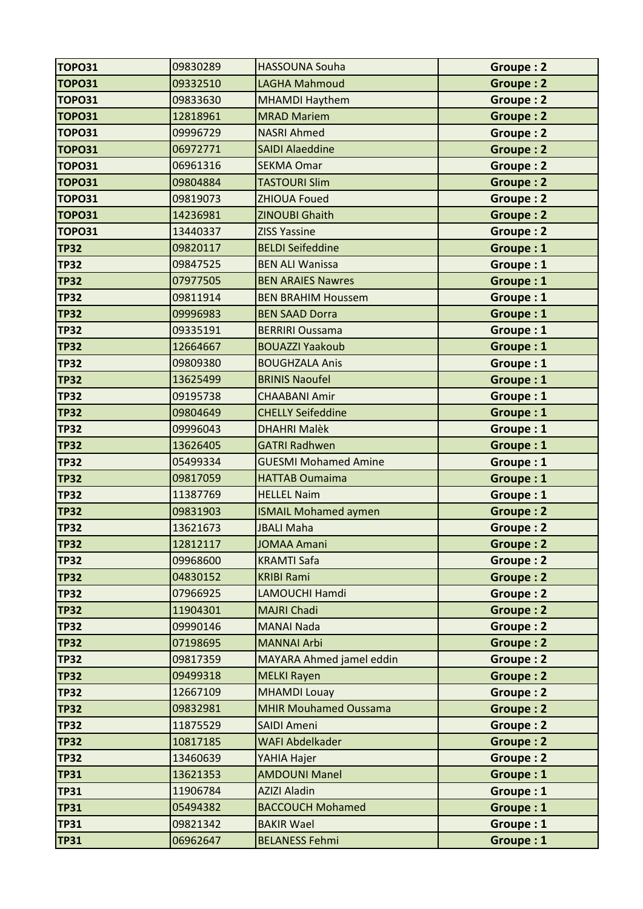| | | | |
|---|---|---|---|
| **TOPO31** | 09830289 | HASSOUNA Souha | **Groupe : 2** |
| **TOPO31** | 09332510 | LAGHA Mahmoud | **Groupe : 2** |
| **TOPO31** | 09833630 | MHAMDI Haythem | **Groupe : 2** |
| **TOPO31** | 12818961 | MRAD Mariem | **Groupe : 2** |
| **TOPO31** | 09996729 | NASRI Ahmed | **Groupe : 2** |
| **TOPO31** | 06972771 | SAIDI Alaeddine | **Groupe : 2** |
| **TOPO31** | 06961316 | SEKMA Omar | **Groupe : 2** |
| **TOPO31** | 09804884 | TASTOURI Slim | **Groupe : 2** |
| **TOPO31** | 09819073 | ZHIOUA Foued | **Groupe : 2** |
| **TOPO31** | 14236981 | ZINOUBI Ghaith | **Groupe : 2** |
| **TOPO31** | 13440337 | ZISS Yassine | **Groupe : 2** |
| **TP32** | 09820117 | BELDI Seifeddine | **Groupe : 1** |
| **TP32** | 09847525 | BEN ALI Wanissa | **Groupe : 1** |
| **TP32** | 07977505 | BEN ARAIES Nawres | **Groupe : 1** |
| **TP32** | 09811914 | BEN BRAHIM Houssem | **Groupe : 1** |
| **TP32** | 09996983 | BEN SAAD Dorra | **Groupe : 1** |
| **TP32** | 09335191 | BERRIRI Oussama | **Groupe : 1** |
| **TP32** | 12664667 | BOUAZZI Yaakoub | **Groupe : 1** |
| **TP32** | 09809380 | BOUGHZALA Anis | **Groupe : 1** |
| **TP32** | 13625499 | BRINIS Naoufel | **Groupe : 1** |
| **TP32** | 09195738 | CHAABANI Amir | **Groupe : 1** |
| **TP32** | 09804649 | CHELLY Seifeddine | **Groupe : 1** |
| **TP32** | 09996043 | DHAHRI Malèk | **Groupe : 1** |
| **TP32** | 13626405 | GATRI Radhwen | **Groupe : 1** |
| **TP32** | 05499334 | GUESMI Mohamed Amine | **Groupe : 1** |
| **TP32** | 09817059 | HATTAB Oumaima | **Groupe : 1** |
| **TP32** | 11387769 | HELLEL Naim | **Groupe : 1** |
| **TP32** | 09831903 | ISMAIL Mohamed aymen | **Groupe : 2** |
| **TP32** | 13621673 | JBALI Maha | **Groupe : 2** |
| **TP32** | 12812117 | JOMAA Amani | **Groupe : 2** |
| **TP32** | 09968600 | KRAMTI Safa | **Groupe : 2** |
| **TP32** | 04830152 | KRIBI Rami | **Groupe : 2** |
| **TP32** | 07966925 | LAMOUCHI Hamdi | **Groupe : 2** |
| **TP32** | 11904301 | MAJRI Chadi | **Groupe : 2** |
| **TP32** | 09990146 | MANAI Nada | **Groupe : 2** |
| **TP32** | 07198695 | MANNAI Arbi | **Groupe : 2** |
| **TP32** | 09817359 | MAYARA Ahmed jamel eddin | **Groupe : 2** |
| **TP32** | 09499318 | MELKI Rayen | **Groupe : 2** |
| **TP32** | 12667109 | MHAMDI Louay | **Groupe : 2** |
| **TP32** | 09832981 | MHIR Mouhamed Oussama | **Groupe : 2** |
| **TP32** | 11875529 | SAIDI Ameni | **Groupe : 2** |
| **TP32** | 10817185 | WAFI Abdelkader | **Groupe : 2** |
| **TP32** | 13460639 | YAHIA Hajer | **Groupe : 2** |
| **TP31** | 13621353 | AMDOUNI Manel | **Groupe : 1** |
| **TP31** | 11906784 | AZIZI Aladin | **Groupe : 1** |
| **TP31** | 05494382 | BACCOUCH Mohamed | **Groupe : 1** |
| **TP31** | 09821342 | BAKIR Wael | **Groupe : 1** |
| **TP31** | 06962647 | BELANESS Fehmi | **Groupe : 1** |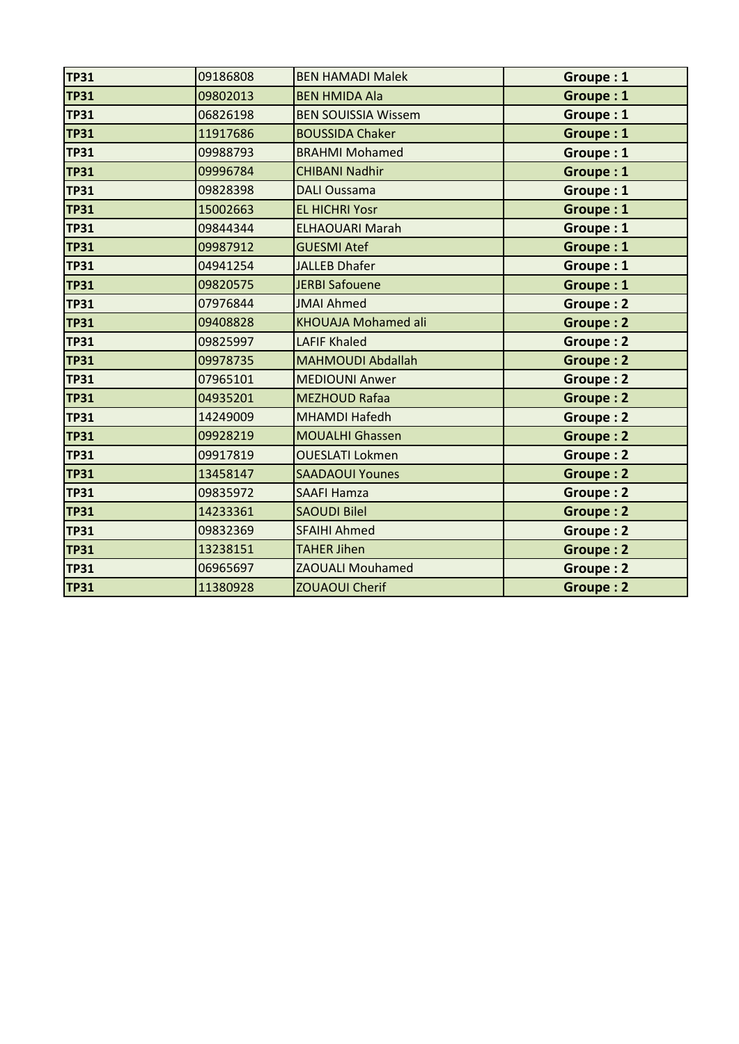| | | | |
|---|---|---|---|
| **TP31** | 09186808 | BEN HAMADI Malek | **Groupe : 1** |
| **TP31** | 09802013 | BEN HMIDA Ala | **Groupe : 1** |
| **TP31** | 06826198 | BEN SOUISSIA Wissem | **Groupe : 1** |
| **TP31** | 11917686 | BOUSSIDA Chaker | **Groupe : 1** |
| **TP31** | 09988793 | BRAHMI Mohamed | **Groupe : 1** |
| **TP31** | 09996784 | CHIBANI Nadhir | **Groupe : 1** |
| **TP31** | 09828398 | DALI Oussama | **Groupe : 1** |
| **TP31** | 15002663 | EL HICHRI Yosr | **Groupe : 1** |
| **TP31** | 09844344 | ELHAOUARI Marah | **Groupe : 1** |
| **TP31** | 09987912 | GUESMI Atef | **Groupe : 1** |
| **TP31** | 04941254 | JALLEB Dhafer | **Groupe : 1** |
| **TP31** | 09820575 | JERBI Safouene | **Groupe : 1** |
| **TP31** | 07976844 | JMAI Ahmed | **Groupe : 2** |
| **TP31** | 09408828 | KHOUAJA Mohamed ali | **Groupe : 2** |
| **TP31** | 09825997 | LAFIF Khaled | **Groupe : 2** |
| **TP31** | 09978735 | MAHMOUDI Abdallah | **Groupe : 2** |
| **TP31** | 07965101 | MEDIOUNI Anwer | **Groupe : 2** |
| **TP31** | 04935201 | MEZHOUD Rafaa | **Groupe : 2** |
| **TP31** | 14249009 | MHAMDI Hafedh | **Groupe : 2** |
| **TP31** | 09928219 | MOUALHI Ghassen | **Groupe : 2** |
| **TP31** | 09917819 | OUESLATI Lokmen | **Groupe : 2** |
| **TP31** | 13458147 | SAADAOUI Younes | **Groupe : 2** |
| **TP31** | 09835972 | SAAFI Hamza | **Groupe : 2** |
| **TP31** | 14233361 | SAOUDI Bilel | **Groupe : 2** |
| **TP31** | 09832369 | SFAIHI Ahmed | **Groupe : 2** |
| **TP31** | 13238151 | TAHER Jihen | **Groupe : 2** |
| **TP31** | 06965697 | ZAOUALI Mouhamed | **Groupe : 2** |
| **TP31** | 11380928 | ZOUAOUI Cherif | **Groupe : 2** |